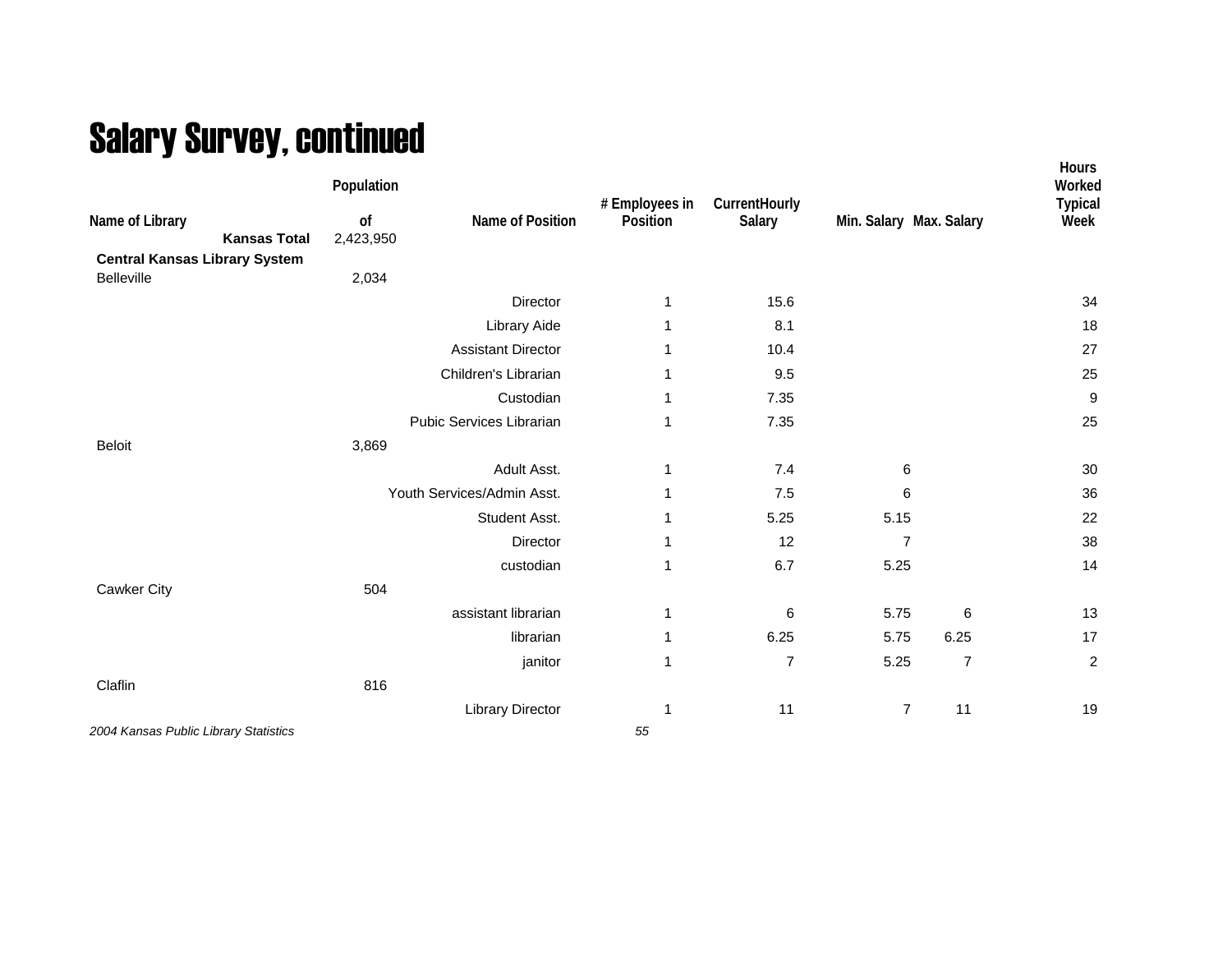# Salary Survey, continued

| Name of Library | Population of | Name of Position | # Employees in Position | CurrentHourly Salary | Min. Salary | Max. Salary | Hours Worked Typical Week |
|---|---|---|---|---|---|---|---|
| **Kansas Total** | 2,423,950 | | | | | | |
| **Central Kansas Library System** | | | | | | | |
| Belleville | 2,034 | | | | | | |
| | | Director | 1 | 15.6 | | | 34 |
| | | Library Aide | 1 | 8.1 | | | 18 |
| | | Assistant Director | 1 | 10.4 | | | 27 |
| | | Children's Librarian | 1 | 9.5 | | | 25 |
| | | Custodian | 1 | 7.35 | | | 9 |
| | | Pubic Services Librarian | 1 | 7.35 | | | 25 |
| Beloit | 3,869 | | | | | | |
| | | Adult Asst. | 1 | 7.4 | 6 | | 30 |
| | | Youth Services/Admin Asst. | 1 | 7.5 | 6 | | 36 |
| | | Student Asst. | 1 | 5.25 | 5.15 | | 22 |
| | | Director | 1 | 12 | 7 | | 38 |
| | | custodian | 1 | 6.7 | 5.25 | | 14 |
| Cawker City | 504 | | | | | | |
| | | assistant librarian | 1 | 6 | 5.75 | 6 | 13 |
| | | librarian | 1 | 6.25 | 5.75 | 6.25 | 17 |
| | | janitor | 1 | 7 | 5.25 | 7 | 2 |
| Claflin | 816 | | | | | | |
| | | Library Director | 1 | 11 | 7 | 11 | 19 |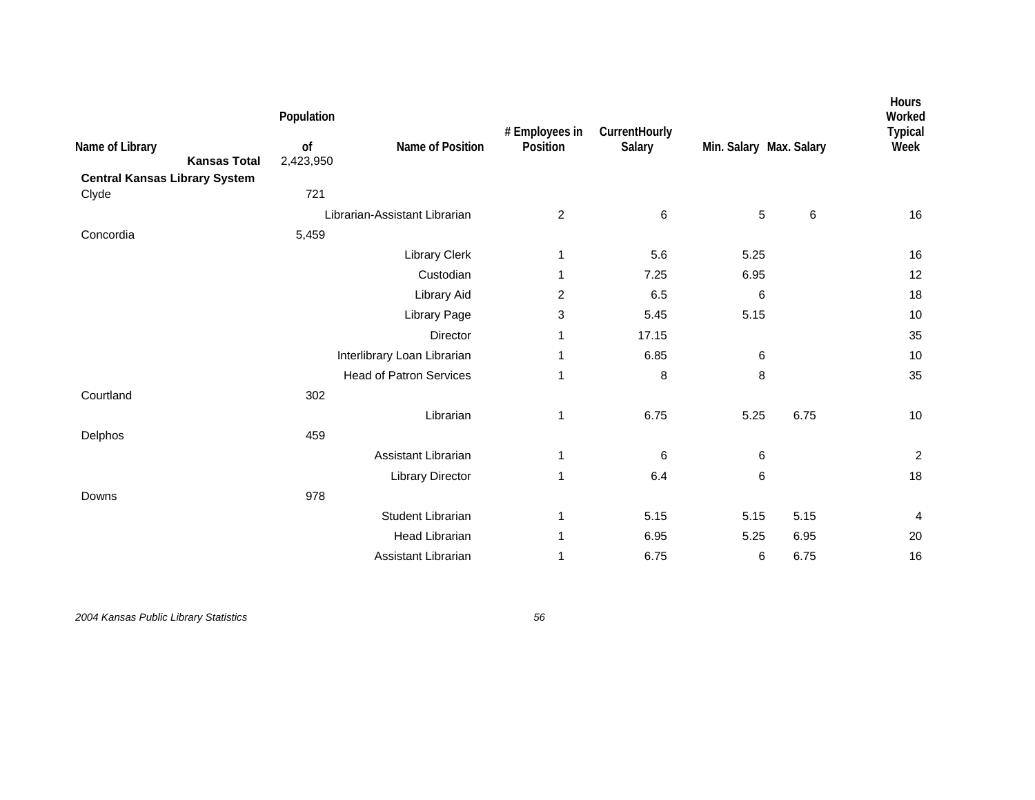| Name of Library | Population of | Name of Position | # Employees in Position | CurrentHourly Salary | Min. Salary | Max. Salary | Hours Worked Typical Week |
|---|---|---|---|---|---|---|---|
| **Kansas Total** | 2,423,950 | | | | | | |
| **Central Kansas Library System** | | | | | | | |
| Clyde | 721 | | | | | | |
| | | Librarian-Assistant Librarian | 2 | 6 | 5 | 6 | 16 |
| Concordia | 5,459 | | | | | | |
| | | Library Clerk | 1 | 5.6 | 5.25 | | 16 |
| | | Custodian | 1 | 7.25 | 6.95 | | 12 |
| | | Library Aid | 2 | 6.5 | 6 | | 18 |
| | | Library Page | 3 | 5.45 | 5.15 | | 10 |
| | | Director | 1 | 17.15 | | | 35 |
| | | Interlibrary Loan Librarian | 1 | 6.85 | 6 | | 10 |
| | | Head of Patron Services | 1 | 8 | 8 | | 35 |
| Courtland | 302 | | | | | | |
| | | Librarian | 1 | 6.75 | 5.25 | 6.75 | 10 |
| Delphos | 459 | | | | | | |
| | | Assistant Librarian | 1 | 6 | 6 | | 2 |
| | | Library Director | 1 | 6.4 | 6 | | 18 |
| Downs | 978 | | | | | | |
| | | Student Librarian | 1 | 5.15 | 5.15 | 5.15 | 4 |
| | | Head Librarian | 1 | 6.95 | 5.25 | 6.95 | 20 |
| | | Assistant Librarian | 1 | 6.75 | 6 | 6.75 | 16 |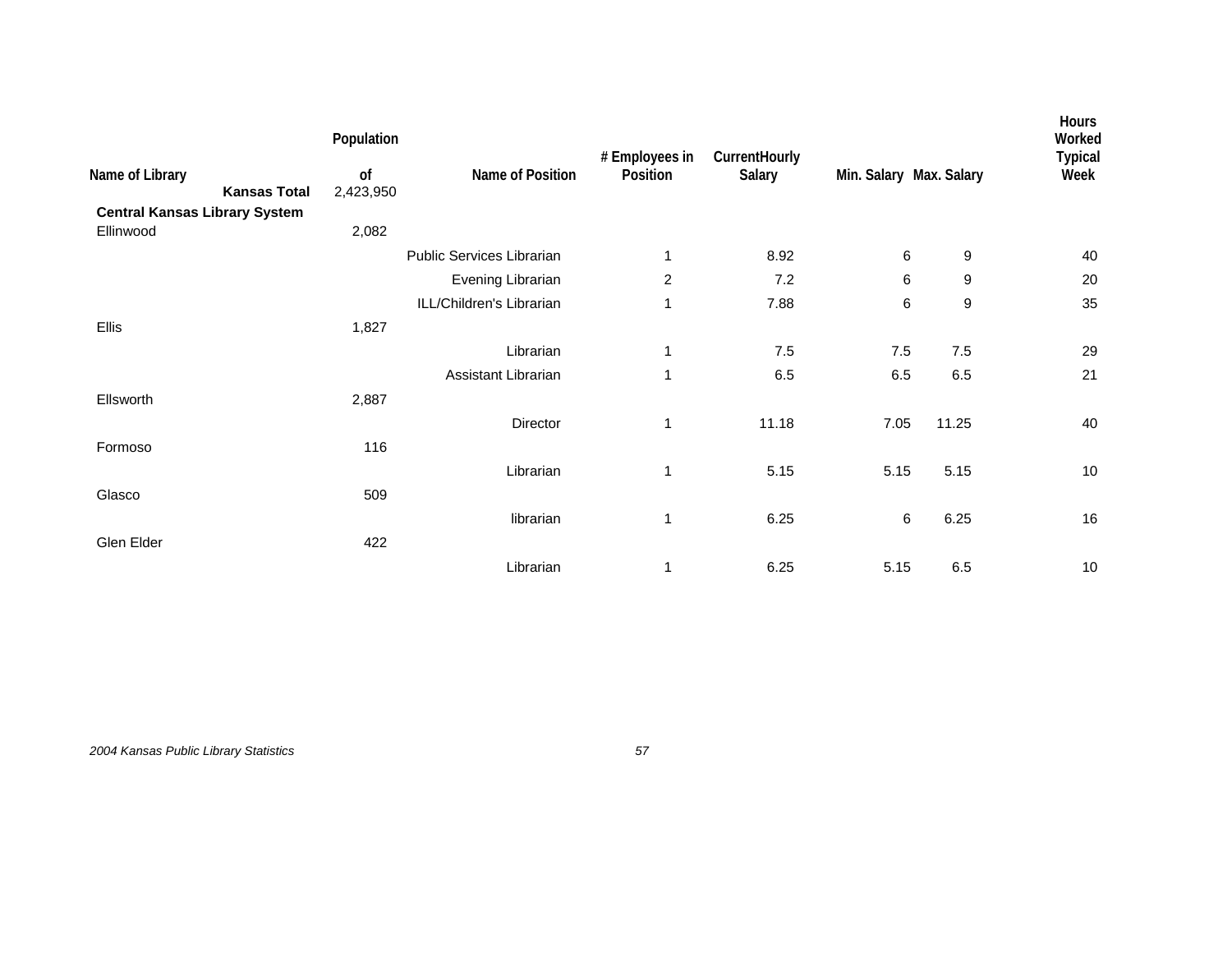| Name of Library | Population of | Name of Position | # Employees in Position | CurrentHourly Salary | Min. Salary | Max. Salary | Hours Worked Typical Week |
|---|---|---|---|---|---|---|---|
| **Kansas Total** | 2,423,950 | | | | | | |
| **Central Kansas Library System** | | | | | | | |
| Ellinwood | 2,082 | | | | | | |
| | | Public Services Librarian | 1 | 8.92 | 6 | 9 | 40 |
| | | Evening Librarian | 2 | 7.2 | 6 | 9 | 20 |
| | | ILL/Children's Librarian | 1 | 7.88 | 6 | 9 | 35 |
| Ellis | 1,827 | | | | | | |
| | | Librarian | 1 | 7.5 | 7.5 | 7.5 | 29 |
| | | Assistant Librarian | 1 | 6.5 | 6.5 | 6.5 | 21 |
| Ellsworth | 2,887 | | | | | | |
| | | Director | 1 | 11.18 | 7.05 | 11.25 | 40 |
| Formoso | 116 | | | | | | |
| | | Librarian | 1 | 5.15 | 5.15 | 5.15 | 10 |
| Glasco | 509 | | | | | | |
| | | librarian | 1 | 6.25 | 6 | 6.25 | 16 |
| Glen Elder | 422 | | | | | | |
| | | Librarian | 1 | 6.25 | 5.15 | 6.5 | 10 |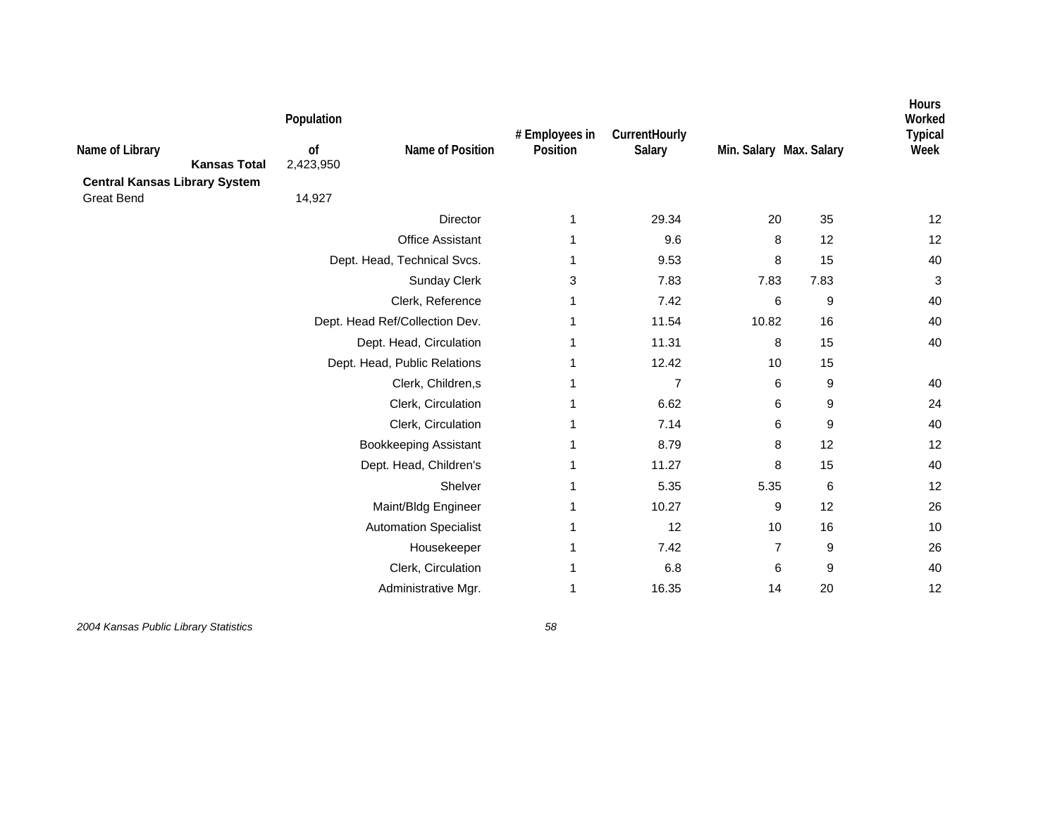| Name of Library | Population of | Name of Position | # Employees in Position | CurrentHourly Salary | Min. Salary | Max. Salary | Hours Worked Typical Week |
|---|---|---|---|---|---|---|---|
| **Kansas Total** | 2,423,950 | | | | | | |
| **Central Kansas Library System** | | | | | | | |
| Great Bend | 14,927 | | | | | | |
| | | Director | 1 | 29.34 | 20 | 35 | 12 |
| | | Office Assistant | 1 | 9.6 | 8 | 12 | 12 |
| | | Dept. Head, Technical Svcs. | 1 | 9.53 | 8 | 15 | 40 |
| | | Sunday Clerk | 3 | 7.83 | 7.83 | 7.83 | 3 |
| | | Clerk, Reference | 1 | 7.42 | 6 | 9 | 40 |
| | | Dept. Head Ref/Collection Dev. | 1 | 11.54 | 10.82 | 16 | 40 |
| | | Dept. Head, Circulation | 1 | 11.31 | 8 | 15 | 40 |
| | | Dept. Head, Public Relations | 1 | 12.42 | 10 | 15 | |
| | | Clerk, Children,s | 1 | 7 | 6 | 9 | 40 |
| | | Clerk, Circulation | 1 | 6.62 | 6 | 9 | 24 |
| | | Clerk, Circulation | 1 | 7.14 | 6 | 9 | 40 |
| | | Bookkeeping Assistant | 1 | 8.79 | 8 | 12 | 12 |
| | | Dept. Head, Children's | 1 | 11.27 | 8 | 15 | 40 |
| | | Shelver | 1 | 5.35 | 5.35 | 6 | 12 |
| | | Maint/Bldg Engineer | 1 | 10.27 | 9 | 12 | 26 |
| | | Automation Specialist | 1 | 12 | 10 | 16 | 10 |
| | | Housekeeper | 1 | 7.42 | 7 | 9 | 26 |
| | | Clerk, Circulation | 1 | 6.8 | 6 | 9 | 40 |
| | | Administrative Mgr. | 1 | 16.35 | 14 | 20 | 12 |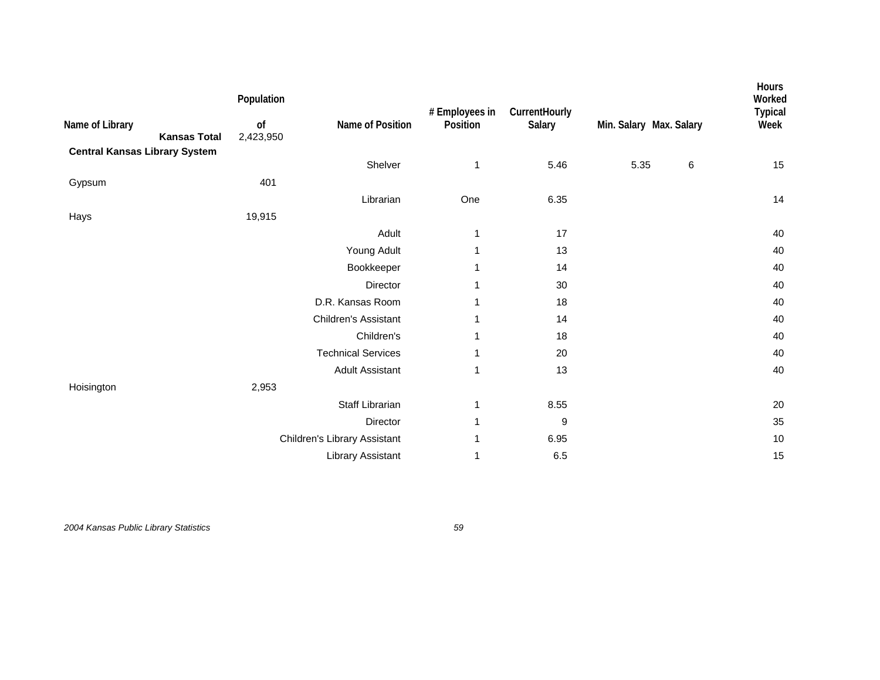| Name of Library | Population of | Name of Position | # Employees in Position | CurrentHourly Salary | Min. Salary | Max. Salary | Hours Worked Typical Week |
|---|---|---|---|---|---|---|---|
| **Kansas Total** | 2,423,950 | | | | | | |
| **Central Kansas Library System** | | | | | | | |
| | | Shelver | 1 | 5.46 | 5.35 | 6 | 15 |
| Gypsum | 401 | | | | | | |
| | | Librarian | One | 6.35 | | | 14 |
| Hays | 19,915 | | | | | | |
| | | Adult | 1 | 17 | | | 40 |
| | | Young Adult | 1 | 13 | | | 40 |
| | | Bookkeeper | 1 | 14 | | | 40 |
| | | Director | 1 | 30 | | | 40 |
| | | D.R. Kansas Room | 1 | 18 | | | 40 |
| | | Children's Assistant | 1 | 14 | | | 40 |
| | | Children's | 1 | 18 | | | 40 |
| | | Technical Services | 1 | 20 | | | 40 |
| | | Adult Assistant | 1 | 13 | | | 40 |
| Hoisington | 2,953 | | | | | | |
| | | Staff Librarian | 1 | 8.55 | | | 20 |
| | | Director | 1 | 9 | | | 35 |
| | | Children's Library Assistant | 1 | 6.95 | | | 10 |
| | | Library Assistant | 1 | 6.5 | | | 15 |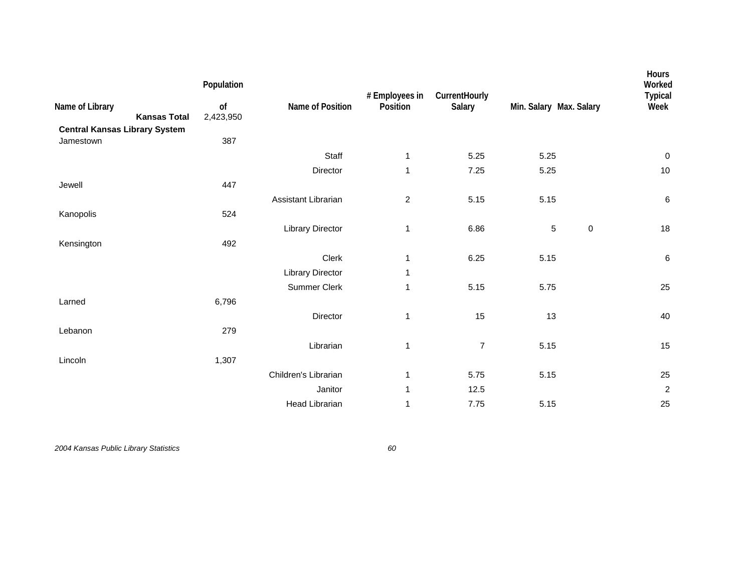| Name of Library | Population of | Name of Position | # Employees in Position | CurrentHourly Salary | Min. Salary | Max. Salary | Hours Worked Typical Week |
|---|---|---|---|---|---|---|---|
| **Kansas Total** | 2,423,950 | | | | | | |
| **Central Kansas Library System** | | | | | | | |
| Jamestown | 387 | | | | | | |
| | | Staff | 1 | 5.25 | 5.25 | | 0 |
| | | Director | 1 | 7.25 | 5.25 | | 10 |
| Jewell | 447 | | | | | | |
| | | Assistant Librarian | 2 | 5.15 | 5.15 | | 6 |
| Kanopolis | 524 | | | | | | |
| | | Library Director | 1 | 6.86 | 5 | 0 | 18 |
| Kensington | 492 | | | | | | |
| | | Clerk | 1 | 6.25 | 5.15 | | 6 |
| | | Library Director | 1 | | | | |
| | | Summer Clerk | 1 | 5.15 | 5.75 | | 25 |
| Larned | 6,796 | | | | | | |
| | | Director | 1 | 15 | 13 | | 40 |
| Lebanon | 279 | | | | | | |
| | | Librarian | 1 | 7 | 5.15 | | 15 |
| Lincoln | 1,307 | | | | | | |
| | | Children's Librarian | 1 | 5.75 | 5.15 | | 25 |
| | | Janitor | 1 | 12.5 | | | 2 |
| | | Head Librarian | 1 | 7.75 | 5.15 | | 25 |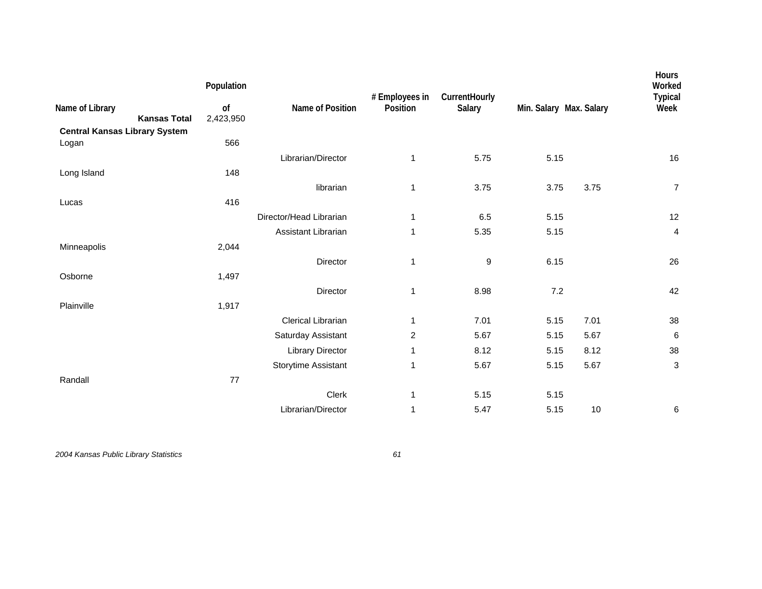| Name of Library | Population of | Name of Position | # Employees in Position | CurrentHourly Salary | Min. Salary | Max. Salary | Hours Worked Typical Week |
|---|---|---|---|---|---|---|---|
| **Kansas Total** | 2,423,950 | | | | | | |
| **Central Kansas Library System** | | | | | | | |
| Logan | 566 | | | | | | |
| | | Librarian/Director | 1 | 5.75 | 5.15 | | 16 |
| Long Island | 148 | | | | | | |
| | | librarian | 1 | 3.75 | 3.75 | 3.75 | 7 |
| Lucas | 416 | | | | | | |
| | | Director/Head Librarian | 1 | 6.5 | 5.15 | | 12 |
| | | Assistant Librarian | 1 | 5.35 | 5.15 | | 4 |
| Minneapolis | 2,044 | | | | | | |
| | | Director | 1 | 9 | 6.15 | | 26 |
| Osborne | 1,497 | | | | | | |
| | | Director | 1 | 8.98 | 7.2 | | 42 |
| Plainville | 1,917 | | | | | | |
| | | Clerical Librarian | 1 | 7.01 | 5.15 | 7.01 | 38 |
| | | Saturday Assistant | 2 | 5.67 | 5.15 | 5.67 | 6 |
| | | Library Director | 1 | 8.12 | 5.15 | 8.12 | 38 |
| | | Storytime Assistant | 1 | 5.67 | 5.15 | 5.67 | 3 |
| Randall | 77 | | | | | | |
| | | Clerk | 1 | 5.15 | 5.15 | | |
| | | Librarian/Director | 1 | 5.47 | 5.15 | 10 | 6 |

*2004 Kansas Public Library Statistics*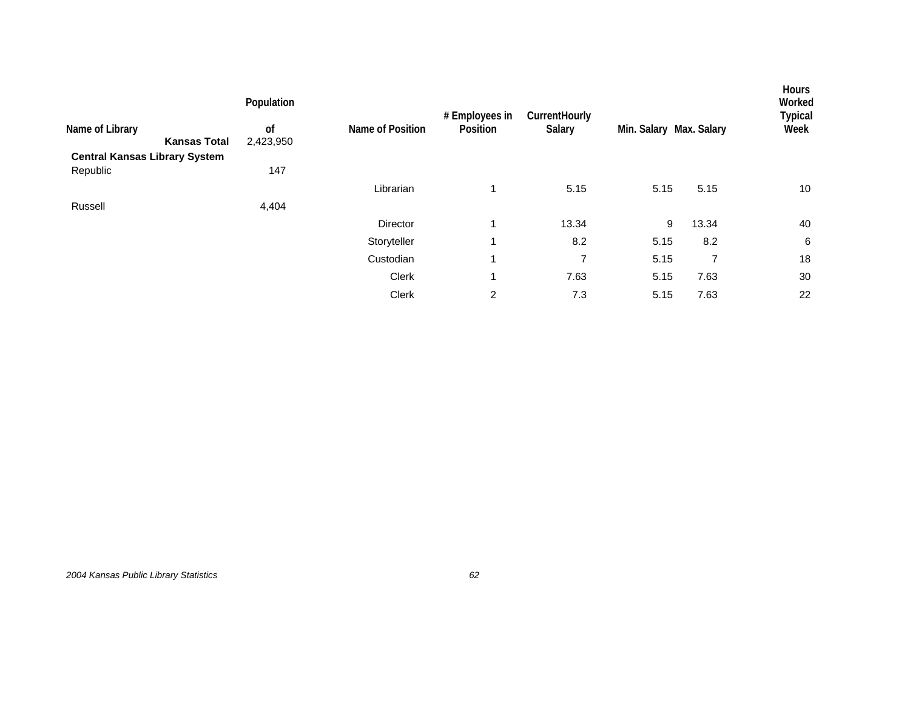| Name of Library | Population of | Name of Position | # Employees in Position | CurrentHourly Salary | Min. Salary | Max. Salary | Hours Worked Typical Week |
|---|---|---|---|---|---|---|---|
| **Kansas Total** | 2,423,950 | | | | | | |
| **Central Kansas Library System** | | | | | | | |
| Republic | 147 | | | | | | |
| | | Librarian | 1 | 5.15 | 5.15 | 5.15 | 10 |
| Russell | 4,404 | | | | | | |
| | | Director | 1 | 13.34 | 9 | 13.34 | 40 |
| | | Storyteller | 1 | 8.2 | 5.15 | 8.2 | 6 |
| | | Custodian | 1 | 7 | 5.15 | 7 | 18 |
| | | Clerk | 1 | 7.63 | 5.15 | 7.63 | 30 |
| | | Clerk | 2 | 7.3 | 5.15 | 7.63 | 22 |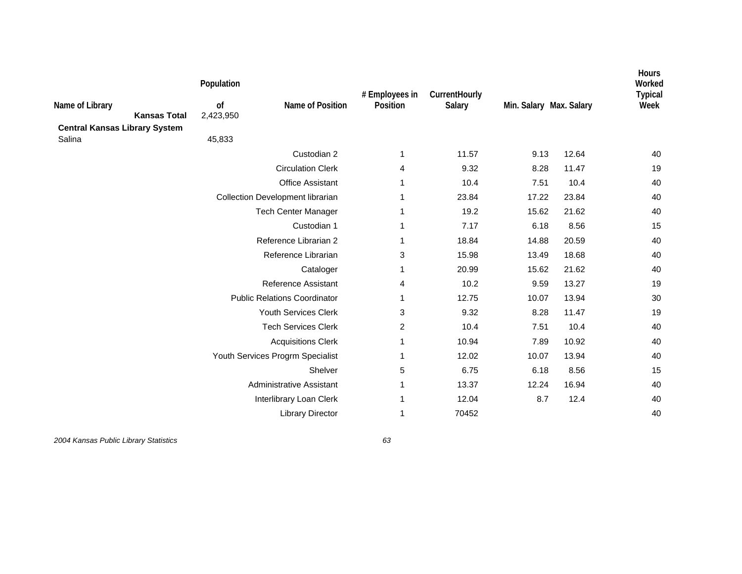| Name of Library | Population of | Name of Position | # Employees in Position | CurrentHourly Salary | Min. Salary | Max. Salary | Hours Worked Typical Week |
|---|---|---|---|---|---|---|---|
| **Kansas Total** | 2,423,950 | | | | | | |
| **Central Kansas Library System** | | | | | | | |
| Salina | 45,833 | | | | | | |
| | | Custodian 2 | 1 | 11.57 | 9.13 | 12.64 | 40 |
| | | Circulation Clerk | 4 | 9.32 | 8.28 | 11.47 | 19 |
| | | Office Assistant | 1 | 10.4 | 7.51 | 10.4 | 40 |
| | | Collection Development librarian | 1 | 23.84 | 17.22 | 23.84 | 40 |
| | | Tech Center Manager | 1 | 19.2 | 15.62 | 21.62 | 40 |
| | | Custodian 1 | 1 | 7.17 | 6.18 | 8.56 | 15 |
| | | Reference Librarian 2 | 1 | 18.84 | 14.88 | 20.59 | 40 |
| | | Reference Librarian | 3 | 15.98 | 13.49 | 18.68 | 40 |
| | | Cataloger | 1 | 20.99 | 15.62 | 21.62 | 40 |
| | | Reference Assistant | 4 | 10.2 | 9.59 | 13.27 | 19 |
| | | Public Relations Coordinator | 1 | 12.75 | 10.07 | 13.94 | 30 |
| | | Youth Services Clerk | 3 | 9.32 | 8.28 | 11.47 | 19 |
| | | Tech Services Clerk | 2 | 10.4 | 7.51 | 10.4 | 40 |
| | | Acquisitions Clerk | 1 | 10.94 | 7.89 | 10.92 | 40 |
| | | Youth Services Progrm Specialist | 1 | 12.02 | 10.07 | 13.94 | 40 |
| | | Shelver | 5 | 6.75 | 6.18 | 8.56 | 15 |
| | | Administrative Assistant | 1 | 13.37 | 12.24 | 16.94 | 40 |
| | | Interlibrary Loan Clerk | 1 | 12.04 | 8.7 | 12.4 | 40 |
| | | Library Director | 1 | 70452 | | | 40 |

*2004 Kansas Public Library Statistics*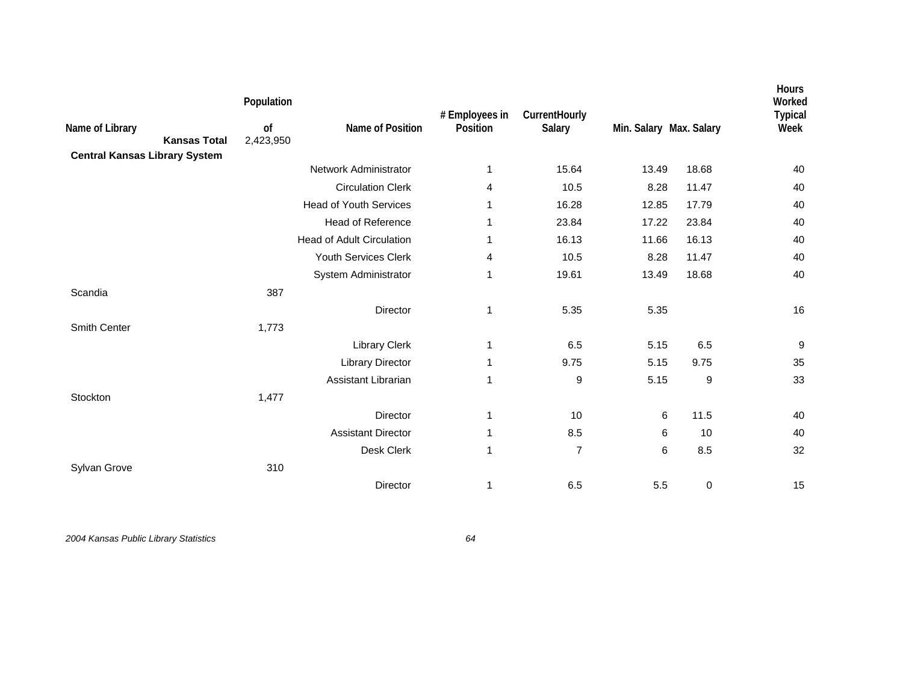| Name of Library | Population of | Name of Position | # Employees in Position | CurrentHourly Salary | Min. Salary | Max. Salary | Hours Worked Typical Week |
|---|---|---|---|---|---|---|---|
| **Kansas Total** | 2,423,950 | | | | | | |
| **Central Kansas Library System** | | | | | | | |
| | | Network Administrator | 1 | 15.64 | 13.49 | 18.68 | 40 |
| | | Circulation Clerk | 4 | 10.5 | 8.28 | 11.47 | 40 |
| | | Head of Youth Services | 1 | 16.28 | 12.85 | 17.79 | 40 |
| | | Head of Reference | 1 | 23.84 | 17.22 | 23.84 | 40 |
| | | Head of Adult Circulation | 1 | 16.13 | 11.66 | 16.13 | 40 |
| | | Youth Services Clerk | 4 | 10.5 | 8.28 | 11.47 | 40 |
| | | System Administrator | 1 | 19.61 | 13.49 | 18.68 | 40 |
| Scandia | 387 | | | | | | |
| | | Director | 1 | 5.35 | 5.35 | | 16 |
| Smith Center | 1,773 | | | | | | |
| | | Library Clerk | 1 | 6.5 | 5.15 | 6.5 | 9 |
| | | Library Director | 1 | 9.75 | 5.15 | 9.75 | 35 |
| | | Assistant Librarian | 1 | 9 | 5.15 | 9 | 33 |
| Stockton | 1,477 | | | | | | |
| | | Director | 1 | 10 | 6 | 11.5 | 40 |
| | | Assistant Director | 1 | 8.5 | 6 | 10 | 40 |
| | | Desk Clerk | 1 | 7 | 6 | 8.5 | 32 |
| Sylvan Grove | 310 | | | | | | |
| | | Director | 1 | 6.5 | 5.5 | 0 | 15 |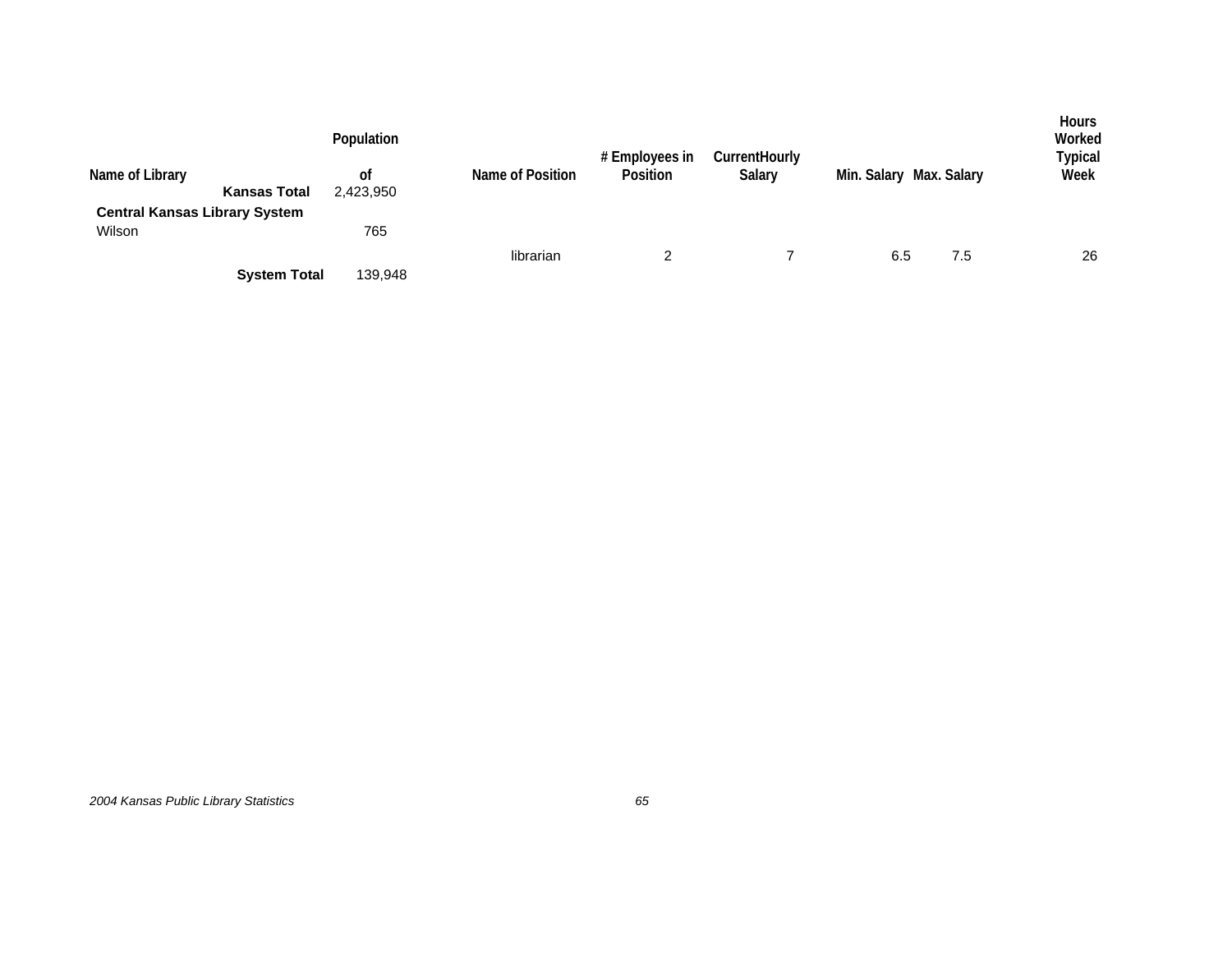| Name of Library | Population of | Name of Position | # Employees in Position | CurrentHourly Salary | Min. Salary | Max. Salary | Hours Worked Typical Week |
|---|---|---|---|---|---|---|---|
| **Kansas Total** | 2,423,950 | | | | | | |
| **Central Kansas Library System** | | | | | | | |
| Wilson | 765 | | | | | | |
| | | librarian | 2 | 7 | 6.5 | 7.5 | 26 |
| **System Total** | 139,948 | | | | | | |

*2004 Kansas Public Library Statistics*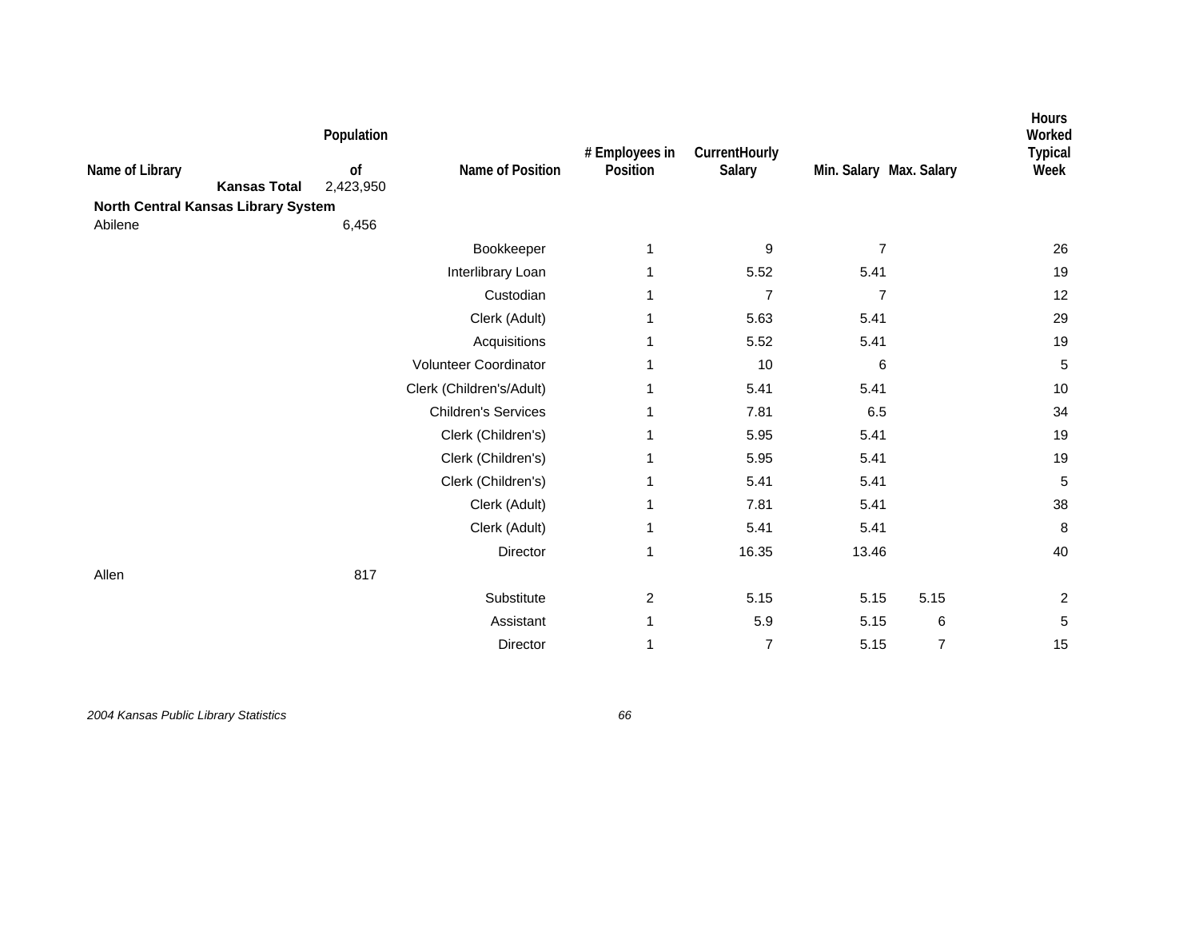| Name of Library | Population of | Name of Position | # Employees in Position | CurrentHourly Salary | Min. Salary | Max. Salary | Hours Worked Typical Week |
|---|---|---|---|---|---|---|---|
| **Kansas Total** | 2,423,950 | | | | | | |
| **North Central Kansas Library System** | | | | | | | |
| Abilene | 6,456 | | | | | | |
| | | Bookkeeper | 1 | 9 | 7 | | 26 |
| | | Interlibrary Loan | 1 | 5.52 | 5.41 | | 19 |
| | | Custodian | 1 | 7 | 7 | | 12 |
| | | Clerk (Adult) | 1 | 5.63 | 5.41 | | 29 |
| | | Acquisitions | 1 | 5.52 | 5.41 | | 19 |
| | | Volunteer Coordinator | 1 | 10 | 6 | | 5 |
| | | Clerk (Children's/Adult) | 1 | 5.41 | 5.41 | | 10 |
| | | Children's Services | 1 | 7.81 | 6.5 | | 34 |
| | | Clerk (Children's) | 1 | 5.95 | 5.41 | | 19 |
| | | Clerk (Children's) | 1 | 5.95 | 5.41 | | 19 |
| | | Clerk (Children's) | 1 | 5.41 | 5.41 | | 5 |
| | | Clerk (Adult) | 1 | 7.81 | 5.41 | | 38 |
| | | Clerk (Adult) | 1 | 5.41 | 5.41 | | 8 |
| | | Director | 1 | 16.35 | 13.46 | | 40 |
| Allen | 817 | | | | | | |
| | | Substitute | 2 | 5.15 | 5.15 | 5.15 | 2 |
| | | Assistant | 1 | 5.9 | 5.15 | 6 | 5 |
| | | Director | 1 | 7 | 5.15 | 7 | 15 |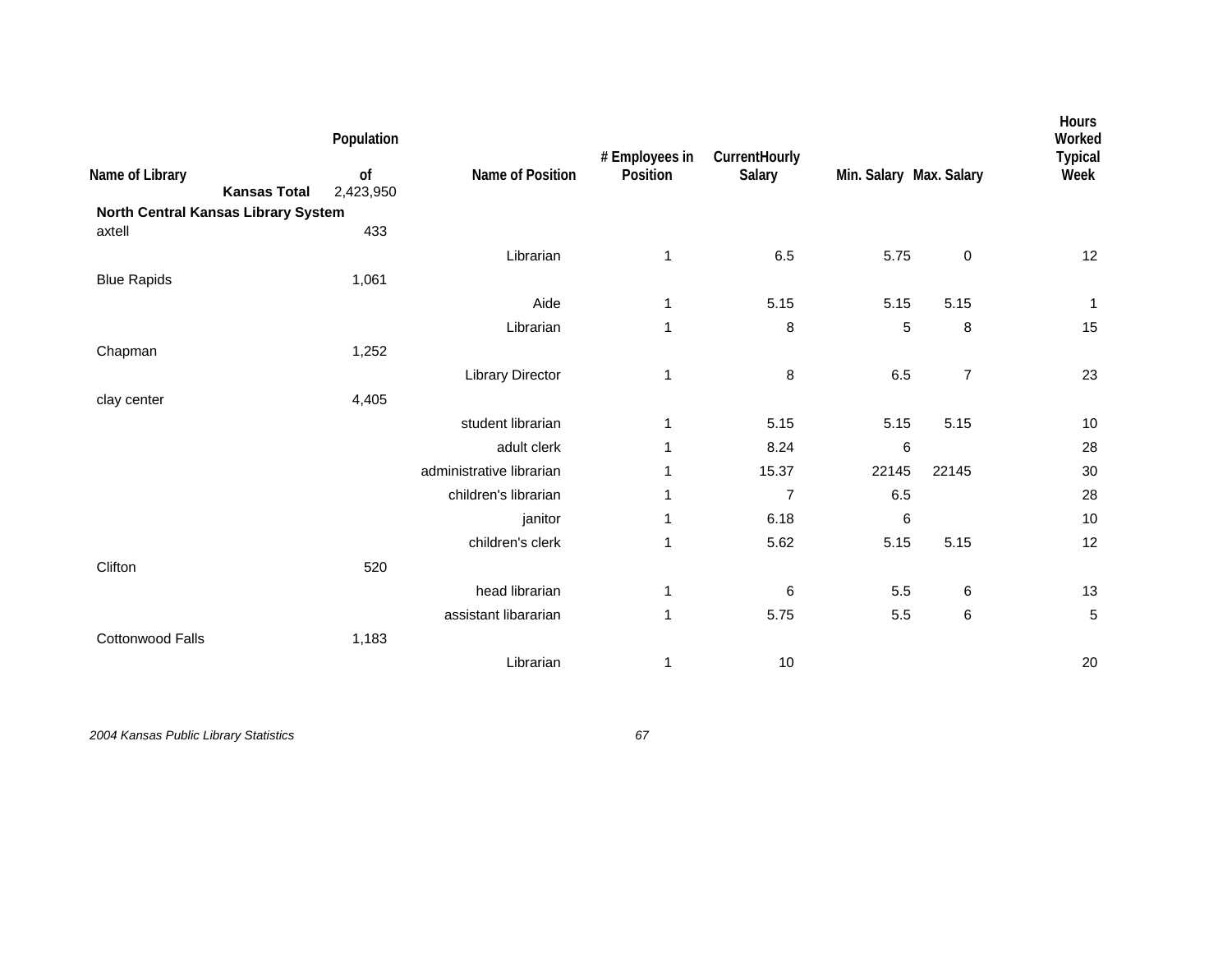| Name of Library | Population of | Name of Position | # Employees in Position | CurrentHourly Salary | Min. Salary | Max. Salary | Hours Worked Typical Week |
|---|---|---|---|---|---|---|---|
| **Kansas Total** | 2,423,950 | | | | | | |
| **North Central Kansas Library System** | | | | | | | |
| axtell | 433 | | | | | | |
| | | Librarian | 1 | 6.5 | 5.75 | 0 | 12 |
| Blue Rapids | 1,061 | | | | | | |
| | | Aide | 1 | 5.15 | 5.15 | 5.15 | 1 |
| | | Librarian | 1 | 8 | 5 | 8 | 15 |
| Chapman | 1,252 | | | | | | |
| | | Library Director | 1 | 8 | 6.5 | 7 | 23 |
| clay center | 4,405 | | | | | | |
| | | student librarian | 1 | 5.15 | 5.15 | 5.15 | 10 |
| | | adult clerk | 1 | 8.24 | 6 | | 28 |
| | | administrative librarian | 1 | 15.37 | 22145 | 22145 | 30 |
| | | children's librarian | 1 | 7 | 6.5 | | 28 |
| | | janitor | 1 | 6.18 | 6 | | 10 |
| | | children's clerk | 1 | 5.62 | 5.15 | 5.15 | 12 |
| Clifton | 520 | | | | | | |
| | | head librarian | 1 | 6 | 5.5 | 6 | 13 |
| | | assistant libararian | 1 | 5.75 | 5.5 | 6 | 5 |
| Cottonwood Falls | 1,183 | | | | | | |
| | | Librarian | 1 | 10 | | | 20 |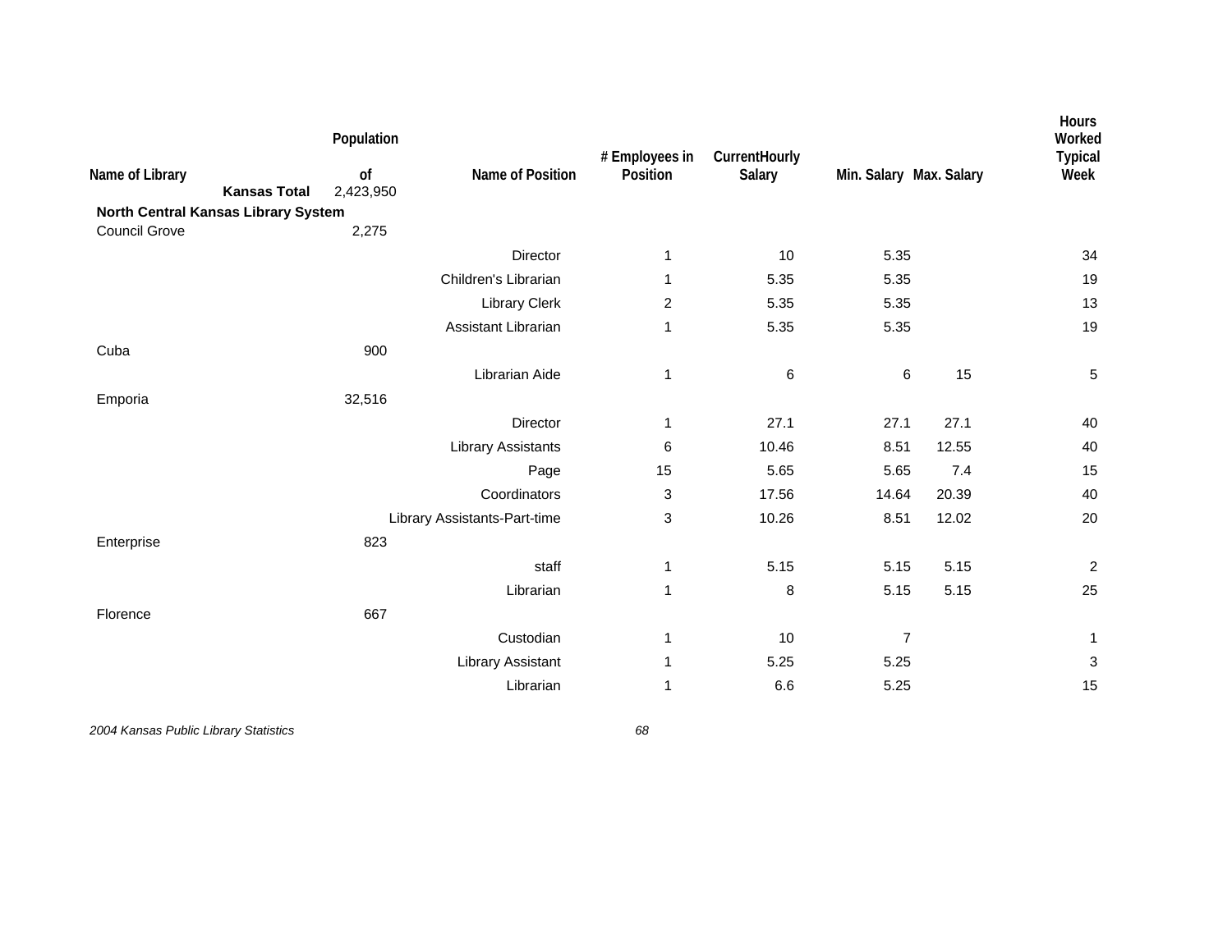| Name of Library | Population of | Name of Position | # Employees in Position | CurrentHourly Salary | Min. Salary | Max. Salary | Hours Worked Typical Week |
|---|---|---|---|---|---|---|---|
| **Kansas Total** | 2,423,950 | | | | | | |
| **North Central Kansas Library System** | | | | | | | |
| Council Grove | 2,275 | | | | | | |
| | | Director | 1 | 10 | 5.35 | | 34 |
| | | Children's Librarian | 1 | 5.35 | 5.35 | | 19 |
| | | Library Clerk | 2 | 5.35 | 5.35 | | 13 |
| | | Assistant Librarian | 1 | 5.35 | 5.35 | | 19 |
| Cuba | 900 | | | | | | |
| | | Librarian Aide | 1 | 6 | 6 | 15 | 5 |
| Emporia | 32,516 | | | | | | |
| | | Director | 1 | 27.1 | 27.1 | 27.1 | 40 |
| | | Library Assistants | 6 | 10.46 | 8.51 | 12.55 | 40 |
| | | Page | 15 | 5.65 | 5.65 | 7.4 | 15 |
| | | Coordinators | 3 | 17.56 | 14.64 | 20.39 | 40 |
| | | Library Assistants-Part-time | 3 | 10.26 | 8.51 | 12.02 | 20 |
| Enterprise | 823 | | | | | | |
| | | staff | 1 | 5.15 | 5.15 | 5.15 | 2 |
| | | Librarian | 1 | 8 | 5.15 | 5.15 | 25 |
| Florence | 667 | | | | | | |
| | | Custodian | 1 | 10 | 7 | | 1 |
| | | Library Assistant | 1 | 5.25 | 5.25 | | 3 |
| | | Librarian | 1 | 6.6 | 5.25 | | 15 |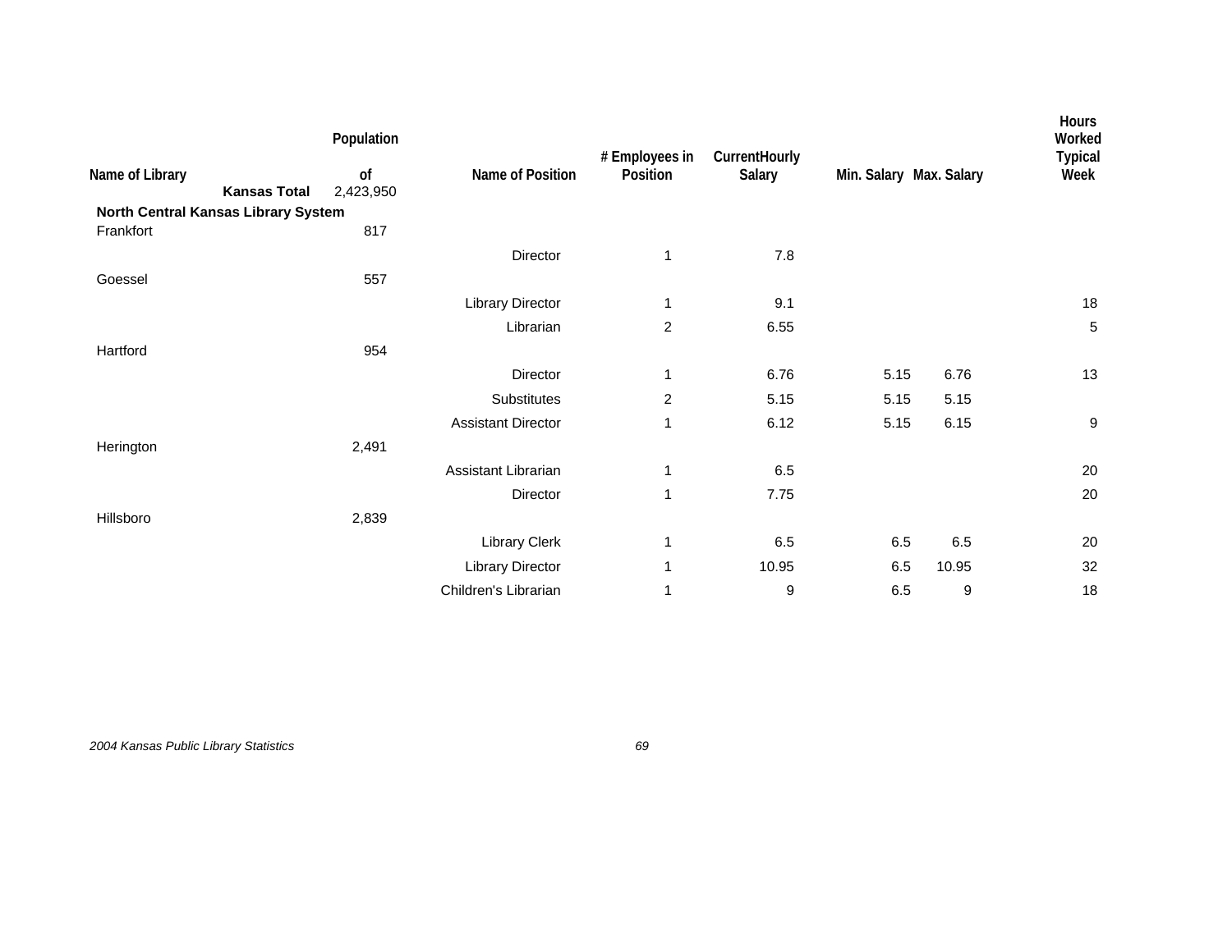| Name of Library | Population of | Name of Position | # Employees in Position | CurrentHourly Salary | Min. Salary | Max. Salary | Hours Worked Typical Week |
|---|---|---|---|---|---|---|---|
| **Kansas Total** | 2,423,950 | | | | | | |
| **North Central Kansas Library System** | | | | | | | |
| Frankfort | 817 | | | | | | |
| | | Director | 1 | 7.8 | | | |
| Goessel | 557 | | | | | | |
| | | Library Director | 1 | 9.1 | | | 18 |
| | | Librarian | 2 | 6.55 | | | 5 |
| Hartford | 954 | | | | | | |
| | | Director | 1 | 6.76 | 5.15 | 6.76 | 13 |
| | | Substitutes | 2 | 5.15 | 5.15 | 5.15 | |
| | | Assistant Director | 1 | 6.12 | 5.15 | 6.15 | 9 |
| Herington | 2,491 | | | | | | |
| | | Assistant Librarian | 1 | 6.5 | | | 20 |
| | | Director | 1 | 7.75 | | | 20 |
| Hillsboro | 2,839 | | | | | | |
| | | Library Clerk | 1 | 6.5 | 6.5 | 6.5 | 20 |
| | | Library Director | 1 | 10.95 | 6.5 | 10.95 | 32 |
| | | Children's Librarian | 1 | 9 | 6.5 | 9 | 18 |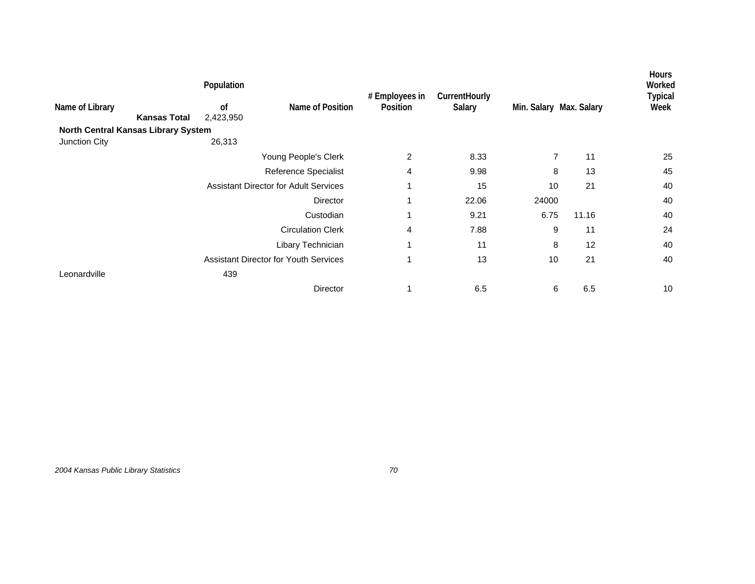| Name of Library | Population of | Name of Position | # Employees in Position | CurrentHourly Salary | Min. Salary | Max. Salary | Hours Worked Typical Week |
|---|---|---|---|---|---|---|---|
| **Kansas Total** | 2,423,950 | | | | | | |
| **North Central Kansas Library System** | | | | | | | |
| Junction City | 26,313 | | | | | | |
| | | Young People's Clerk | 2 | 8.33 | 7 | 11 | 25 |
| | | Reference Specialist | 4 | 9.98 | 8 | 13 | 45 |
| | | Assistant Director for Adult Services | 1 | 15 | 10 | 21 | 40 |
| | | Director | 1 | 22.06 | 24000 | | 40 |
| | | Custodian | 1 | 9.21 | 6.75 | 11.16 | 40 |
| | | Circulation Clerk | 4 | 7.88 | 9 | 11 | 24 |
| | | Libary Technician | 1 | 11 | 8 | 12 | 40 |
| | | Assistant Director for Youth Services | 1 | 13 | 10 | 21 | 40 |
| Leonardville | 439 | | | | | | |
| | | Director | 1 | 6.5 | 6 | 6.5 | 10 |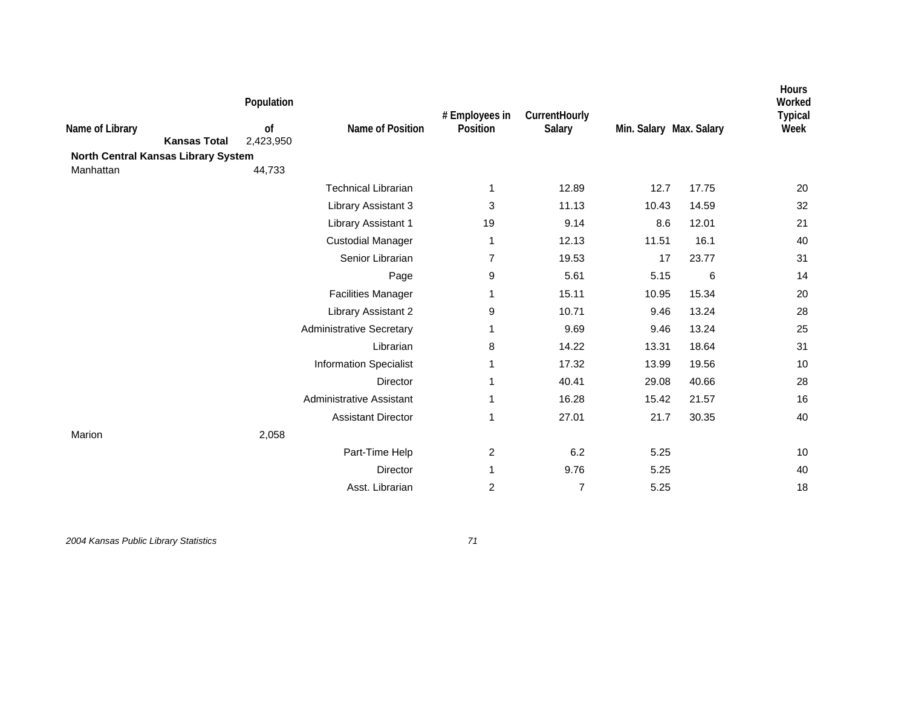| Name of Library | Population of | Name of Position | # Employees in Position | CurrentHourly Salary | Min. Salary | Max. Salary | Hours Worked Typical Week |
|---|---|---|---|---|---|---|---|
| **Kansas Total** | 2,423,950 | | | | | | |
| **North Central Kansas Library System** | | | | | | | |
| Manhattan | 44,733 | | | | | | |
| | | Technical Librarian | 1 | 12.89 | 12.7 | 17.75 | 20 |
| | | Library Assistant 3 | 3 | 11.13 | 10.43 | 14.59 | 32 |
| | | Library Assistant 1 | 19 | 9.14 | 8.6 | 12.01 | 21 |
| | | Custodial Manager | 1 | 12.13 | 11.51 | 16.1 | 40 |
| | | Senior Librarian | 7 | 19.53 | 17 | 23.77 | 31 |
| | | Page | 9 | 5.61 | 5.15 | 6 | 14 |
| | | Facilities Manager | 1 | 15.11 | 10.95 | 15.34 | 20 |
| | | Library Assistant 2 | 9 | 10.71 | 9.46 | 13.24 | 28 |
| | | Administrative Secretary | 1 | 9.69 | 9.46 | 13.24 | 25 |
| | | Librarian | 8 | 14.22 | 13.31 | 18.64 | 31 |
| | | Information Specialist | 1 | 17.32 | 13.99 | 19.56 | 10 |
| | | Director | 1 | 40.41 | 29.08 | 40.66 | 28 |
| | | Administrative Assistant | 1 | 16.28 | 15.42 | 21.57 | 16 |
| | | Assistant Director | 1 | 27.01 | 21.7 | 30.35 | 40 |
| Marion | 2,058 | | | | | | |
| | | Part-Time Help | 2 | 6.2 | 5.25 | | 10 |
| | | Director | 1 | 9.76 | 5.25 | | 40 |
| | | Asst. Librarian | 2 | 7 | 5.25 | | 18 |

*2004 Kansas Public Library Statistics*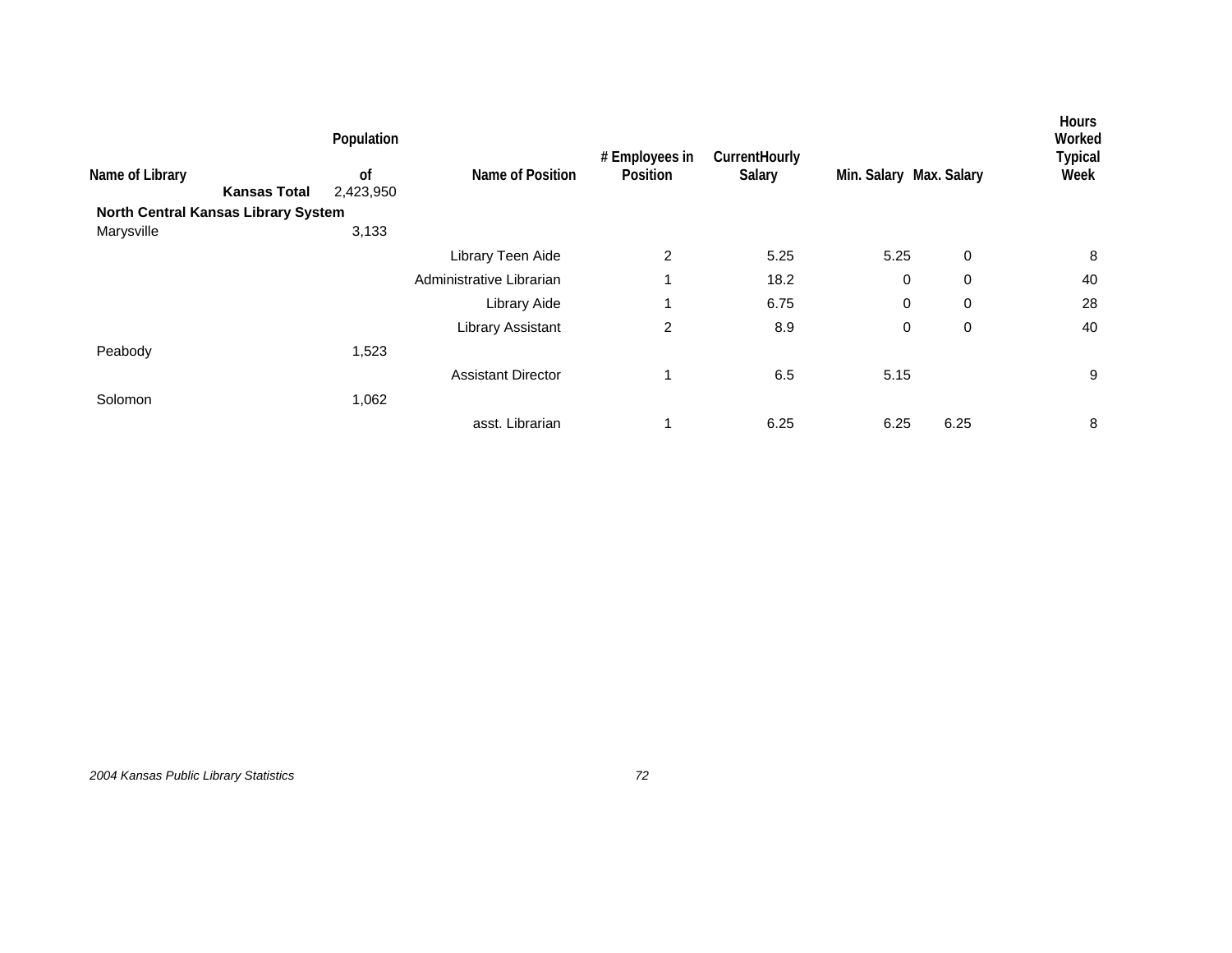| Name of Library | Population of | Name of Position | # Employees in Position | CurrentHourly Salary | Min. Salary | Max. Salary | Hours Worked Typical Week |
|---|---|---|---|---|---|---|---|
| **Kansas Total** | 2,423,950 | | | | | | |
| **North Central Kansas Library System** | | | | | | | |
| Marysville | 3,133 | | | | | | |
| | | Library Teen Aide | 2 | 5.25 | 5.25 | 0 | 8 |
| | | Administrative Librarian | 1 | 18.2 | 0 | 0 | 40 |
| | | Library Aide | 1 | 6.75 | 0 | 0 | 28 |
| | | Library Assistant | 2 | 8.9 | 0 | 0 | 40 |
| Peabody | 1,523 | | | | | | |
| | | Assistant Director | 1 | 6.5 | 5.15 | | 9 |
| Solomon | 1,062 | | | | | | |
| | | asst. Librarian | 1 | 6.25 | 6.25 | 6.25 | 8 |

*2004 Kansas Public Library Statistics*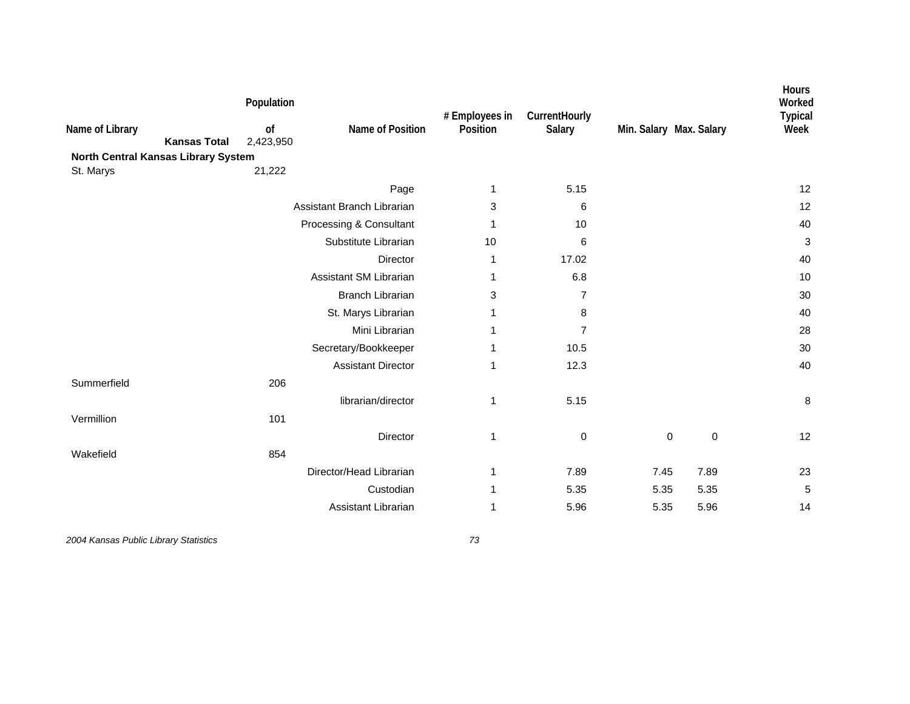| Name of Library | Population of | Name of Position | # Employees in Position | CurrentHourly Salary | Min. Salary | Max. Salary | Hours Worked Typical Week |
|---|---|---|---|---|---|---|---|
| **Kansas Total** | 2,423,950 | | | | | | |
| **North Central Kansas Library System** | | | | | | | |
| St. Marys | 21,222 | | | | | | |
| | | Page | 1 | 5.15 | | | 12 |
| | | Assistant Branch Librarian | 3 | 6 | | | 12 |
| | | Processing & Consultant | 1 | 10 | | | 40 |
| | | Substitute Librarian | 10 | 6 | | | 3 |
| | | Director | 1 | 17.02 | | | 40 |
| | | Assistant SM Librarian | 1 | 6.8 | | | 10 |
| | | Branch Librarian | 3 | 7 | | | 30 |
| | | St. Marys Librarian | 1 | 8 | | | 40 |
| | | Mini Librarian | 1 | 7 | | | 28 |
| | | Secretary/Bookkeeper | 1 | 10.5 | | | 30 |
| | | Assistant Director | 1 | 12.3 | | | 40 |
| Summerfield | 206 | | | | | | |
| | | librarian/director | 1 | 5.15 | | | 8 |
| Vermillion | 101 | | | | | | |
| | | Director | 1 | 0 | 0 | 0 | 12 |
| Wakefield | 854 | | | | | | |
| | | Director/Head Librarian | 1 | 7.89 | 7.45 | 7.89 | 23 |
| | | Custodian | 1 | 5.35 | 5.35 | 5.35 | 5 |
| | | Assistant Librarian | 1 | 5.96 | 5.35 | 5.96 | 14 |

*2004 Kansas Public Library Statistics*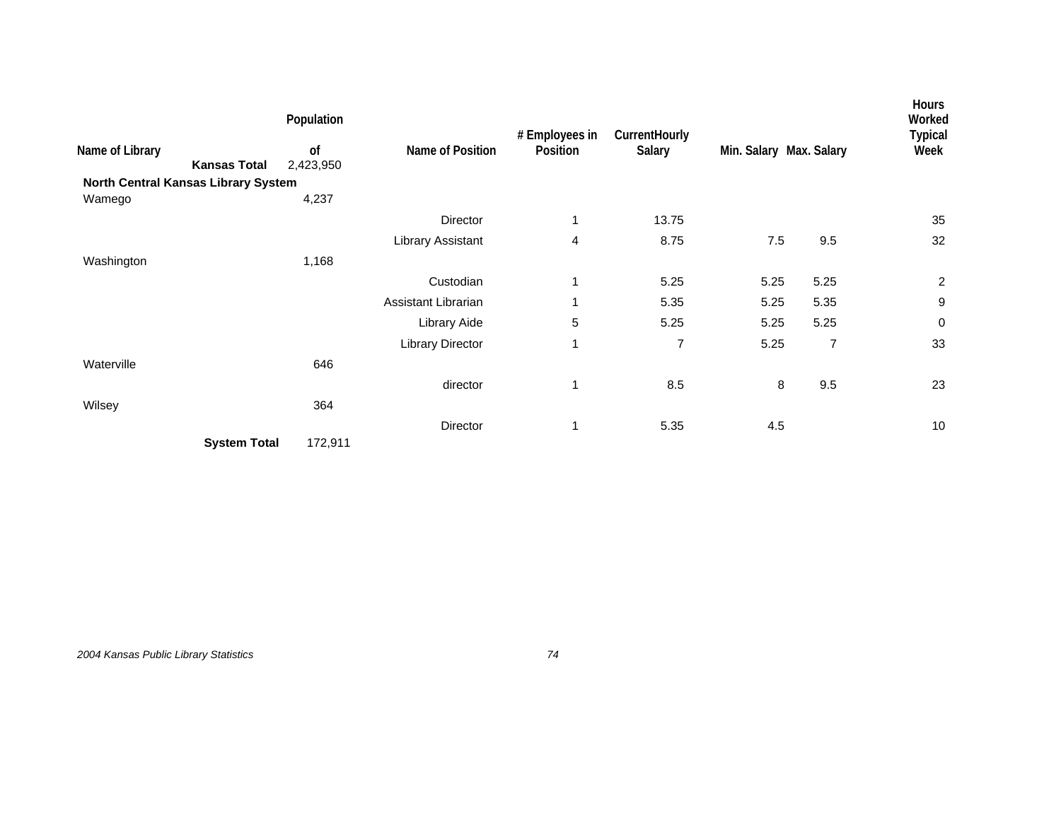| Name of Library | Population of | Name of Position | # Employees in Position | CurrentHourly Salary | Min. Salary | Max. Salary | Hours Worked Typical Week |
|---|---|---|---|---|---|---|---|
| **Kansas Total** | 2,423,950 | | | | | | |
| **North Central Kansas Library System** | | | | | | | |
| Wamego | 4,237 | | | | | | |
| | | Director | 1 | 13.75 | | | 35 |
| | | Library Assistant | 4 | 8.75 | 7.5 | 9.5 | 32 |
| Washington | 1,168 | | | | | | |
| | | Custodian | 1 | 5.25 | 5.25 | 5.25 | 2 |
| | | Assistant Librarian | 1 | 5.35 | 5.25 | 5.35 | 9 |
| | | Library Aide | 5 | 5.25 | 5.25 | 5.25 | 0 |
| | | Library Director | 1 | 7 | 5.25 | 7 | 33 |
| Waterville | 646 | | | | | | |
| | | director | 1 | 8.5 | 8 | 9.5 | 23 |
| Wilsey | 364 | | | | | | |
| | | Director | 1 | 5.35 | 4.5 | | 10 |
| **System Total** | 172,911 | | | | | | |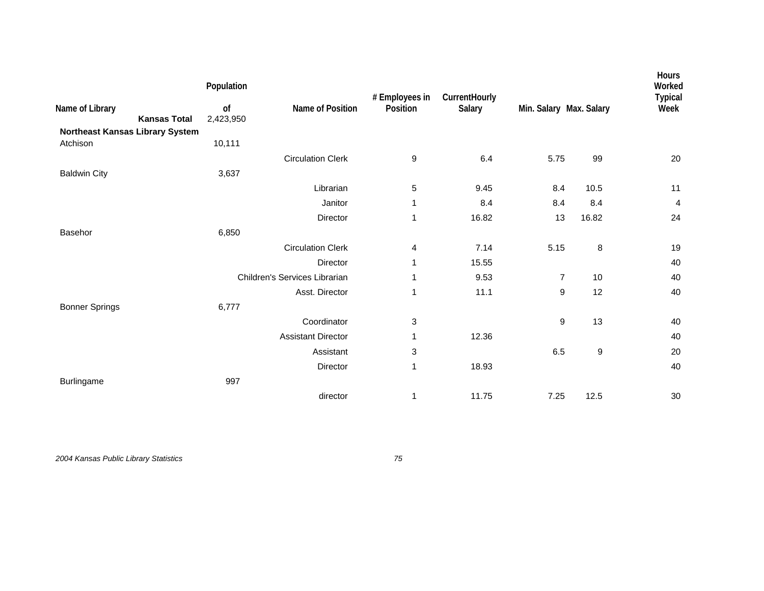| Name of Library | Population of | Name of Position | # Employees in Position | CurrentHourly Salary | Min. Salary | Max. Salary | Hours Worked Typical Week |
|---|---|---|---|---|---|---|---|
| **Kansas Total** | 2,423,950 | | | | | | |
| **Northeast Kansas Library System** | | | | | | | |
| Atchison | 10,111 | | | | | | |
| | | Circulation Clerk | 9 | 6.4 | 5.75 | 99 | 20 |
| Baldwin City | 3,637 | | | | | | |
| | | Librarian | 5 | 9.45 | 8.4 | 10.5 | 11 |
| | | Janitor | 1 | 8.4 | 8.4 | 8.4 | 4 |
| | | Director | 1 | 16.82 | 13 | 16.82 | 24 |
| Basehor | 6,850 | | | | | | |
| | | Circulation Clerk | 4 | 7.14 | 5.15 | 8 | 19 |
| | | Director | 1 | 15.55 | | | 40 |
| | | Children's Services Librarian | 1 | 9.53 | 7 | 10 | 40 |
| | | Asst. Director | 1 | 11.1 | 9 | 12 | 40 |
| Bonner Springs | 6,777 | | | | | | |
| | | Coordinator | 3 | | 9 | 13 | 40 |
| | | Assistant Director | 1 | 12.36 | | | 40 |
| | | Assistant | 3 | | 6.5 | 9 | 20 |
| | | Director | 1 | 18.93 | | | 40 |
| Burlingame | 997 | | | | | | |
| | | director | 1 | 11.75 | 7.25 | 12.5 | 30 |

*2004 Kansas Public Library Statistics*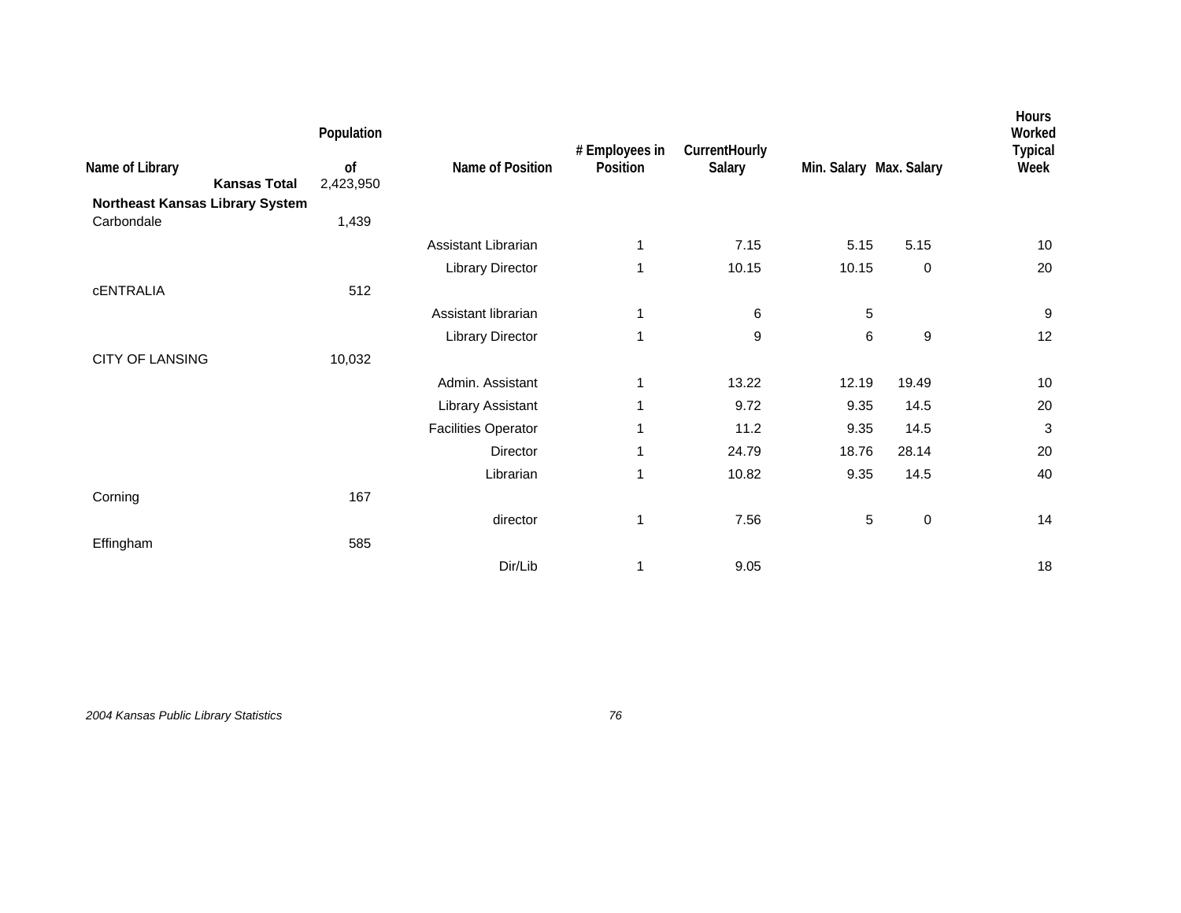| Name of Library | Population of | Name of Position | # Employees in Position | CurrentHourly Salary | Min. Salary | Max. Salary | Hours Worked Typical Week |
|---|---|---|---|---|---|---|---|
| **Kansas Total** | 2,423,950 | | | | | | |
| **Northeast Kansas Library System** | | | | | | | |
| Carbondale | 1,439 | | | | | | |
| | | Assistant Librarian | 1 | 7.15 | 5.15 | 5.15 | 10 |
| | | Library Director | 1 | 10.15 | 10.15 | 0 | 20 |
| cENTRALIA | 512 | | | | | | |
| | | Assistant librarian | 1 | 6 | 5 | | 9 |
| | | Library Director | 1 | 9 | 6 | 9 | 12 |
| CITY OF LANSING | 10,032 | | | | | | |
| | | Admin. Assistant | 1 | 13.22 | 12.19 | 19.49 | 10 |
| | | Library Assistant | 1 | 9.72 | 9.35 | 14.5 | 20 |
| | | Facilities Operator | 1 | 11.2 | 9.35 | 14.5 | 3 |
| | | Director | 1 | 24.79 | 18.76 | 28.14 | 20 |
| | | Librarian | 1 | 10.82 | 9.35 | 14.5 | 40 |
| Corning | 167 | | | | | | |
| | | director | 1 | 7.56 | 5 | 0 | 14 |
| Effingham | 585 | | | | | | |
| | | Dir/Lib | 1 | 9.05 | | | 18 |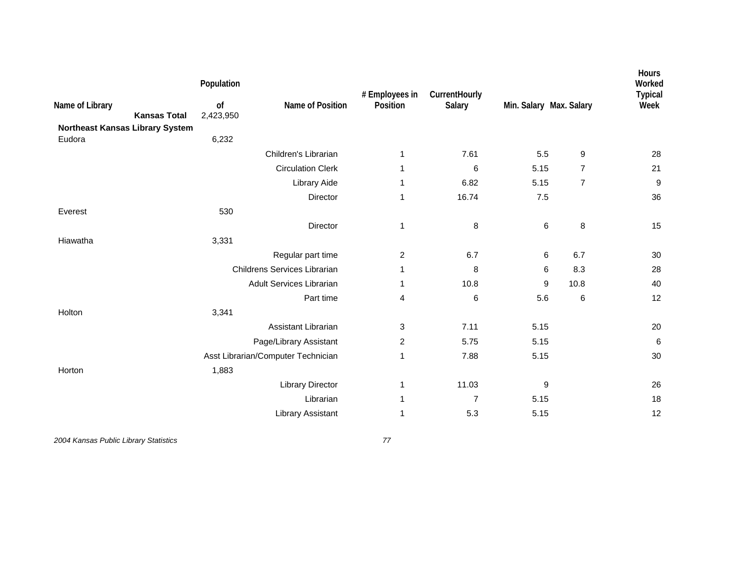| Name of Library | Population of | Name of Position | # Employees in Position | CurrentHourly Salary | Min. Salary | Max. Salary | Hours Worked Typical Week |
|---|---|---|---|---|---|---|---|
| **Kansas Total** | 2,423,950 | | | | | | |
| **Northeast Kansas Library System** | | | | | | | |
| Eudora | 6,232 | | | | | | |
| | | Children's Librarian | 1 | 7.61 | 5.5 | 9 | 28 |
| | | Circulation Clerk | 1 | 6 | 5.15 | 7 | 21 |
| | | Library Aide | 1 | 6.82 | 5.15 | 7 | 9 |
| | | Director | 1 | 16.74 | 7.5 | | 36 |
| Everest | 530 | | | | | | |
| | | Director | 1 | 8 | 6 | 8 | 15 |
| Hiawatha | 3,331 | | | | | | |
| | | Regular part time | 2 | 6.7 | 6 | 6.7 | 30 |
| | | Childrens Services Librarian | 1 | 8 | 6 | 8.3 | 28 |
| | | Adult Services Librarian | 1 | 10.8 | 9 | 10.8 | 40 |
| | | Part time | 4 | 6 | 5.6 | 6 | 12 |
| Holton | 3,341 | | | | | | |
| | | Assistant Librarian | 3 | 7.11 | 5.15 | | 20 |
| | | Page/Library Assistant | 2 | 5.75 | 5.15 | | 6 |
| | | Asst Librarian/Computer Technician | 1 | 7.88 | 5.15 | | 30 |
| Horton | 1,883 | | | | | | |
| | | Library Director | 1 | 11.03 | 9 | | 26 |
| | | Librarian | 1 | 7 | 5.15 | | 18 |
| | | Library Assistant | 1 | 5.3 | 5.15 | | 12 |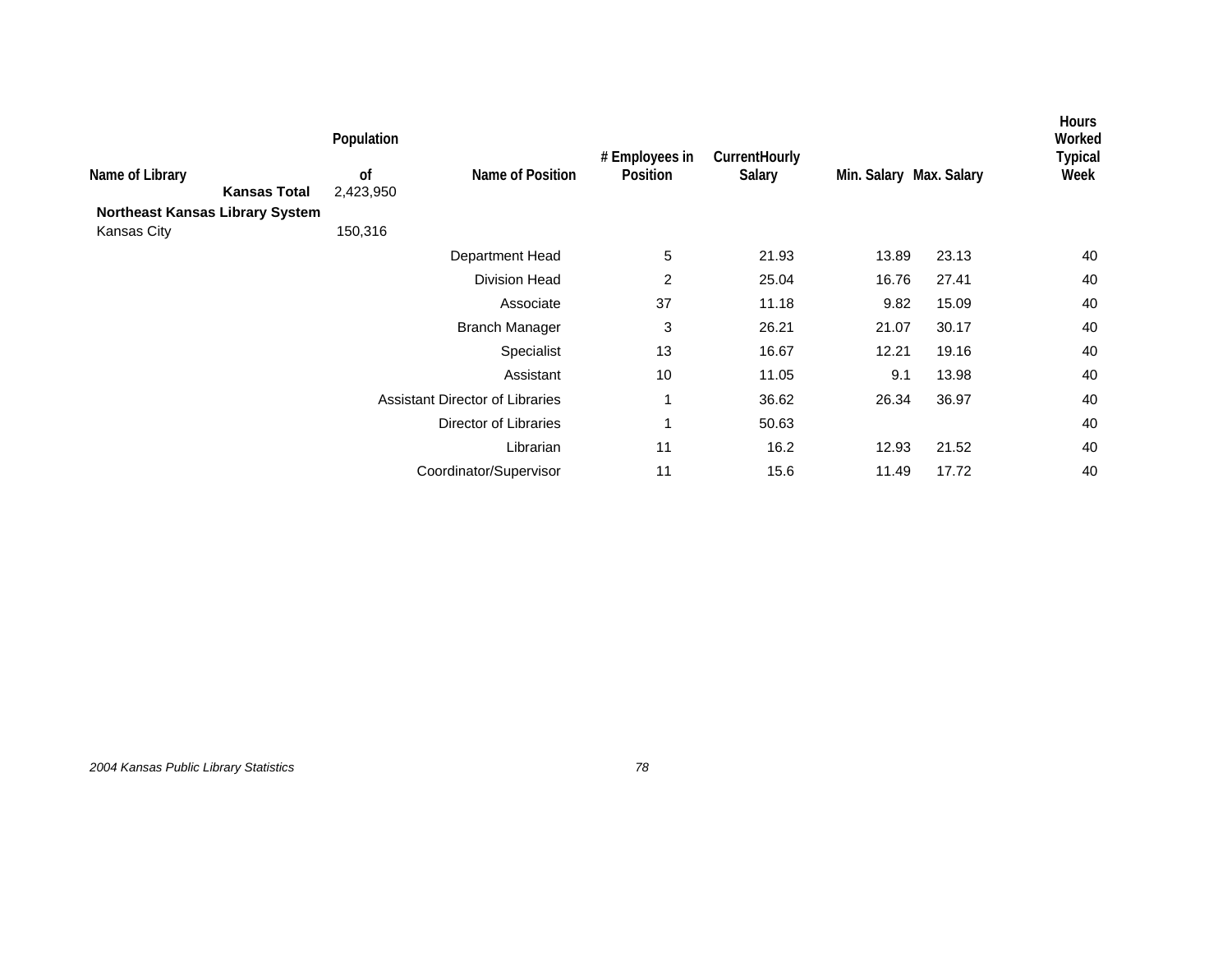| Name of Library | Population of | Name of Position | # Employees in Position | CurrentHourly Salary | Min. Salary | Max. Salary | Hours Worked Typical Week |
|---|---|---|---|---|---|---|---|
| **Kansas Total** | 2,423,950 | | | | | | |
| **Northeast Kansas Library System** | | | | | | | |
| Kansas City | 150,316 | | | | | | |
| | | Department Head | 5 | 21.93 | 13.89 | 23.13 | 40 |
| | | Division Head | 2 | 25.04 | 16.76 | 27.41 | 40 |
| | | Associate | 37 | 11.18 | 9.82 | 15.09 | 40 |
| | | Branch Manager | 3 | 26.21 | 21.07 | 30.17 | 40 |
| | | Specialist | 13 | 16.67 | 12.21 | 19.16 | 40 |
| | | Assistant | 10 | 11.05 | 9.1 | 13.98 | 40 |
| | | Assistant Director of Libraries | 1 | 36.62 | 26.34 | 36.97 | 40 |
| | | Director of Libraries | 1 | 50.63 | | | 40 |
| | | Librarian | 11 | 16.2 | 12.93 | 21.52 | 40 |
| | | Coordinator/Supervisor | 11 | 15.6 | 11.49 | 17.72 | 40 |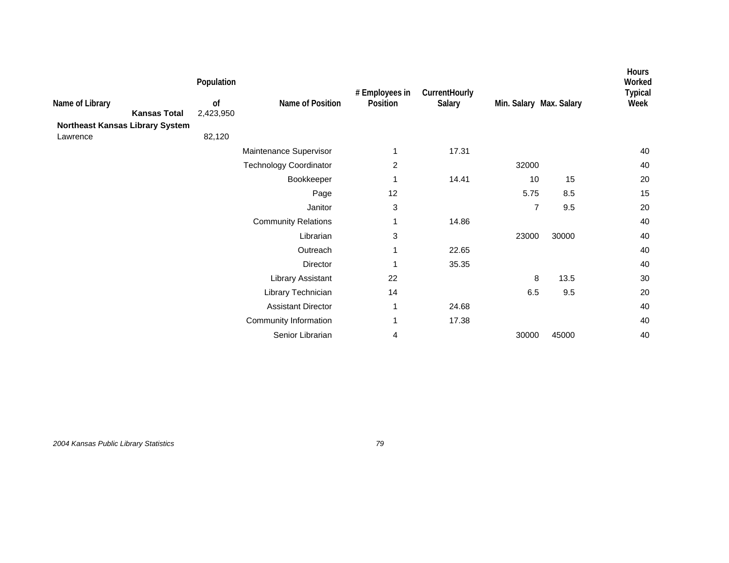| Name of Library | Population of | Name of Position | # Employees in Position | CurrentHourly Salary | Min. Salary | Max. Salary | Hours Worked Typical Week |
|---|---|---|---|---|---|---|---|
| **Kansas Total** | 2,423,950 | | | | | | |
| **Northeast Kansas Library System** | | | | | | | |
| Lawrence | 82,120 | | | | | | |
| | | Maintenance Supervisor | 1 | 17.31 | | | 40 |
| | | Technology Coordinator | 2 | | 32000 | | 40 |
| | | Bookkeeper | 1 | 14.41 | 10 | 15 | 20 |
| | | Page | 12 | | 5.75 | 8.5 | 15 |
| | | Janitor | 3 | | 7 | 9.5 | 20 |
| | | Community Relations | 1 | 14.86 | | | 40 |
| | | Librarian | 3 | | 23000 | 30000 | 40 |
| | | Outreach | 1 | 22.65 | | | 40 |
| | | Director | 1 | 35.35 | | | 40 |
| | | Library Assistant | 22 | | 8 | 13.5 | 30 |
| | | Library Technician | 14 | | 6.5 | 9.5 | 20 |
| | | Assistant Director | 1 | 24.68 | | | 40 |
| | | Community Information | 1 | 17.38 | | | 40 |
| | | Senior Librarian | 4 | | 30000 | 45000 | 40 |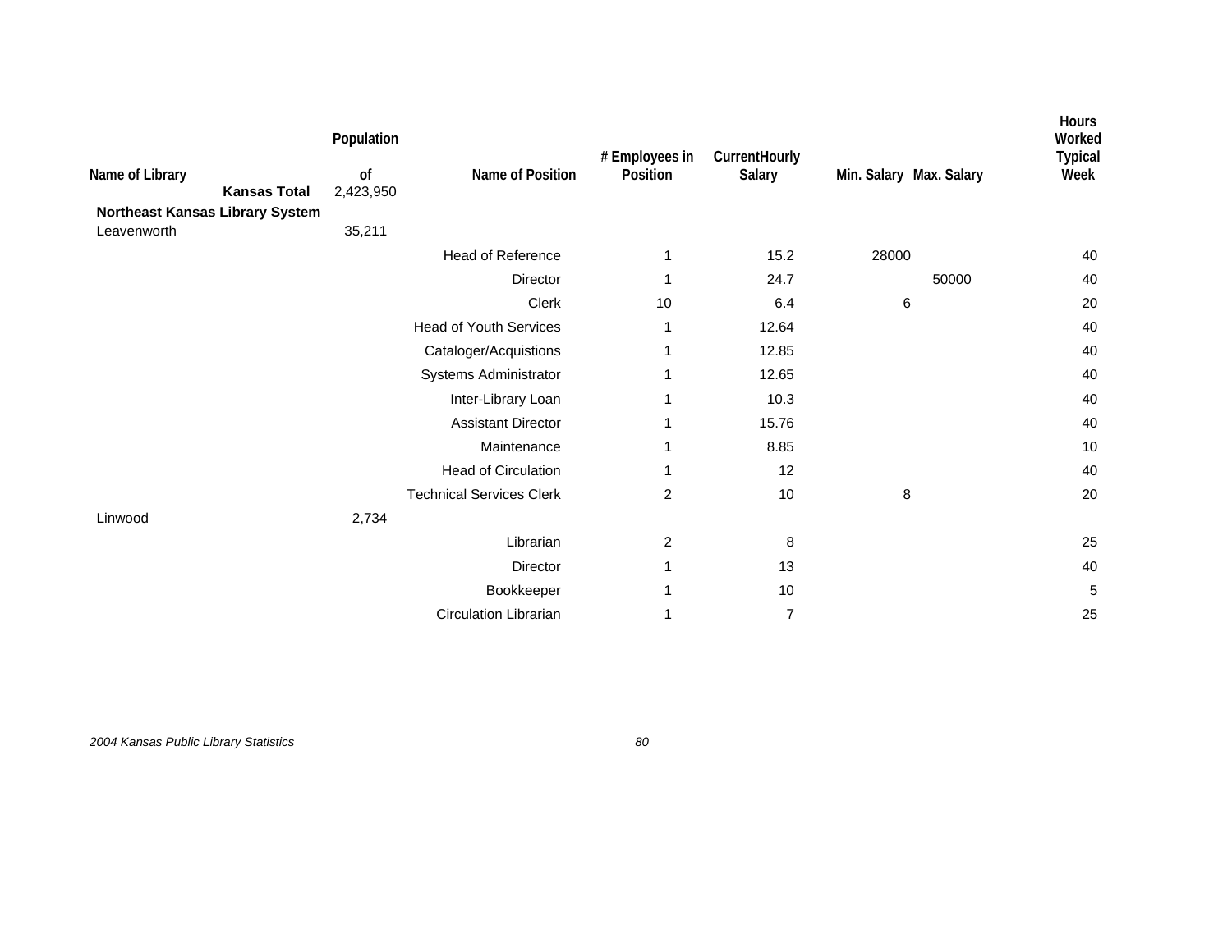| Name of Library | Population of | Name of Position | # Employees in Position | CurrentHourly Salary | Min. Salary | Max. Salary | Hours Worked Typical Week |
|---|---|---|---|---|---|---|---|
| **Kansas Total** | 2,423,950 | | | | | | |
| **Northeast Kansas Library System** | | | | | | | |
| Leavenworth | 35,211 | | | | | | |
| | | Head of Reference | 1 | 15.2 | 28000 | | 40 |
| | | Director | 1 | 24.7 | | 50000 | 40 |
| | | Clerk | 10 | 6.4 | 6 | | 20 |
| | | Head of Youth Services | 1 | 12.64 | | | 40 |
| | | Cataloger/Acquistions | 1 | 12.85 | | | 40 |
| | | Systems Administrator | 1 | 12.65 | | | 40 |
| | | Inter-Library Loan | 1 | 10.3 | | | 40 |
| | | Assistant Director | 1 | 15.76 | | | 40 |
| | | Maintenance | 1 | 8.85 | | | 10 |
| | | Head of Circulation | 1 | 12 | | | 40 |
| | | Technical Services Clerk | 2 | 10 | 8 | | 20 |
| Linwood | 2,734 | | | | | | |
| | | Librarian | 2 | 8 | | | 25 |
| | | Director | 1 | 13 | | | 40 |
| | | Bookkeeper | 1 | 10 | | | 5 |
| | | Circulation Librarian | 1 | 7 | | | 25 |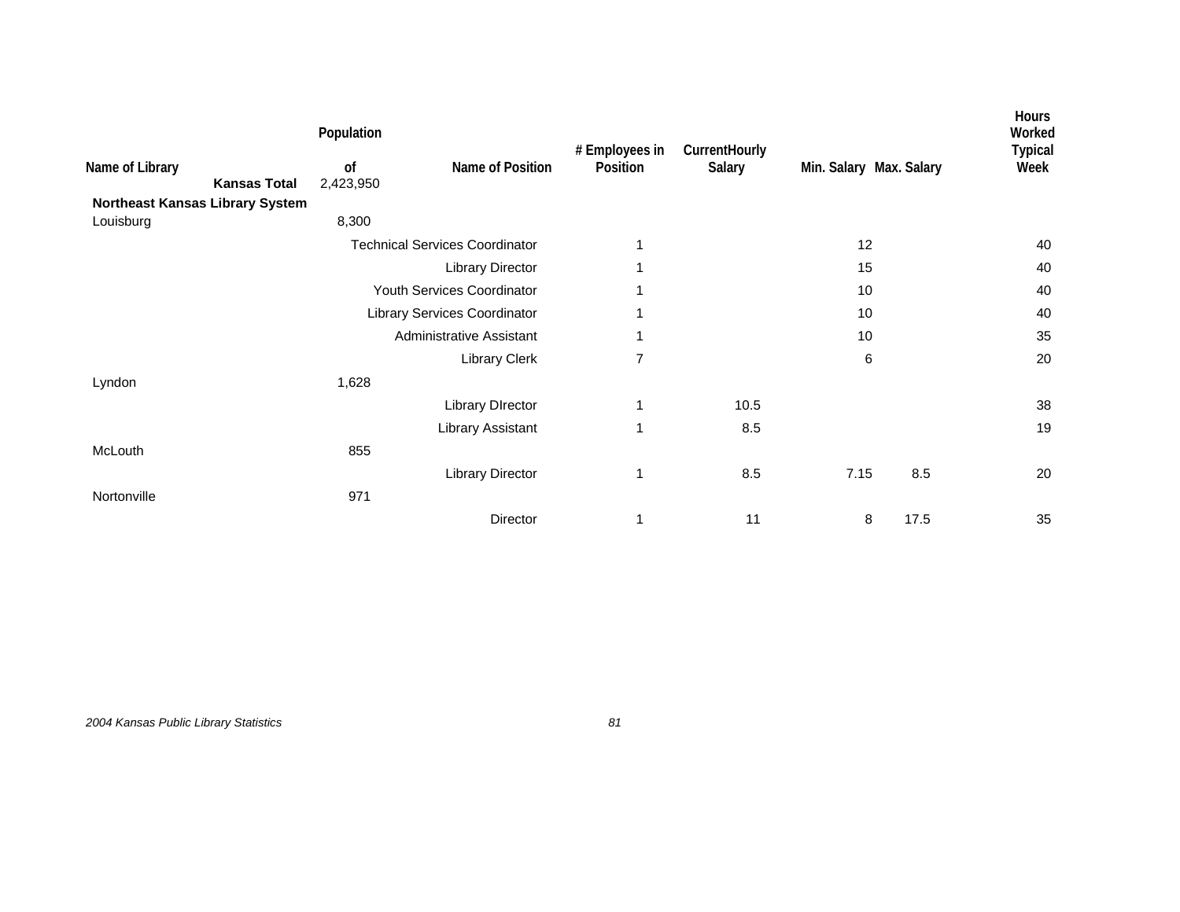| Name of Library | Population of | Name of Position | # Employees in Position | CurrentHourly Salary | Min. Salary | Max. Salary | Hours Worked Typical Week |
|---|---|---|---|---|---|---|---|
| **Kansas Total** | 2,423,950 | | | | | | |
| **Northeast Kansas Library System** | | | | | | | |
| Louisburg | 8,300 | | | | | | |
| | | Technical Services Coordinator | 1 | | 12 | | 40 |
| | | Library Director | 1 | | 15 | | 40 |
| | | Youth Services Coordinator | 1 | | 10 | | 40 |
| | | Library Services Coordinator | 1 | | 10 | | 40 |
| | | Administrative Assistant | 1 | | 10 | | 35 |
| | | Library Clerk | 7 | | 6 | | 20 |
| Lyndon | 1,628 | | | | | | |
| | | Library DIrector | 1 | 10.5 | | | 38 |
| | | Library Assistant | 1 | 8.5 | | | 19 |
| McLouth | 855 | | | | | | |
| | | Library Director | 1 | 8.5 | 7.15 | 8.5 | 20 |
| Nortonville | 971 | | | | | | |
| | | Director | 1 | 11 | 8 | 17.5 | 35 |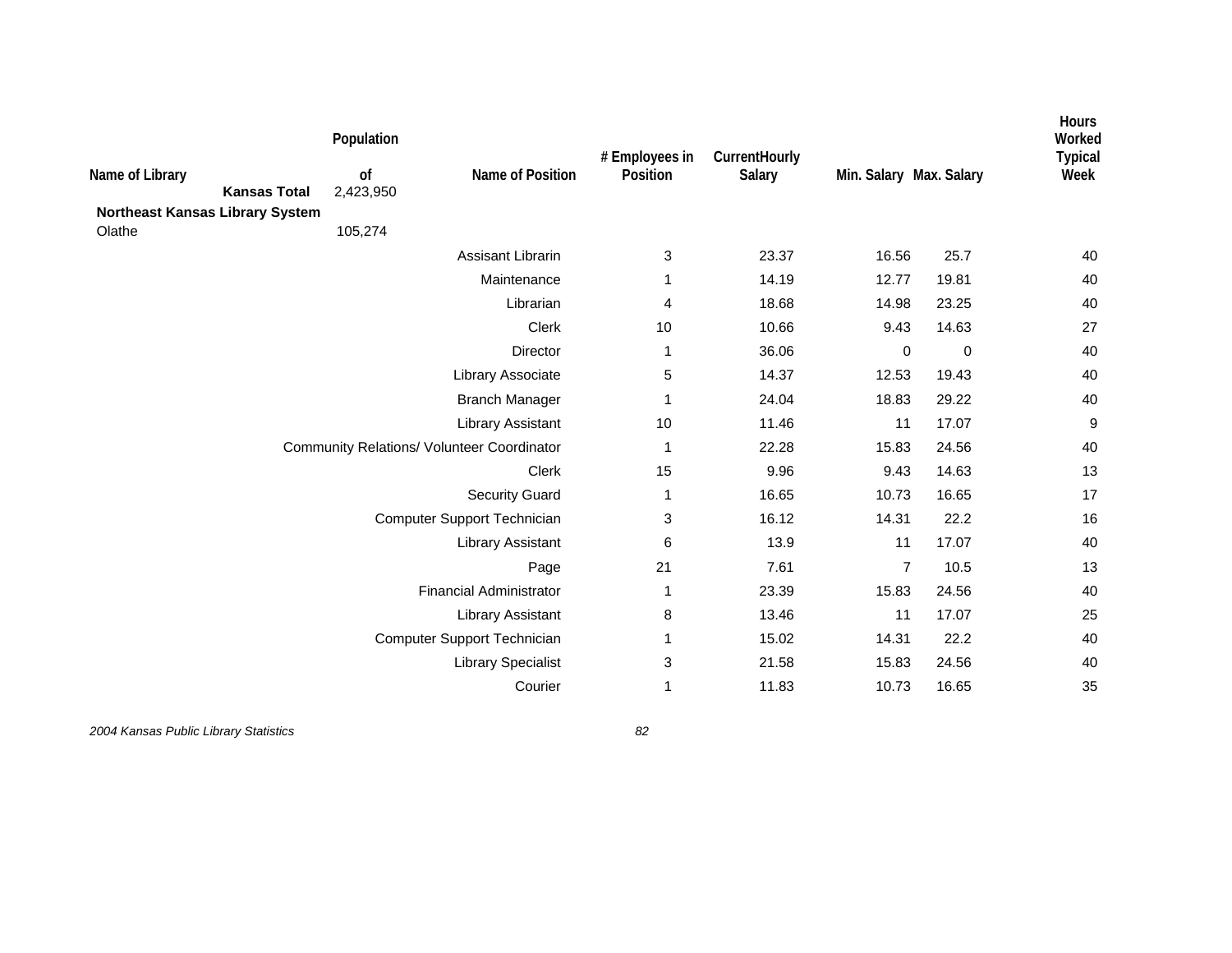| Name of Library | Population of | Name of Position | # Employees in Position | CurrentHourly Salary | Min. Salary | Max. Salary | Hours Worked Typical Week |
|---|---|---|---|---|---|---|---|
| **Kansas Total** | 2,423,950 | | | | | | |
| **Northeast Kansas Library System** | | | | | | | |
| Olathe | 105,274 | | | | | | |
| | | Assisant Librarin | 3 | 23.37 | 16.56 | 25.7 | 40 |
| | | Maintenance | 1 | 14.19 | 12.77 | 19.81 | 40 |
| | | Librarian | 4 | 18.68 | 14.98 | 23.25 | 40 |
| | | Clerk | 10 | 10.66 | 9.43 | 14.63 | 27 |
| | | Director | 1 | 36.06 | 0 | 0 | 40 |
| | | Library Associate | 5 | 14.37 | 12.53 | 19.43 | 40 |
| | | Branch Manager | 1 | 24.04 | 18.83 | 29.22 | 40 |
| | | Library Assistant | 10 | 11.46 | 11 | 17.07 | 9 |
| | | Community Relations/ Volunteer Coordinator | 1 | 22.28 | 15.83 | 24.56 | 40 |
| | | Clerk | 15 | 9.96 | 9.43 | 14.63 | 13 |
| | | Security Guard | 1 | 16.65 | 10.73 | 16.65 | 17 |
| | | Computer Support Technician | 3 | 16.12 | 14.31 | 22.2 | 16 |
| | | Library Assistant | 6 | 13.9 | 11 | 17.07 | 40 |
| | | Page | 21 | 7.61 | 7 | 10.5 | 13 |
| | | Financial Administrator | 1 | 23.39 | 15.83 | 24.56 | 40 |
| | | Library Assistant | 8 | 13.46 | 11 | 17.07 | 25 |
| | | Computer Support Technician | 1 | 15.02 | 14.31 | 22.2 | 40 |
| | | Library Specialist | 3 | 21.58 | 15.83 | 24.56 | 40 |
| | | Courier | 1 | 11.83 | 10.73 | 16.65 | 35 |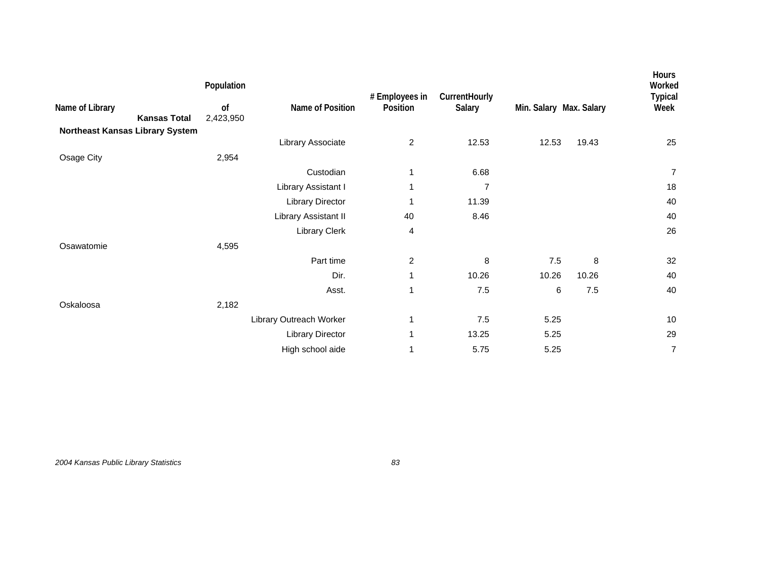| Name of Library | Population of | Name of Position | # Employees in Position | CurrentHourly Salary | Min. Salary | Max. Salary | Hours Worked Typical Week |
|---|---|---|---|---|---|---|---|
| **Kansas Total** | 2,423,950 | | | | | | |
| **Northeast Kansas Library System** | | | | | | | |
| | | Library Associate | 2 | 12.53 | 12.53 | 19.43 | 25 |
| Osage City | 2,954 | | | | | | |
| | | Custodian | 1 | 6.68 | | | 7 |
| | | Library Assistant I | 1 | 7 | | | 18 |
| | | Library Director | 1 | 11.39 | | | 40 |
| | | Library Assistant II | 40 | 8.46 | | | 40 |
| | | Library Clerk | 4 | | | | 26 |
| Osawatomie | 4,595 | | | | | | |
| | | Part time | 2 | 8 | 7.5 | 8 | 32 |
| | | Dir. | 1 | 10.26 | 10.26 | 10.26 | 40 |
| | | Asst. | 1 | 7.5 | 6 | 7.5 | 40 |
| Oskaloosa | 2,182 | | | | | | |
| | | Library Outreach Worker | 1 | 7.5 | 5.25 | | 10 |
| | | Library Director | 1 | 13.25 | 5.25 | | 29 |
| | | High school aide | 1 | 5.75 | 5.25 | | 7 |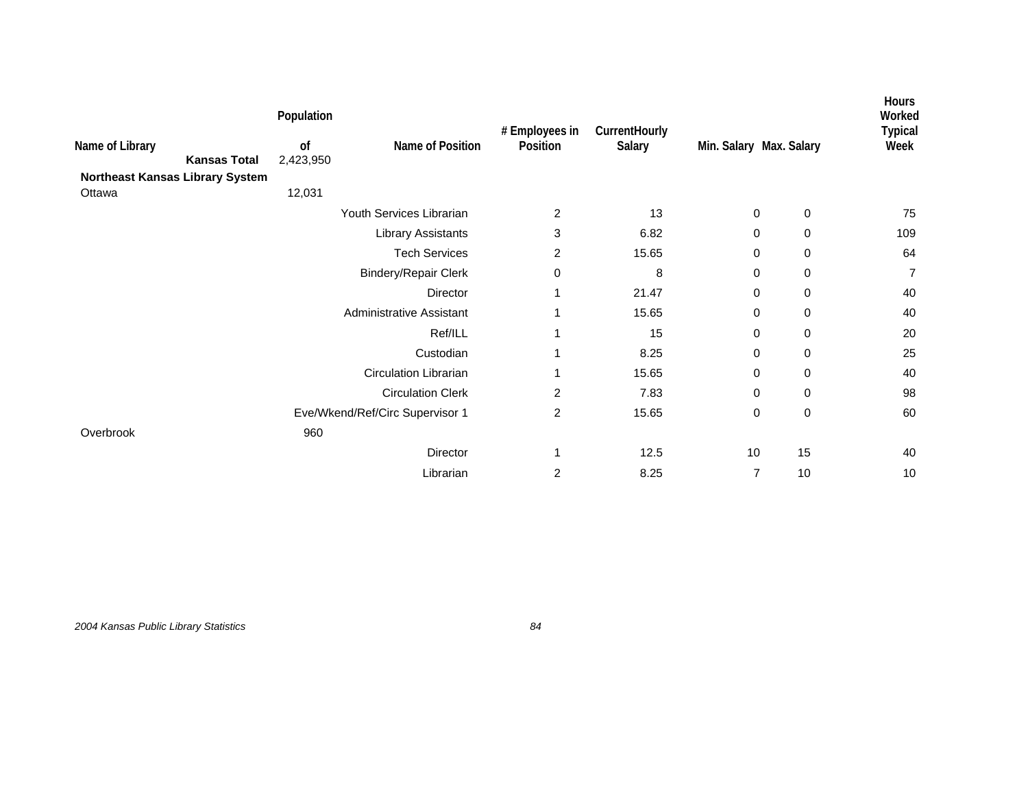| Name of Library | Population of | Name of Position | # Employees in Position | CurrentHourly Salary | Min. Salary | Max. Salary | Hours Worked Typical Week |
|---|---|---|---|---|---|---|---|
| **Kansas Total** | 2,423,950 | | | | | | |
| **Northeast Kansas Library System** | | | | | | | |
| Ottawa | 12,031 | | | | | | |
| | | Youth Services Librarian | 2 | 13 | 0 | 0 | 75 |
| | | Library Assistants | 3 | 6.82 | 0 | 0 | 109 |
| | | Tech Services | 2 | 15.65 | 0 | 0 | 64 |
| | | Bindery/Repair Clerk | 0 | 8 | 0 | 0 | 7 |
| | | Director | 1 | 21.47 | 0 | 0 | 40 |
| | | Administrative Assistant | 1 | 15.65 | 0 | 0 | 40 |
| | | Ref/ILL | 1 | 15 | 0 | 0 | 20 |
| | | Custodian | 1 | 8.25 | 0 | 0 | 25 |
| | | Circulation Librarian | 1 | 15.65 | 0 | 0 | 40 |
| | | Circulation Clerk | 2 | 7.83 | 0 | 0 | 98 |
| | | Eve/Wkend/Ref/Circ Supervisor 1 | 2 | 15.65 | 0 | 0 | 60 |
| Overbrook | 960 | | | | | | |
| | | Director | 1 | 12.5 | 10 | 15 | 40 |
| | | Librarian | 2 | 8.25 | 7 | 10 | 10 |

*2004 Kansas Public Library Statistics*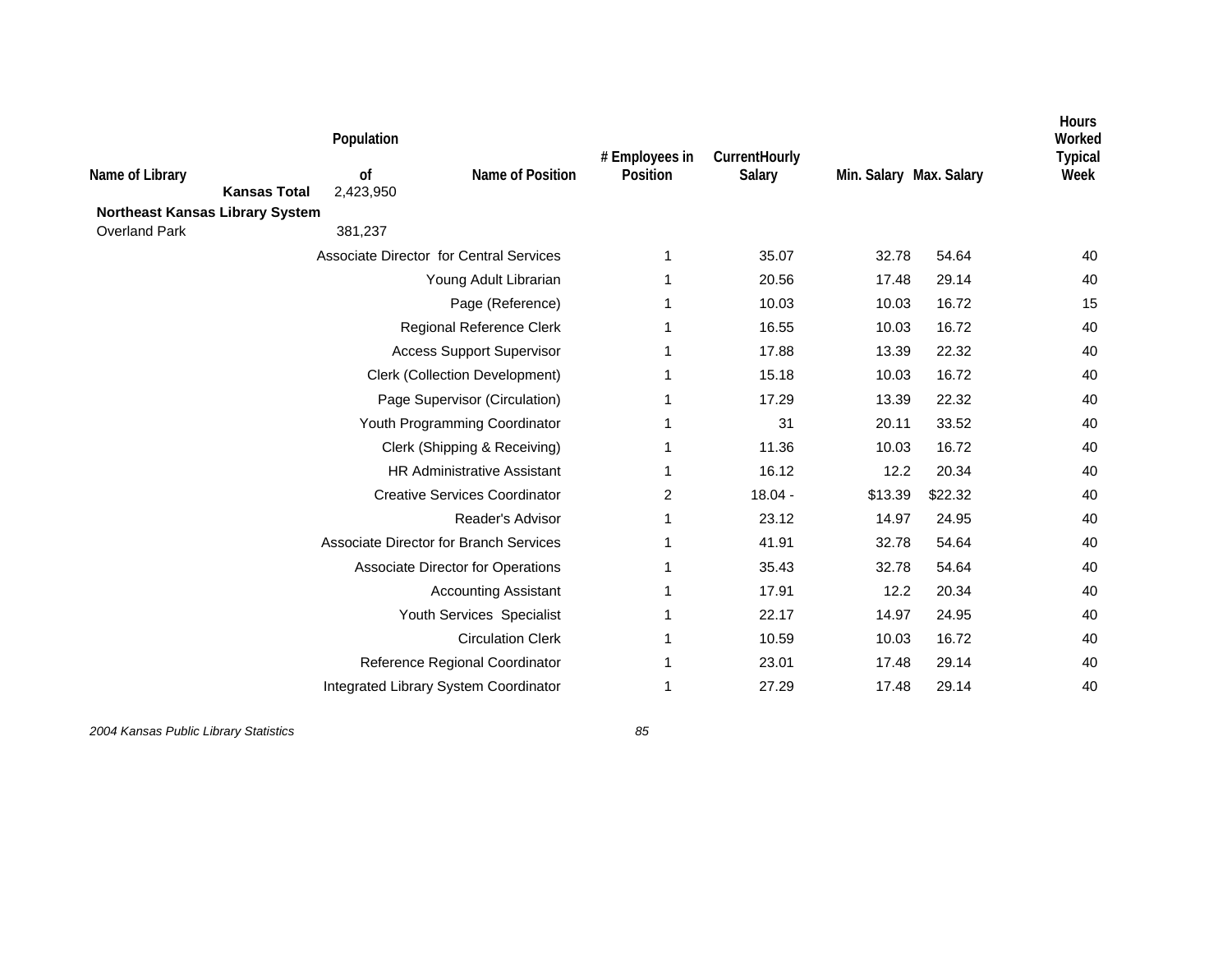| Name of Library | Population of | Name of Position | # Employees in Position | CurrentHourly Salary | Min. Salary | Max. Salary | Hours Worked Typical Week |
|---|---|---|---|---|---|---|---|
| **Kansas Total** | 2,423,950 | | | | | | |
| **Northeast Kansas Library System** | | | | | | | |
| Overland Park | 381,237 | | | | | | |
| | | Associate Director for Central Services | 1 | 35.07 | 32.78 | 54.64 | 40 |
| | | Young Adult Librarian | 1 | 20.56 | 17.48 | 29.14 | 40 |
| | | Page (Reference) | 1 | 10.03 | 10.03 | 16.72 | 15 |
| | | Regional Reference Clerk | 1 | 16.55 | 10.03 | 16.72 | 40 |
| | | Access Support Supervisor | 1 | 17.88 | 13.39 | 22.32 | 40 |
| | | Clerk (Collection Development) | 1 | 15.18 | 10.03 | 16.72 | 40 |
| | | Page Supervisor (Circulation) | 1 | 17.29 | 13.39 | 22.32 | 40 |
| | | Youth Programming Coordinator | 1 | 31 | 20.11 | 33.52 | 40 |
| | | Clerk (Shipping & Receiving) | 1 | 11.36 | 10.03 | 16.72 | 40 |
| | | HR Administrative Assistant | 1 | 16.12 | 12.2 | 20.34 | 40 |
| | | Creative Services Coordinator | 2 | 18.04 - | $13.39 | $22.32 | 40 |
| | | Reader's Advisor | 1 | 23.12 | 14.97 | 24.95 | 40 |
| | | Associate Director for Branch Services | 1 | 41.91 | 32.78 | 54.64 | 40 |
| | | Associate Director for Operations | 1 | 35.43 | 32.78 | 54.64 | 40 |
| | | Accounting Assistant | 1 | 17.91 | 12.2 | 20.34 | 40 |
| | | Youth Services Specialist | 1 | 22.17 | 14.97 | 24.95 | 40 |
| | | Circulation Clerk | 1 | 10.59 | 10.03 | 16.72 | 40 |
| | | Reference Regional Coordinator | 1 | 23.01 | 17.48 | 29.14 | 40 |
| | | Integrated Library System Coordinator | 1 | 27.29 | 17.48 | 29.14 | 40 |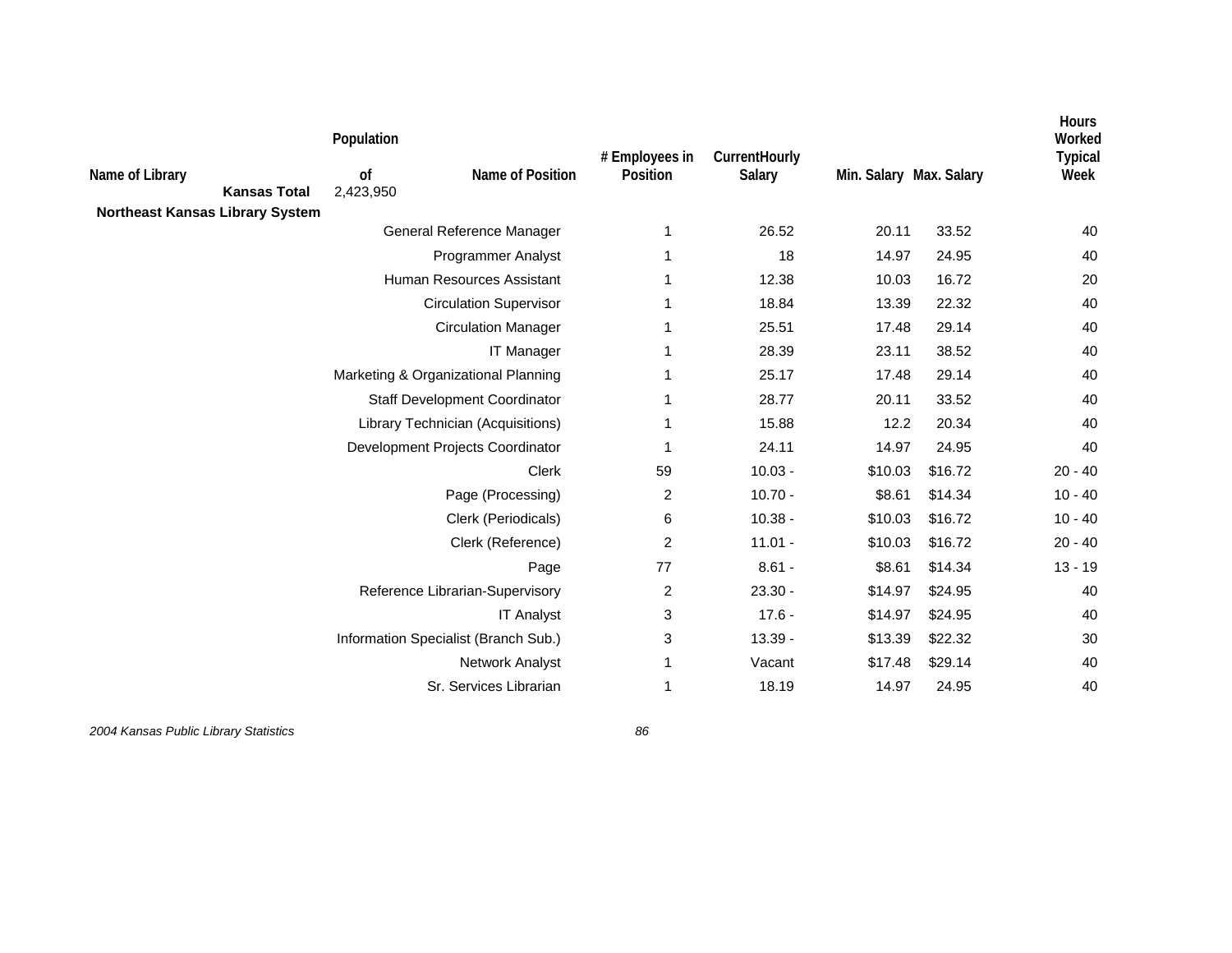| Name of Library | Population of | Name of Position | # Employees in Position | CurrentHourly Salary | Min. Salary | Max. Salary | Hours Worked Typical Week |
|---|---|---|---|---|---|---|---|
| **Kansas Total** | 2,423,950 | | | | | | |
| **Northeast Kansas Library System** | | | | | | | |
| | | General Reference Manager | 1 | 26.52 | 20.11 | 33.52 | 40 |
| | | Programmer Analyst | 1 | 18 | 14.97 | 24.95 | 40 |
| | | Human Resources Assistant | 1 | 12.38 | 10.03 | 16.72 | 20 |
| | | Circulation Supervisor | 1 | 18.84 | 13.39 | 22.32 | 40 |
| | | Circulation Manager | 1 | 25.51 | 17.48 | 29.14 | 40 |
| | | IT Manager | 1 | 28.39 | 23.11 | 38.52 | 40 |
| | | Marketing & Organizational Planning | 1 | 25.17 | 17.48 | 29.14 | 40 |
| | | Staff Development Coordinator | 1 | 28.77 | 20.11 | 33.52 | 40 |
| | | Library Technician (Acquisitions) | 1 | 15.88 | 12.2 | 20.34 | 40 |
| | | Development Projects Coordinator | 1 | 24.11 | 14.97 | 24.95 | 40 |
| | | Clerk | 59 | 10.03 - | $10.03 | $16.72 | 20 - 40 |
| | | Page (Processing) | 2 | 10.70 - | $8.61 | $14.34 | 10 - 40 |
| | | Clerk (Periodicals) | 6 | 10.38 - | $10.03 | $16.72 | 10 - 40 |
| | | Clerk (Reference) | 2 | 11.01 - | $10.03 | $16.72 | 20 - 40 |
| | | Page | 77 | 8.61 - | $8.61 | $14.34 | 13 - 19 |
| | | Reference Librarian-Supervisory | 2 | 23.30 - | $14.97 | $24.95 | 40 |
| | | IT Analyst | 3 | 17.6 - | $14.97 | $24.95 | 40 |
| | | Information Specialist (Branch Sub.) | 3 | 13.39 - | $13.39 | $22.32 | 30 |
| | | Network Analyst | 1 | Vacant | $17.48 | $29.14 | 40 |
| | | Sr. Services Librarian | 1 | 18.19 | 14.97 | 24.95 | 40 |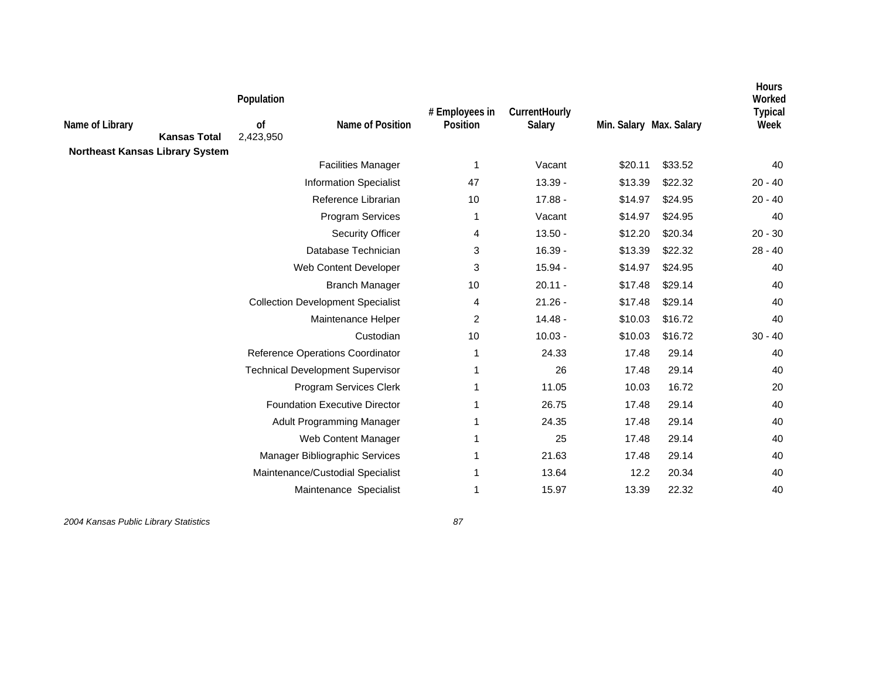| Name of Library | Population of | Name of Position | # Employees in Position | CurrentHourly Salary | Min. Salary | Max. Salary | Hours Worked Typical Week |
|---|---|---|---|---|---|---|---|
| **Kansas Total** | 2,423,950 | | | | | | |
| **Northeast Kansas Library System** | | | | | | | |
| | | Facilities Manager | 1 | Vacant | $20.11 | $33.52 | 40 |
| | | Information Specialist | 47 | 13.39 - | $13.39 | $22.32 | 20 - 40 |
| | | Reference Librarian | 10 | 17.88 - | $14.97 | $24.95 | 20 - 40 |
| | | Program Services | 1 | Vacant | $14.97 | $24.95 | 40 |
| | | Security Officer | 4 | 13.50 - | $12.20 | $20.34 | 20 - 30 |
| | | Database Technician | 3 | 16.39 - | $13.39 | $22.32 | 28 - 40 |
| | | Web Content Developer | 3 | 15.94 - | $14.97 | $24.95 | 40 |
| | | Branch Manager | 10 | 20.11 - | $17.48 | $29.14 | 40 |
| | | Collection Development Specialist | 4 | 21.26 - | $17.48 | $29.14 | 40 |
| | | Maintenance Helper | 2 | 14.48 - | $10.03 | $16.72 | 40 |
| | | Custodian | 10 | 10.03 - | $10.03 | $16.72 | 30 - 40 |
| | | Reference Operations Coordinator | 1 | 24.33 | 17.48 | 29.14 | 40 |
| | | Technical Development Supervisor | 1 | 26 | 17.48 | 29.14 | 40 |
| | | Program Services Clerk | 1 | 11.05 | 10.03 | 16.72 | 20 |
| | | Foundation Executive Director | 1 | 26.75 | 17.48 | 29.14 | 40 |
| | | Adult Programming Manager | 1 | 24.35 | 17.48 | 29.14 | 40 |
| | | Web Content Manager | 1 | 25 | 17.48 | 29.14 | 40 |
| | | Manager Bibliographic Services | 1 | 21.63 | 17.48 | 29.14 | 40 |
| | | Maintenance/Custodial Specialist | 1 | 13.64 | 12.2 | 20.34 | 40 |
| | | Maintenance  Specialist | 1 | 15.97 | 13.39 | 22.32 | 40 |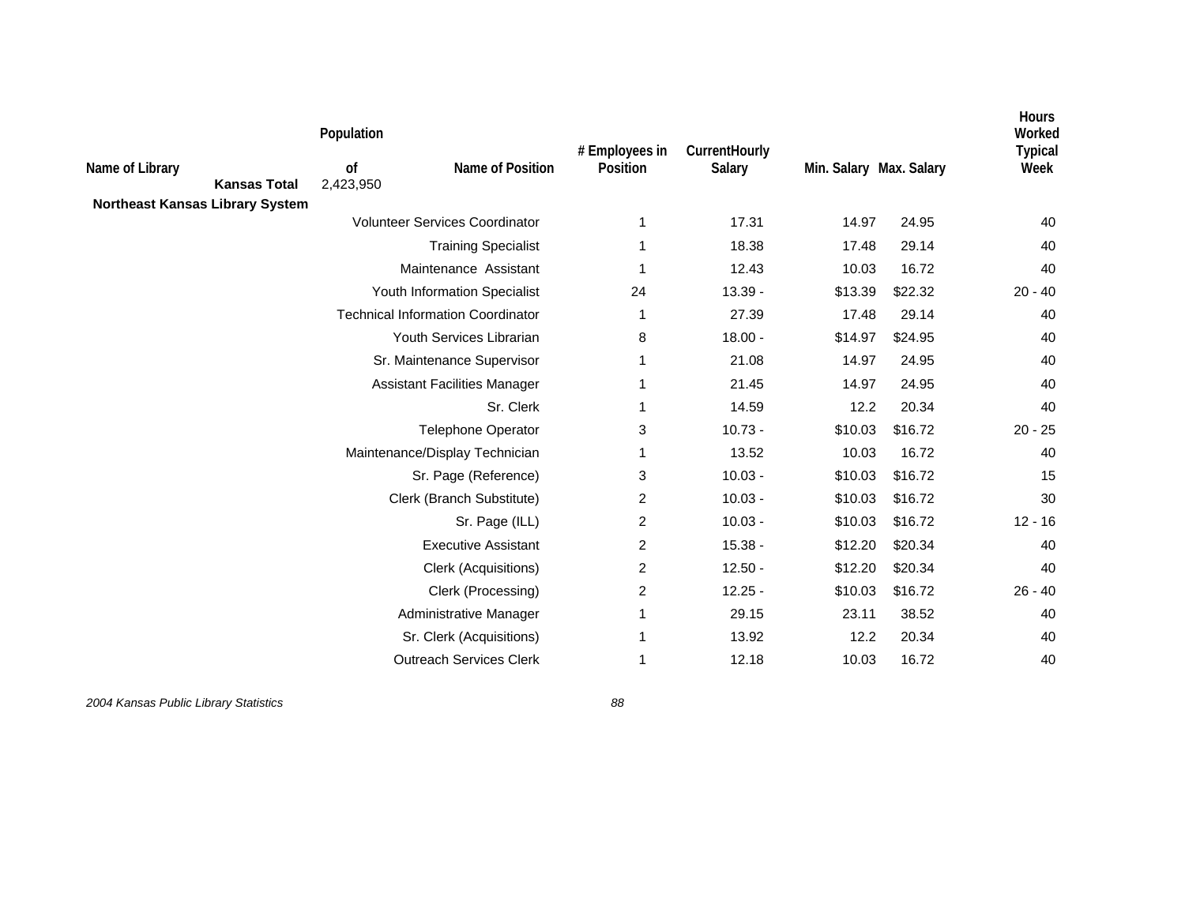| Name of Library | Population of | Name of Position | # Employees in Position | CurrentHourly Salary | Min. Salary | Max. Salary | Hours Worked Typical Week |
|---|---|---|---|---|---|---|---|
| **Kansas Total** | 2,423,950 | | | | | | |
| **Northeast Kansas Library System** | | | | | | | |
| | | Volunteer Services Coordinator | 1 | 17.31 | 14.97 | 24.95 | 40 |
| | | Training Specialist | 1 | 18.38 | 17.48 | 29.14 | 40 |
| | | Maintenance Assistant | 1 | 12.43 | 10.03 | 16.72 | 40 |
| | | Youth Information Specialist | 24 | 13.39 - | $13.39 | $22.32 | 20 - 40 |
| | | Technical Information Coordinator | 1 | 27.39 | 17.48 | 29.14 | 40 |
| | | Youth Services Librarian | 8 | 18.00 - | $14.97 | $24.95 | 40 |
| | | Sr. Maintenance Supervisor | 1 | 21.08 | 14.97 | 24.95 | 40 |
| | | Assistant Facilities Manager | 1 | 21.45 | 14.97 | 24.95 | 40 |
| | | Sr. Clerk | 1 | 14.59 | 12.2 | 20.34 | 40 |
| | | Telephone Operator | 3 | 10.73 - | $10.03 | $16.72 | 20 - 25 |
| | | Maintenance/Display Technician | 1 | 13.52 | 10.03 | 16.72 | 40 |
| | | Sr. Page (Reference) | 3 | 10.03 - | $10.03 | $16.72 | 15 |
| | | Clerk (Branch Substitute) | 2 | 10.03 - | $10.03 | $16.72 | 30 |
| | | Sr. Page (ILL) | 2 | 10.03 - | $10.03 | $16.72 | 12 - 16 |
| | | Executive Assistant | 2 | 15.38 - | $12.20 | $20.34 | 40 |
| | | Clerk (Acquisitions) | 2 | 12.50 - | $12.20 | $20.34 | 40 |
| | | Clerk (Processing) | 2 | 12.25 - | $10.03 | $16.72 | 26 - 40 |
| | | Administrative Manager | 1 | 29.15 | 23.11 | 38.52 | 40 |
| | | Sr. Clerk (Acquisitions) | 1 | 13.92 | 12.2 | 20.34 | 40 |
| | | Outreach Services Clerk | 1 | 12.18 | 10.03 | 16.72 | 40 |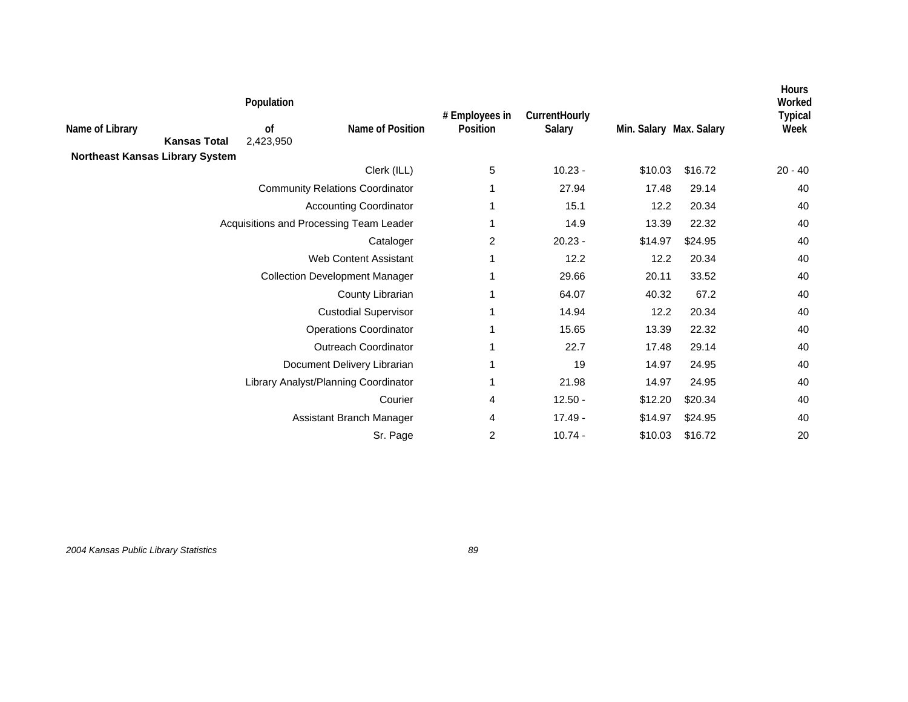| Name of Library | Population of | Name of Position | # Employees in Position | CurrentHourly Salary | Min. Salary | Max. Salary | Hours Worked Typical Week |
|---|---|---|---|---|---|---|---|
| **Kansas Total** | 2,423,950 | | | | | | |
| **Northeast Kansas Library System** | | | | | | | |
| | | Clerk (ILL) | 5 | 10.23 - | $10.03 | $16.72 | 20 - 40 |
| | | Community Relations Coordinator | 1 | 27.94 | 17.48 | 29.14 | 40 |
| | | Accounting Coordinator | 1 | 15.1 | 12.2 | 20.34 | 40 |
| | | Acquisitions and Processing Team Leader | 1 | 14.9 | 13.39 | 22.32 | 40 |
| | | Cataloger | 2 | 20.23 - | $14.97 | $24.95 | 40 |
| | | Web Content Assistant | 1 | 12.2 | 12.2 | 20.34 | 40 |
| | | Collection Development Manager | 1 | 29.66 | 20.11 | 33.52 | 40 |
| | | County Librarian | 1 | 64.07 | 40.32 | 67.2 | 40 |
| | | Custodial Supervisor | 1 | 14.94 | 12.2 | 20.34 | 40 |
| | | Operations Coordinator | 1 | 15.65 | 13.39 | 22.32 | 40 |
| | | Outreach Coordinator | 1 | 22.7 | 17.48 | 29.14 | 40 |
| | | Document Delivery Librarian | 1 | 19 | 14.97 | 24.95 | 40 |
| | | Library Analyst/Planning Coordinator | 1 | 21.98 | 14.97 | 24.95 | 40 |
| | | Courier | 4 | 12.50 - | $12.20 | $20.34 | 40 |
| | | Assistant Branch Manager | 4 | 17.49 - | $14.97 | $24.95 | 40 |
| | | Sr. Page | 2 | 10.74 - | $10.03 | $16.72 | 20 |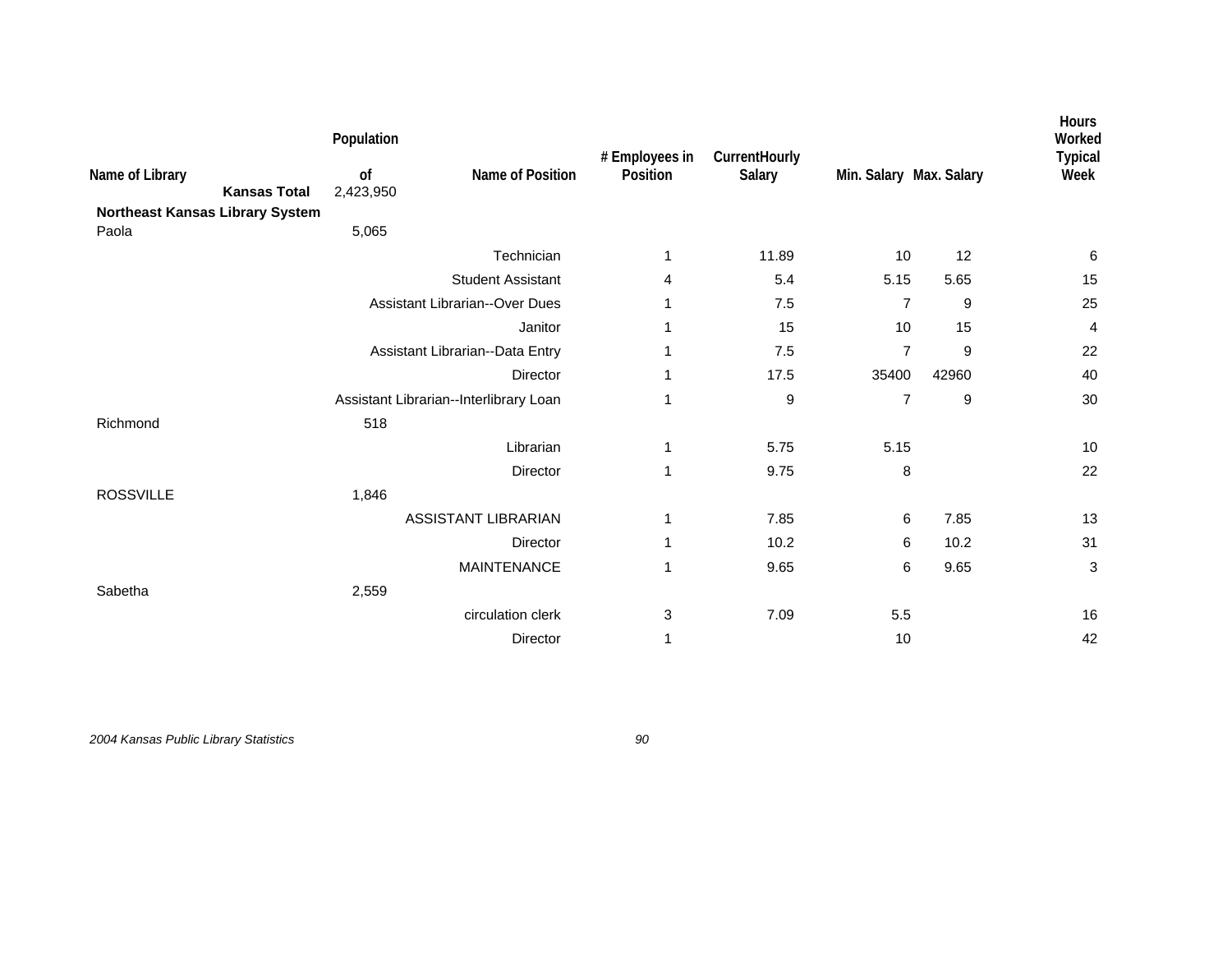| Name of Library | Population of | Name of Position | # Employees in Position | CurrentHourly Salary | Min. Salary | Max. Salary | Hours Worked Typical Week |
|---|---|---|---|---|---|---|---|
| **Kansas Total** | 2,423,950 | | | | | | |
| **Northeast Kansas Library System** | | | | | | | |
| Paola | 5,065 | | | | | | |
| | | Technician | 1 | 11.89 | 10 | 12 | 6 |
| | | Student Assistant | 4 | 5.4 | 5.15 | 5.65 | 15 |
| | | Assistant Librarian--Over Dues | 1 | 7.5 | 7 | 9 | 25 |
| | | Janitor | 1 | 15 | 10 | 15 | 4 |
| | | Assistant Librarian--Data Entry | 1 | 7.5 | 7 | 9 | 22 |
| | | Director | 1 | 17.5 | 35400 | 42960 | 40 |
| | | Assistant Librarian--Interlibrary Loan | 1 | 9 | 7 | 9 | 30 |
| Richmond | 518 | | | | | | |
| | | Librarian | 1 | 5.75 | 5.15 | | 10 |
| | | Director | 1 | 9.75 | 8 | | 22 |
| ROSSVILLE | 1,846 | | | | | | |
| | | ASSISTANT LIBRARIAN | 1 | 7.85 | 6 | 7.85 | 13 |
| | | Director | 1 | 10.2 | 6 | 10.2 | 31 |
| | | MAINTENANCE | 1 | 9.65 | 6 | 9.65 | 3 |
| Sabetha | 2,559 | | | | | | |
| | | circulation clerk | 3 | 7.09 | 5.5 | | 16 |
| | | Director | 1 | | 10 | | 42 |

*2004 Kansas Public Library Statistics*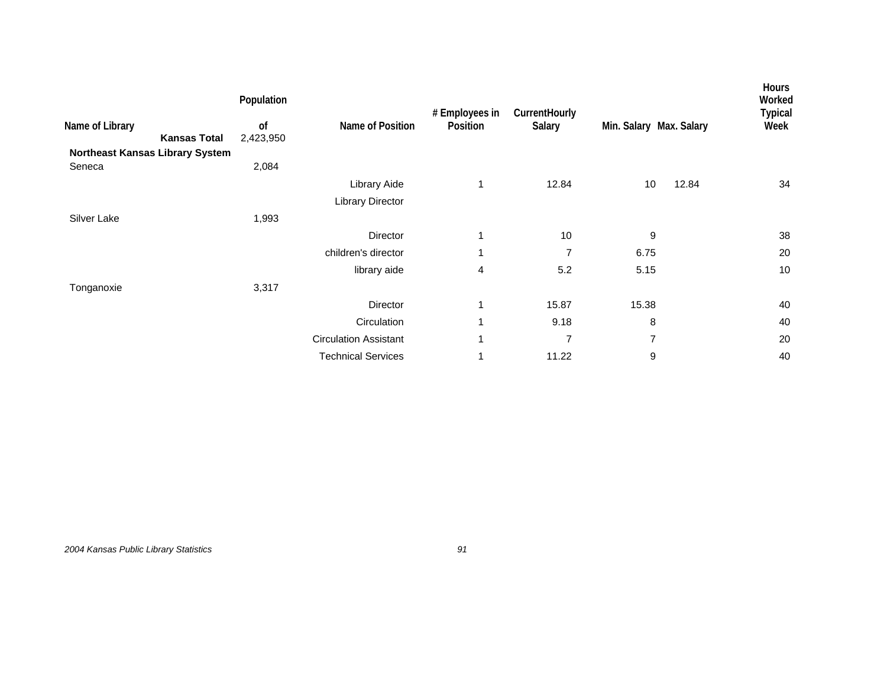| Name of Library | Population of | Name of Position | # Employees in Position | CurrentHourly Salary | Min. Salary | Max. Salary | Hours Worked Typical Week |
|---|---|---|---|---|---|---|---|
| **Kansas Total** | 2,423,950 | | | | | | |
| **Northeast Kansas Library System** | | | | | | | |
| Seneca | 2,084 | | | | | | |
| | | Library Aide | 1 | 12.84 | 10 | 12.84 | 34 |
| | | Library Director | | | | | |
| Silver Lake | 1,993 | | | | | | |
| | | Director | 1 | 10 | 9 | | 38 |
| | | children's director | 1 | 7 | 6.75 | | 20 |
| | | library aide | 4 | 5.2 | 5.15 | | 10 |
| Tonganoxie | 3,317 | | | | | | |
| | | Director | 1 | 15.87 | 15.38 | | 40 |
| | | Circulation | 1 | 9.18 | 8 | | 40 |
| | | Circulation Assistant | 1 | 7 | 7 | | 20 |
| | | Technical Services | 1 | 11.22 | 9 | | 40 |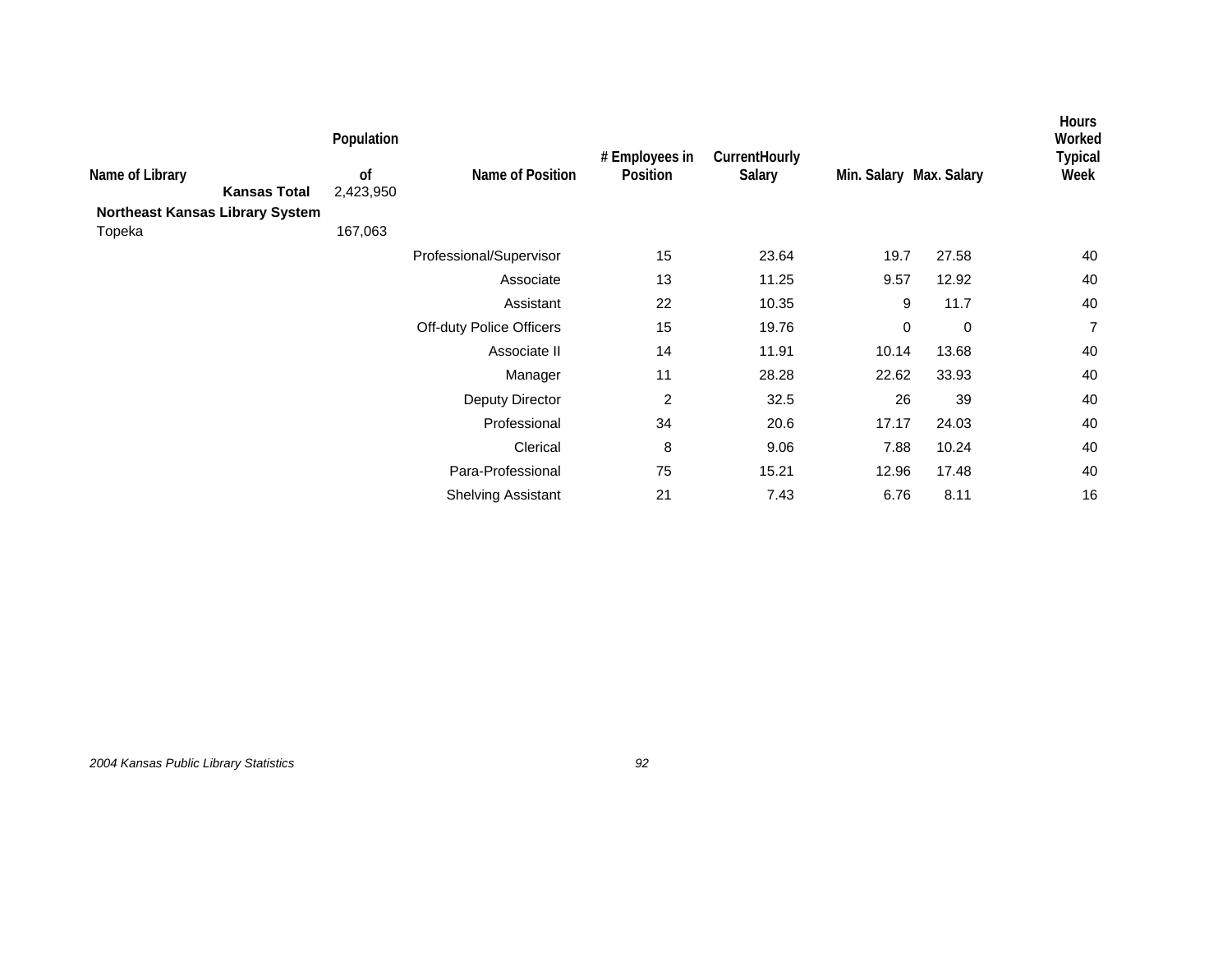| Name of Library | Population of | Name of Position | # Employees in Position | CurrentHourly Salary | Min. Salary | Max. Salary | Hours Worked Typical Week |
|---|---|---|---|---|---|---|---|
| **Kansas Total** | 2,423,950 | | | | | | |
| **Northeast Kansas Library System** | | | | | | | |
| Topeka | 167,063 | | | | | | |
| | | Professional/Supervisor | 15 | 23.64 | 19.7 | 27.58 | 40 |
| | | Associate | 13 | 11.25 | 9.57 | 12.92 | 40 |
| | | Assistant | 22 | 10.35 | 9 | 11.7 | 40 |
| | | Off-duty Police Officers | 15 | 19.76 | 0 | 0 | 7 |
| | | Associate II | 14 | 11.91 | 10.14 | 13.68 | 40 |
| | | Manager | 11 | 28.28 | 22.62 | 33.93 | 40 |
| | | Deputy Director | 2 | 32.5 | 26 | 39 | 40 |
| | | Professional | 34 | 20.6 | 17.17 | 24.03 | 40 |
| | | Clerical | 8 | 9.06 | 7.88 | 10.24 | 40 |
| | | Para-Professional | 75 | 15.21 | 12.96 | 17.48 | 40 |
| | | Shelving Assistant | 21 | 7.43 | 6.76 | 8.11 | 16 |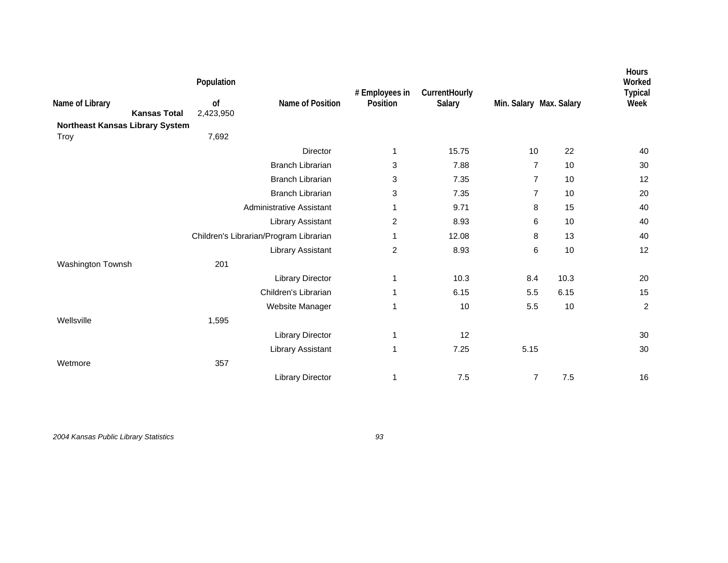| Name of Library | Population of | Name of Position | # Employees in Position | CurrentHourly Salary | Min. Salary | Max. Salary | Hours Worked Typical Week |
|---|---|---|---|---|---|---|---|
| **Kansas Total** | 2,423,950 | | | | | | |
| **Northeast Kansas Library System** | | | | | | | |
| Troy | 7,692 | | | | | | |
| | | Director | 1 | 15.75 | 10 | 22 | 40 |
| | | Branch Librarian | 3 | 7.88 | 7 | 10 | 30 |
| | | Branch Librarian | 3 | 7.35 | 7 | 10 | 12 |
| | | Branch Librarian | 3 | 7.35 | 7 | 10 | 20 |
| | | Administrative Assistant | 1 | 9.71 | 8 | 15 | 40 |
| | | Library Assistant | 2 | 8.93 | 6 | 10 | 40 |
| | | Children's Librarian/Program Librarian | 1 | 12.08 | 8 | 13 | 40 |
| | | Library Assistant | 2 | 8.93 | 6 | 10 | 12 |
| Washington Townsh | 201 | | | | | | |
| | | Library Director | 1 | 10.3 | 8.4 | 10.3 | 20 |
| | | Children's Librarian | 1 | 6.15 | 5.5 | 6.15 | 15 |
| | | Website Manager | 1 | 10 | 5.5 | 10 | 2 |
| Wellsville | 1,595 | | | | | | |
| | | Library Director | 1 | 12 | | | 30 |
| | | Library Assistant | 1 | 7.25 | 5.15 | | 30 |
| Wetmore | 357 | | | | | | |
| | | Library Director | 1 | 7.5 | 7 | 7.5 | 16 |

*2004 Kansas Public Library Statistics*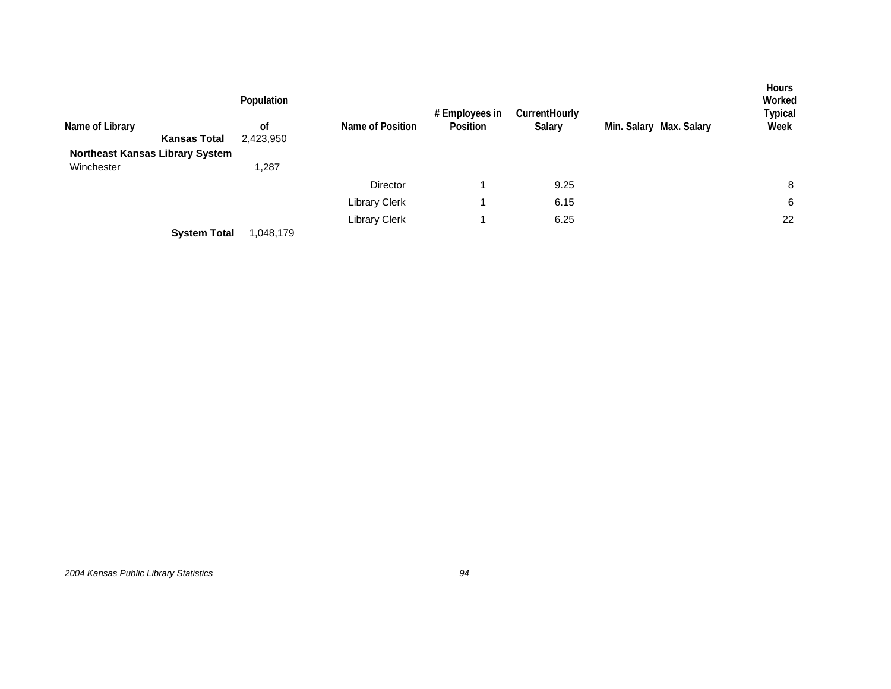| Name of Library | Population of | Name of Position | # Employees in Position | CurrentHourly Salary | Min. Salary | Max. Salary | Hours Worked Typical Week |
|---|---|---|---|---|---|---|---|
| **Kansas Total** | 2,423,950 | | | | | | |
| **Northeast Kansas Library System** | | | | | | | |
| Winchester | 1,287 | | | | | | |
| | | Director | 1 | 9.25 | | | 8 |
| | | Library Clerk | 1 | 6.15 | | | 6 |
| | | Library Clerk | 1 | 6.25 | | | 22 |
| **System Total** | 1,048,179 | | | | | | |

*2004 Kansas Public Library Statistics*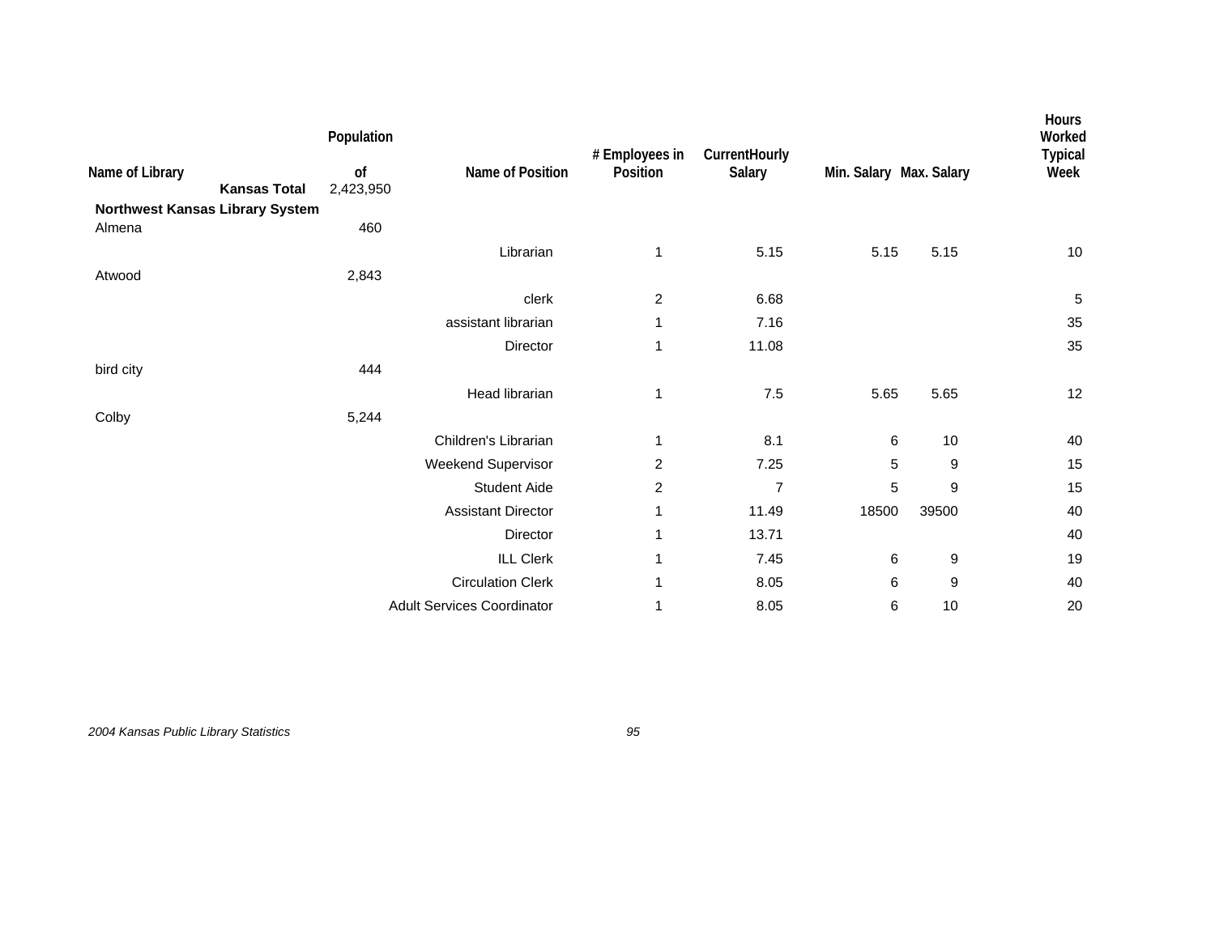| Name of Library | Population of | Name of Position | # Employees in Position | CurrentHourly Salary | Min. Salary | Max. Salary | Hours Worked Typical Week |
|---|---|---|---|---|---|---|---|
| **Kansas Total** | 2,423,950 | | | | | | |
| **Northwest Kansas Library System** | | | | | | | |
| Almena | 460 | | | | | | |
| | | Librarian | 1 | 5.15 | 5.15 | 5.15 | 10 |
| Atwood | 2,843 | | | | | | |
| | | clerk | 2 | 6.68 | | | 5 |
| | | assistant librarian | 1 | 7.16 | | | 35 |
| | | Director | 1 | 11.08 | | | 35 |
| bird city | 444 | | | | | | |
| | | Head librarian | 1 | 7.5 | 5.65 | 5.65 | 12 |
| Colby | 5,244 | | | | | | |
| | | Children's Librarian | 1 | 8.1 | 6 | 10 | 40 |
| | | Weekend Supervisor | 2 | 7.25 | 5 | 9 | 15 |
| | | Student Aide | 2 | 7 | 5 | 9 | 15 |
| | | Assistant Director | 1 | 11.49 | 18500 | 39500 | 40 |
| | | Director | 1 | 13.71 | | | 40 |
| | | ILL Clerk | 1 | 7.45 | 6 | 9 | 19 |
| | | Circulation Clerk | 1 | 8.05 | 6 | 9 | 40 |
| | | Adult Services Coordinator | 1 | 8.05 | 6 | 10 | 20 |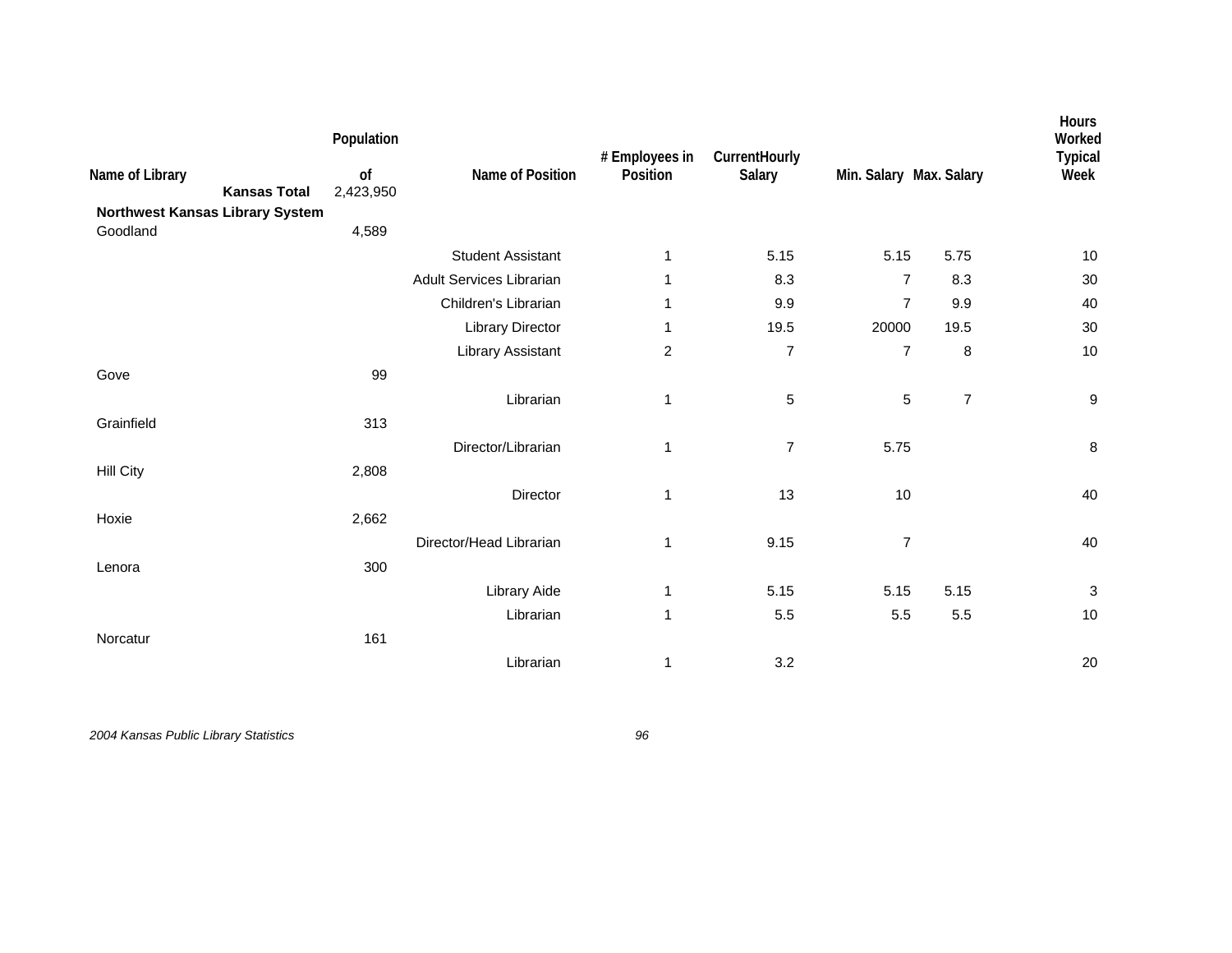| Name of Library | Population of | Name of Position | # Employees in Position | CurrentHourly Salary | Min. Salary | Max. Salary | Hours Worked Typical Week |
|---|---|---|---|---|---|---|---|
| **Kansas Total** | 2,423,950 | | | | | | |
| **Northwest Kansas Library System** | | | | | | | |
| Goodland | 4,589 | | | | | | |
| | | Student Assistant | 1 | 5.15 | 5.15 | 5.75 | 10 |
| | | Adult Services Librarian | 1 | 8.3 | 7 | 8.3 | 30 |
| | | Children's Librarian | 1 | 9.9 | 7 | 9.9 | 40 |
| | | Library Director | 1 | 19.5 | 20000 | 19.5 | 30 |
| | | Library Assistant | 2 | 7 | 7 | 8 | 10 |
| Gove | 99 | | | | | | |
| | | Librarian | 1 | 5 | 5 | 7 | 9 |
| Grainfield | 313 | | | | | | |
| | | Director/Librarian | 1 | 7 | 5.75 | | 8 |
| Hill City | 2,808 | | | | | | |
| | | Director | 1 | 13 | 10 | | 40 |
| Hoxie | 2,662 | | | | | | |
| | | Director/Head Librarian | 1 | 9.15 | 7 | | 40 |
| Lenora | 300 | | | | | | |
| | | Library Aide | 1 | 5.15 | 5.15 | 5.15 | 3 |
| | | Librarian | 1 | 5.5 | 5.5 | 5.5 | 10 |
| Norcatur | 161 | | | | | | |
| | | Librarian | 1 | 3.2 | | | 20 |

*2004 Kansas Public Library Statistics*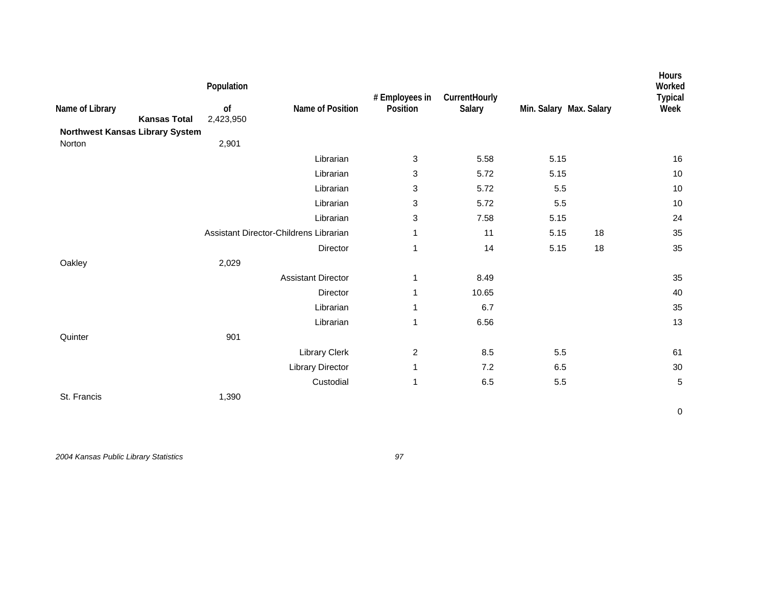| Name of Library | Population of | Name of Position | # Employees in Position | CurrentHourly Salary | Min. Salary | Max. Salary | Hours Worked Typical Week |
|---|---|---|---|---|---|---|---|
| **Kansas Total** | 2,423,950 | | | | | | |
| **Northwest Kansas Library System** | | | | | | | |
| Norton | 2,901 | | | | | | |
| | | Librarian | 3 | 5.58 | 5.15 | | 16 |
| | | Librarian | 3 | 5.72 | 5.15 | | 10 |
| | | Librarian | 3 | 5.72 | 5.5 | | 10 |
| | | Librarian | 3 | 5.72 | 5.5 | | 10 |
| | | Librarian | 3 | 7.58 | 5.15 | | 24 |
| | | Assistant Director-Childrens Librarian | 1 | 11 | 5.15 | 18 | 35 |
| | | Director | 1 | 14 | 5.15 | 18 | 35 |
| Oakley | 2,029 | | | | | | |
| | | Assistant Director | 1 | 8.49 | | | 35 |
| | | Director | 1 | 10.65 | | | 40 |
| | | Librarian | 1 | 6.7 | | | 35 |
| | | Librarian | 1 | 6.56 | | | 13 |
| Quinter | 901 | | | | | | |
| | | Library Clerk | 2 | 8.5 | 5.5 | | 61 |
| | | Library Director | 1 | 7.2 | 6.5 | | 30 |
| | | Custodial | 1 | 6.5 | 5.5 | | 5 |
| St. Francis | 1,390 | | | | | | |
| | | | | | | | 0 |

*2004 Kansas Public Library Statistics*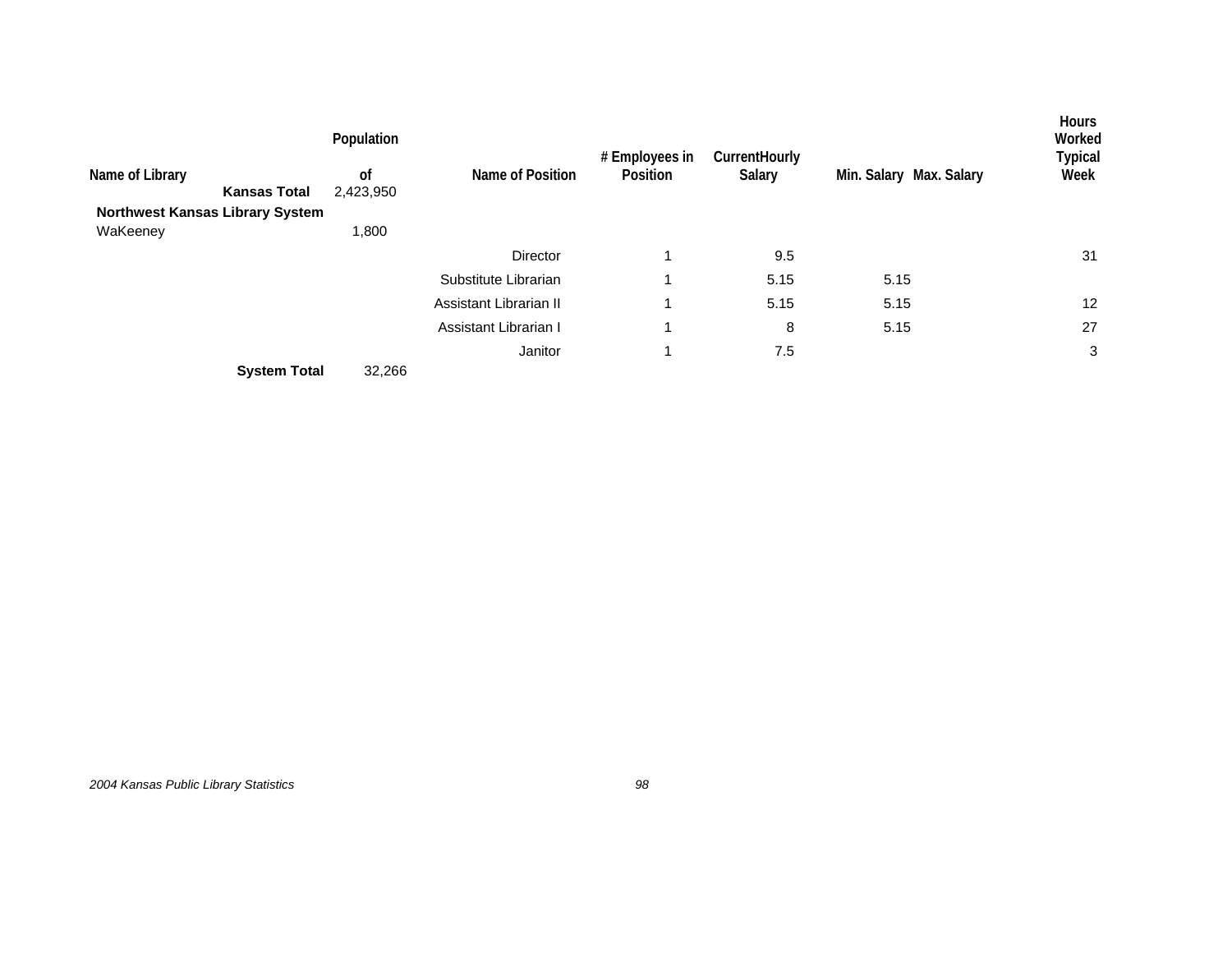| Name of Library | Population of | Name of Position | # Employees in Position | CurrentHourly Salary | Min. Salary | Max. Salary | Hours Worked Typical Week |
|---|---|---|---|---|---|---|---|
| **Kansas Total** | 2,423,950 | | | | | | |
| **Northwest Kansas Library System** | | | | | | | |
| WaKeeney | 1,800 | | | | | | |
| | | Director | 1 | 9.5 | | | 31 |
| | | Substitute Librarian | 1 | 5.15 | 5.15 | | |
| | | Assistant Librarian II | 1 | 5.15 | 5.15 | | 12 |
| | | Assistant Librarian I | 1 | 8 | 5.15 | | 27 |
| | | Janitor | 1 | 7.5 | | | 3 |
| **System Total** | 32,266 | | | | | | |

*2004 Kansas Public Library Statistics*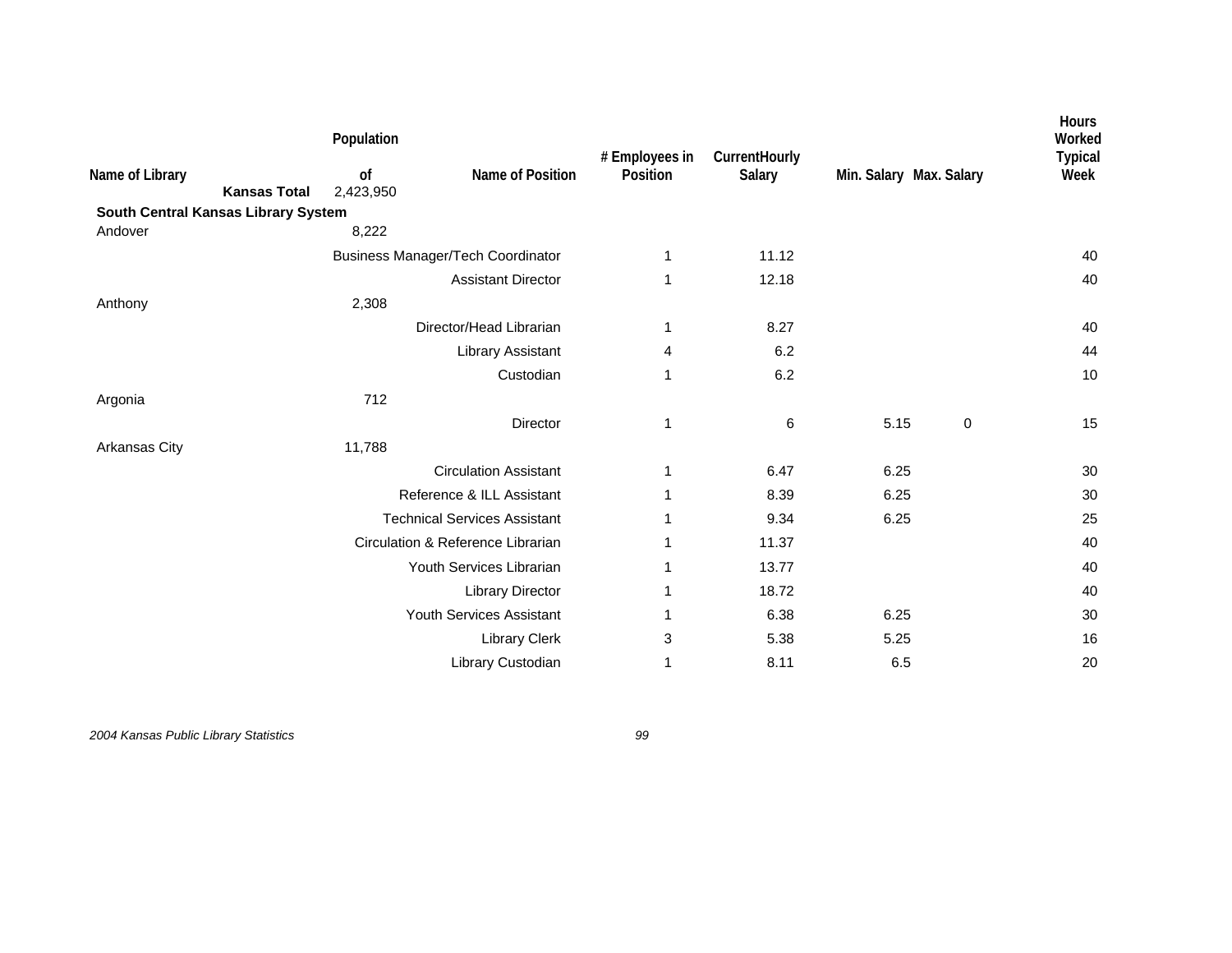| Name of Library | Population of | Name of Position | # Employees in Position | CurrentHourly Salary | Min. Salary | Max. Salary | Hours Worked Typical Week |
|---|---|---|---|---|---|---|---|
| **Kansas Total** | 2,423,950 | | | | | | |
| **South Central Kansas Library System** | | | | | | | |
| Andover | 8,222 | | | | | | |
| | | Business Manager/Tech Coordinator | 1 | 11.12 | | | 40 |
| | | Assistant Director | 1 | 12.18 | | | 40 |
| Anthony | 2,308 | | | | | | |
| | | Director/Head Librarian | 1 | 8.27 | | | 40 |
| | | Library Assistant | 4 | 6.2 | | | 44 |
| | | Custodian | 1 | 6.2 | | | 10 |
| Argonia | 712 | | | | | | |
| | | Director | 1 | 6 | 5.15 | 0 | 15 |
| Arkansas City | 11,788 | | | | | | |
| | | Circulation Assistant | 1 | 6.47 | 6.25 | | 30 |
| | | Reference & ILL Assistant | 1 | 8.39 | 6.25 | | 30 |
| | | Technical Services Assistant | 1 | 9.34 | 6.25 | | 25 |
| | | Circulation & Reference Librarian | 1 | 11.37 | | | 40 |
| | | Youth Services Librarian | 1 | 13.77 | | | 40 |
| | | Library Director | 1 | 18.72 | | | 40 |
| | | Youth Services Assistant | 1 | 6.38 | 6.25 | | 30 |
| | | Library Clerk | 3 | 5.38 | 5.25 | | 16 |
| | | Library Custodian | 1 | 8.11 | 6.5 | | 20 |

*2004 Kansas Public Library Statistics*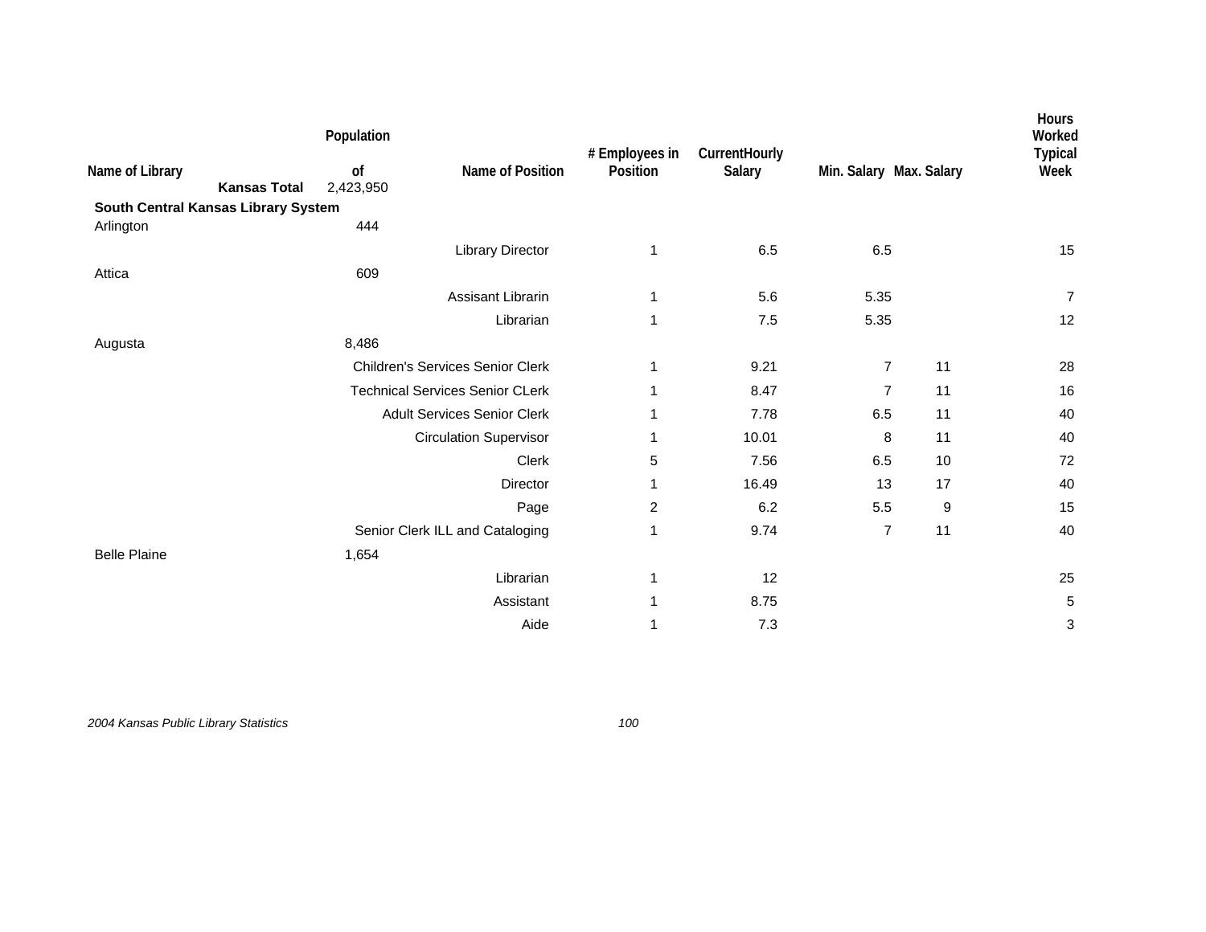| Name of Library | Population of | Name of Position | # Employees in Position | CurrentHourly Salary | Min. Salary | Max. Salary | Hours Worked Typical Week |
|---|---|---|---|---|---|---|---|
| **Kansas Total** | 2,423,950 | | | | | | |
| **South Central Kansas Library System** | | | | | | | |
| Arlington | 444 | | | | | | |
| | | Library Director | 1 | 6.5 | 6.5 | | 15 |
| Attica | 609 | | | | | | |
| | | Assisant Librarin | 1 | 5.6 | 5.35 | | 7 |
| | | Librarian | 1 | 7.5 | 5.35 | | 12 |
| Augusta | 8,486 | | | | | | |
| | | Children's Services Senior Clerk | 1 | 9.21 | 7 | 11 | 28 |
| | | Technical Services Senior CLerk | 1 | 8.47 | 7 | 11 | 16 |
| | | Adult Services Senior Clerk | 1 | 7.78 | 6.5 | 11 | 40 |
| | | Circulation Supervisor | 1 | 10.01 | 8 | 11 | 40 |
| | | Clerk | 5 | 7.56 | 6.5 | 10 | 72 |
| | | Director | 1 | 16.49 | 13 | 17 | 40 |
| | | Page | 2 | 6.2 | 5.5 | 9 | 15 |
| | | Senior Clerk ILL and Cataloging | 1 | 9.74 | 7 | 11 | 40 |
| Belle Plaine | 1,654 | | | | | | |
| | | Librarian | 1 | 12 | | | 25 |
| | | Assistant | 1 | 8.75 | | | 5 |
| | | Aide | 1 | 7.3 | | | 3 |

*2004 Kansas Public Library Statistics*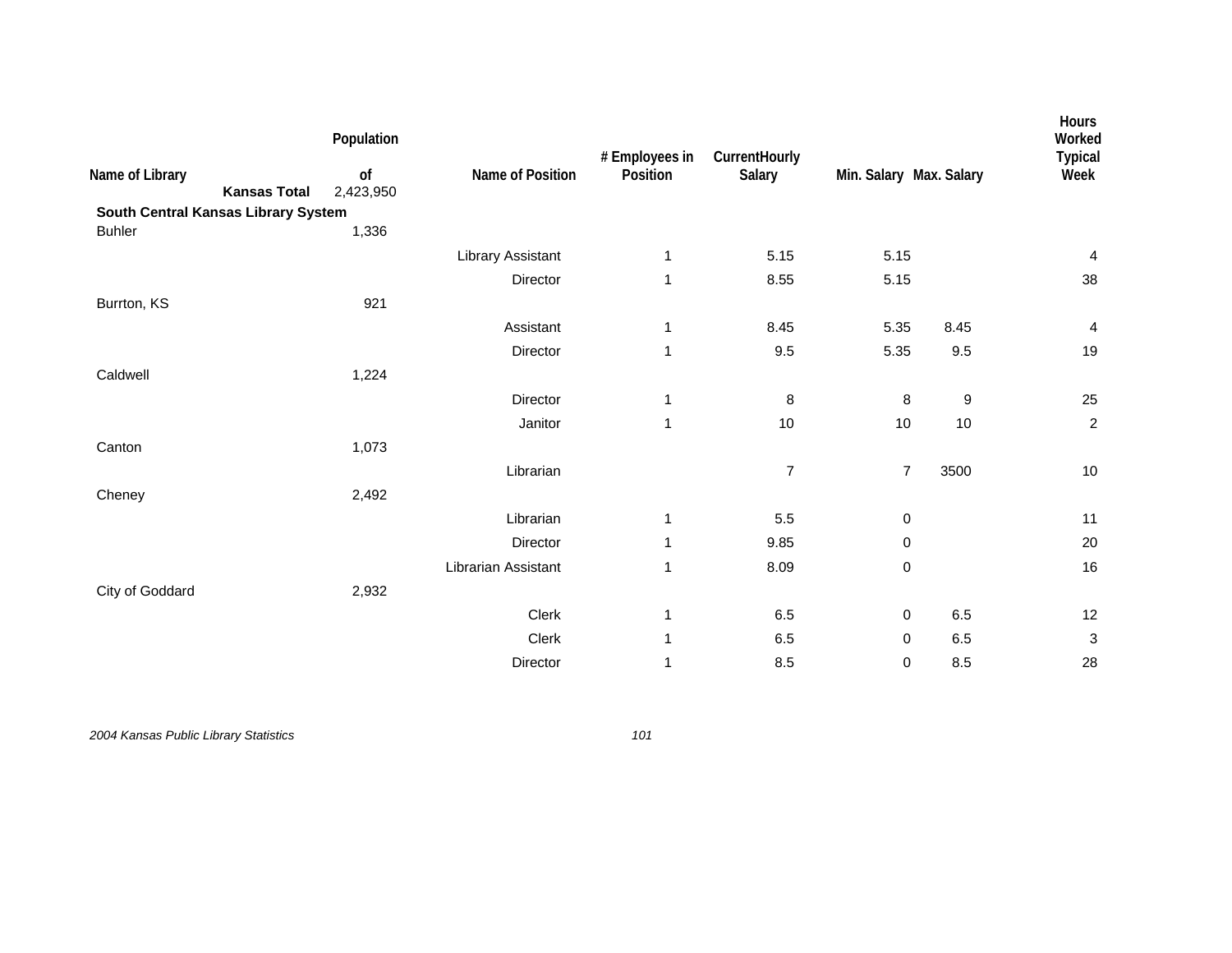| Name of Library | Population of | Name of Position | # Employees in Position | CurrentHourly Salary | Min. Salary | Max. Salary | Hours Worked Typical Week |
|---|---|---|---|---|---|---|---|
| **Kansas Total** | 2,423,950 | | | | | | |
| **South Central Kansas Library System** | | | | | | | |
| Buhler | 1,336 | | | | | | |
| | | Library Assistant | 1 | 5.15 | 5.15 | | 4 |
| | | Director | 1 | 8.55 | 5.15 | | 38 |
| Burrton, KS | 921 | | | | | | |
| | | Assistant | 1 | 8.45 | 5.35 | 8.45 | 4 |
| | | Director | 1 | 9.5 | 5.35 | 9.5 | 19 |
| Caldwell | 1,224 | | | | | | |
| | | Director | 1 | 8 | 8 | 9 | 25 |
| | | Janitor | 1 | 10 | 10 | 10 | 2 |
| Canton | 1,073 | | | | | | |
| | | Librarian | | 7 | 7 | 3500 | 10 |
| Cheney | 2,492 | | | | | | |
| | | Librarian | 1 | 5.5 | 0 | | 11 |
| | | Director | 1 | 9.85 | 0 | | 20 |
| | | Librarian Assistant | 1 | 8.09 | 0 | | 16 |
| City of Goddard | 2,932 | | | | | | |
| | | Clerk | 1 | 6.5 | 0 | 6.5 | 12 |
| | | Clerk | 1 | 6.5 | 0 | 6.5 | 3 |
| | | Director | 1 | 8.5 | 0 | 8.5 | 28 |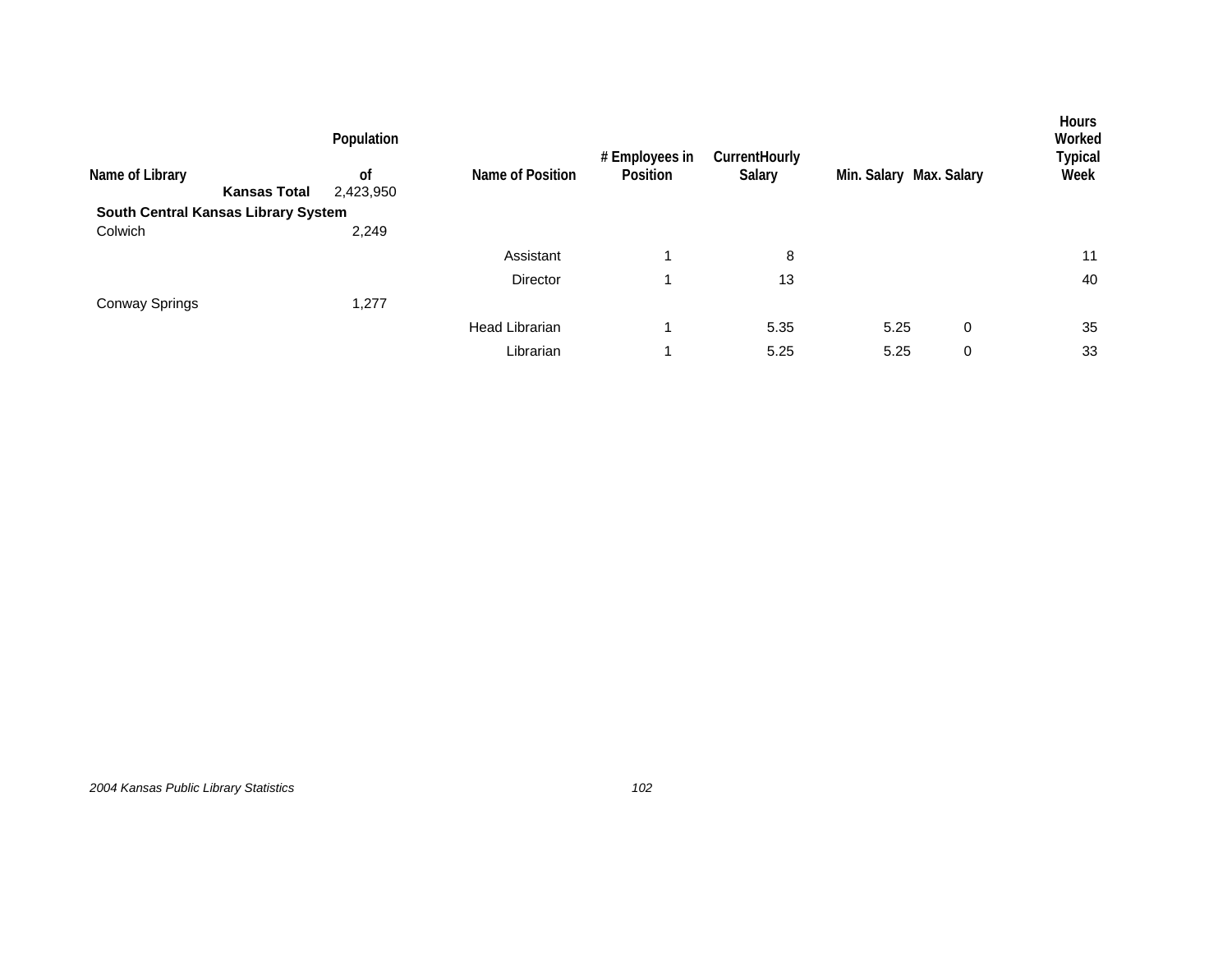| Name of Library | Population of | Name of Position | # Employees in Position | CurrentHourly Salary | Min. Salary | Max. Salary | Hours Worked Typical Week |
|---|---|---|---|---|---|---|---|
| **Kansas Total** | 2,423,950 | | | | | | |
| **South Central Kansas Library System** | | | | | | | |
| Colwich | 2,249 | | | | | | |
| | | Assistant | 1 | 8 | | | 11 |
| | | Director | 1 | 13 | | | 40 |
| Conway Springs | 1,277 | | | | | | |
| | | Head Librarian | 1 | 5.35 | 5.25 | 0 | 35 |
| | | Librarian | 1 | 5.25 | 5.25 | 0 | 33 |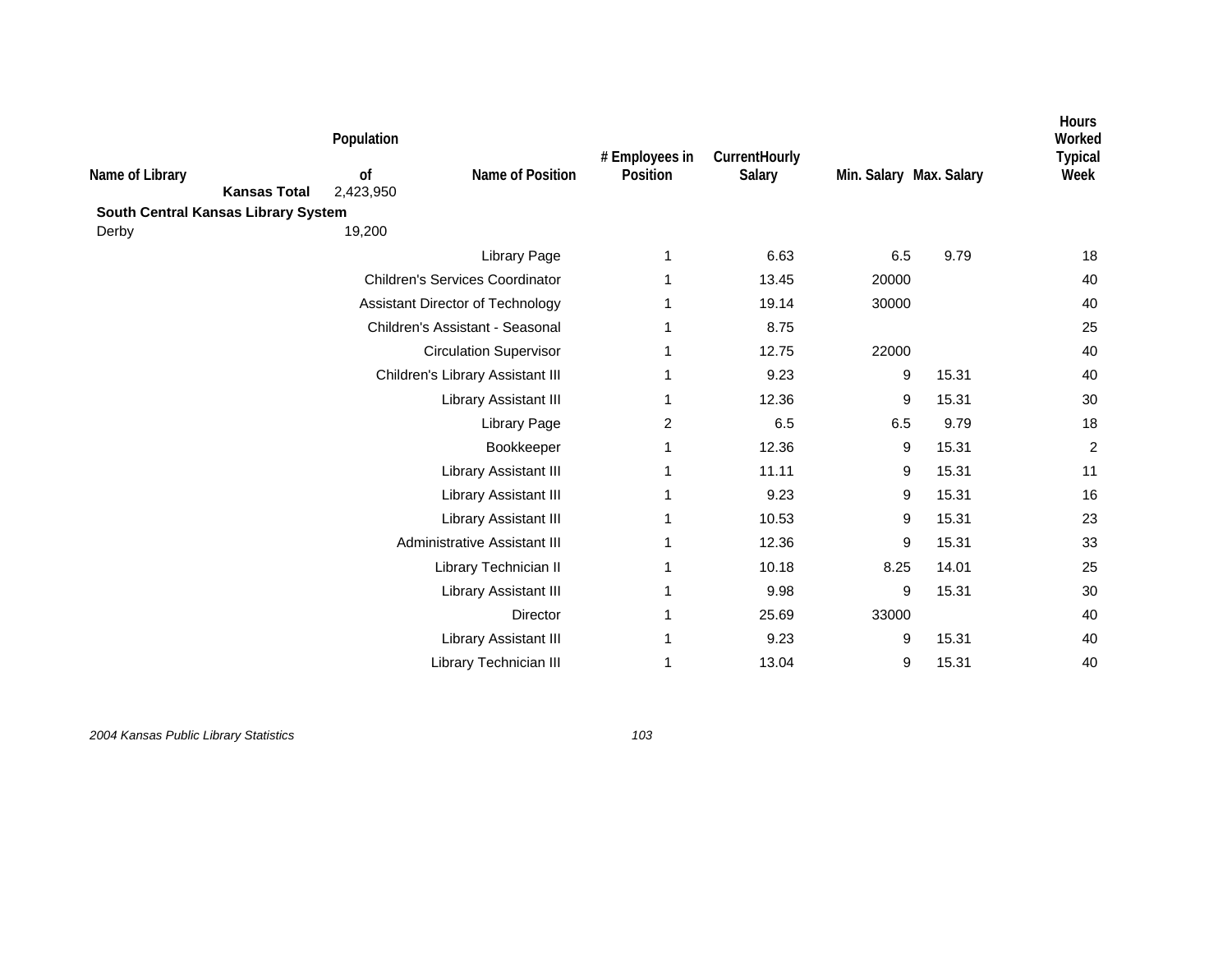| Name of Library | Population of | Name of Position | # Employees in Position | CurrentHourly Salary | Min. Salary | Max. Salary | Hours Worked Typical Week |
|---|---|---|---|---|---|---|---|
| **Kansas Total** | 2,423,950 | | | | | | |
| **South Central Kansas Library System** | | | | | | | |
| Derby | 19,200 | | | | | | |
| | | Library Page | 1 | 6.63 | 6.5 | 9.79 | 18 |
| | | Children's Services Coordinator | 1 | 13.45 | 20000 | | 40 |
| | | Assistant Director of Technology | 1 | 19.14 | 30000 | | 40 |
| | | Children's Assistant - Seasonal | 1 | 8.75 | | | 25 |
| | | Circulation Supervisor | 1 | 12.75 | 22000 | | 40 |
| | | Children's Library Assistant III | 1 | 9.23 | 9 | 15.31 | 40 |
| | | Library Assistant III | 1 | 12.36 | 9 | 15.31 | 30 |
| | | Library Page | 2 | 6.5 | 6.5 | 9.79 | 18 |
| | | Bookkeeper | 1 | 12.36 | 9 | 15.31 | 2 |
| | | Library Assistant III | 1 | 11.11 | 9 | 15.31 | 11 |
| | | Library Assistant III | 1 | 9.23 | 9 | 15.31 | 16 |
| | | Library Assistant III | 1 | 10.53 | 9 | 15.31 | 23 |
| | | Administrative Assistant III | 1 | 12.36 | 9 | 15.31 | 33 |
| | | Library Technician II | 1 | 10.18 | 8.25 | 14.01 | 25 |
| | | Library Assistant III | 1 | 9.98 | 9 | 15.31 | 30 |
| | | Director | 1 | 25.69 | 33000 | | 40 |
| | | Library Assistant III | 1 | 9.23 | 9 | 15.31 | 40 |
| | | Library Technician III | 1 | 13.04 | 9 | 15.31 | 40 |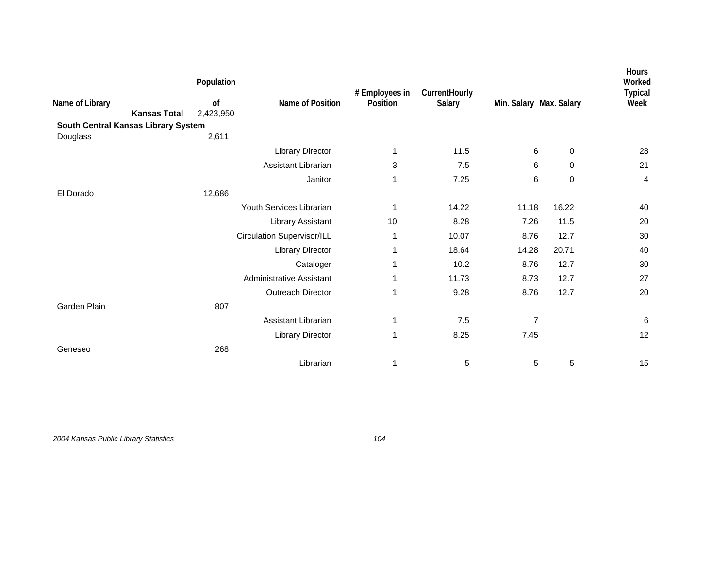| Name of Library | Population of | Name of Position | # Employees in Position | CurrentHourly Salary | Min. Salary | Max. Salary | Hours Worked Typical Week |
|---|---|---|---|---|---|---|---|
| **Kansas Total** | 2,423,950 | | | | | | |
| **South Central Kansas Library System** | | | | | | | |
| Douglass | 2,611 | | | | | | |
| | | Library Director | 1 | 11.5 | 6 | 0 | 28 |
| | | Assistant Librarian | 3 | 7.5 | 6 | 0 | 21 |
| | | Janitor | 1 | 7.25 | 6 | 0 | 4 |
| El Dorado | 12,686 | | | | | | |
| | | Youth Services Librarian | 1 | 14.22 | 11.18 | 16.22 | 40 |
| | | Library Assistant | 10 | 8.28 | 7.26 | 11.5 | 20 |
| | | Circulation Supervisor/ILL | 1 | 10.07 | 8.76 | 12.7 | 30 |
| | | Library Director | 1 | 18.64 | 14.28 | 20.71 | 40 |
| | | Cataloger | 1 | 10.2 | 8.76 | 12.7 | 30 |
| | | Administrative Assistant | 1 | 11.73 | 8.73 | 12.7 | 27 |
| | | Outreach Director | 1 | 9.28 | 8.76 | 12.7 | 20 |
| Garden Plain | 807 | | | | | | |
| | | Assistant Librarian | 1 | 7.5 | 7 | | 6 |
| | | Library Director | 1 | 8.25 | 7.45 | | 12 |
| Geneseo | 268 | | | | | | |
| | | Librarian | 1 | 5 | 5 | 5 | 15 |

*2004 Kansas Public Library Statistics*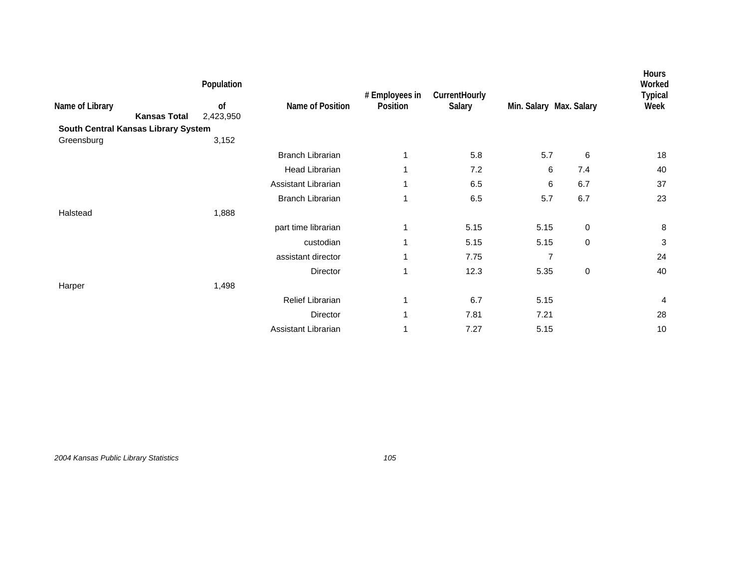| Name of Library | Population of | Name of Position | # Employees in Position | CurrentHourly Salary | Min. Salary | Max. Salary | Hours Worked Typical Week |
|---|---|---|---|---|---|---|---|
| **Kansas Total** | 2,423,950 | | | | | | |
| **South Central Kansas Library System** | | | | | | | |
| Greensburg | 3,152 | | | | | | |
| | | Branch Librarian | 1 | 5.8 | 5.7 | 6 | 18 |
| | | Head Librarian | 1 | 7.2 | 6 | 7.4 | 40 |
| | | Assistant Librarian | 1 | 6.5 | 6 | 6.7 | 37 |
| | | Branch Librarian | 1 | 6.5 | 5.7 | 6.7 | 23 |
| Halstead | 1,888 | | | | | | |
| | | part time librarian | 1 | 5.15 | 5.15 | 0 | 8 |
| | | custodian | 1 | 5.15 | 5.15 | 0 | 3 |
| | | assistant director | 1 | 7.75 | 7 | | 24 |
| | | Director | 1 | 12.3 | 5.35 | 0 | 40 |
| Harper | 1,498 | | | | | | |
| | | Relief Librarian | 1 | 6.7 | 5.15 | | 4 |
| | | Director | 1 | 7.81 | 7.21 | | 28 |
| | | Assistant Librarian | 1 | 7.27 | 5.15 | | 10 |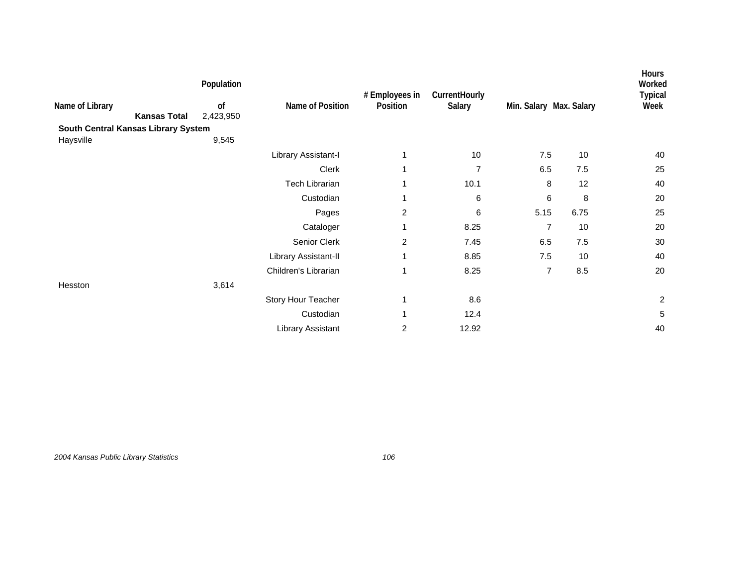| Name of Library | Population of | Name of Position | # Employees in Position | CurrentHourly Salary | Min. Salary | Max. Salary | Hours Worked Typical Week |
|---|---|---|---|---|---|---|---|
| **Kansas Total** | 2,423,950 | | | | | | |
| **South Central Kansas Library System** | | | | | | | |
| Haysville | 9,545 | | | | | | |
| | | Library Assistant-I | 1 | 10 | 7.5 | 10 | 40 |
| | | Clerk | 1 | 7 | 6.5 | 7.5 | 25 |
| | | Tech Librarian | 1 | 10.1 | 8 | 12 | 40 |
| | | Custodian | 1 | 6 | 6 | 8 | 20 |
| | | Pages | 2 | 6 | 5.15 | 6.75 | 25 |
| | | Cataloger | 1 | 8.25 | 7 | 10 | 20 |
| | | Senior Clerk | 2 | 7.45 | 6.5 | 7.5 | 30 |
| | | Library Assistant-II | 1 | 8.85 | 7.5 | 10 | 40 |
| | | Children's Librarian | 1 | 8.25 | 7 | 8.5 | 20 |
| Hesston | 3,614 | | | | | | |
| | | Story Hour Teacher | 1 | 8.6 | | | 2 |
| | | Custodian | 1 | 12.4 | | | 5 |
| | | Library Assistant | 2 | 12.92 | | | 40 |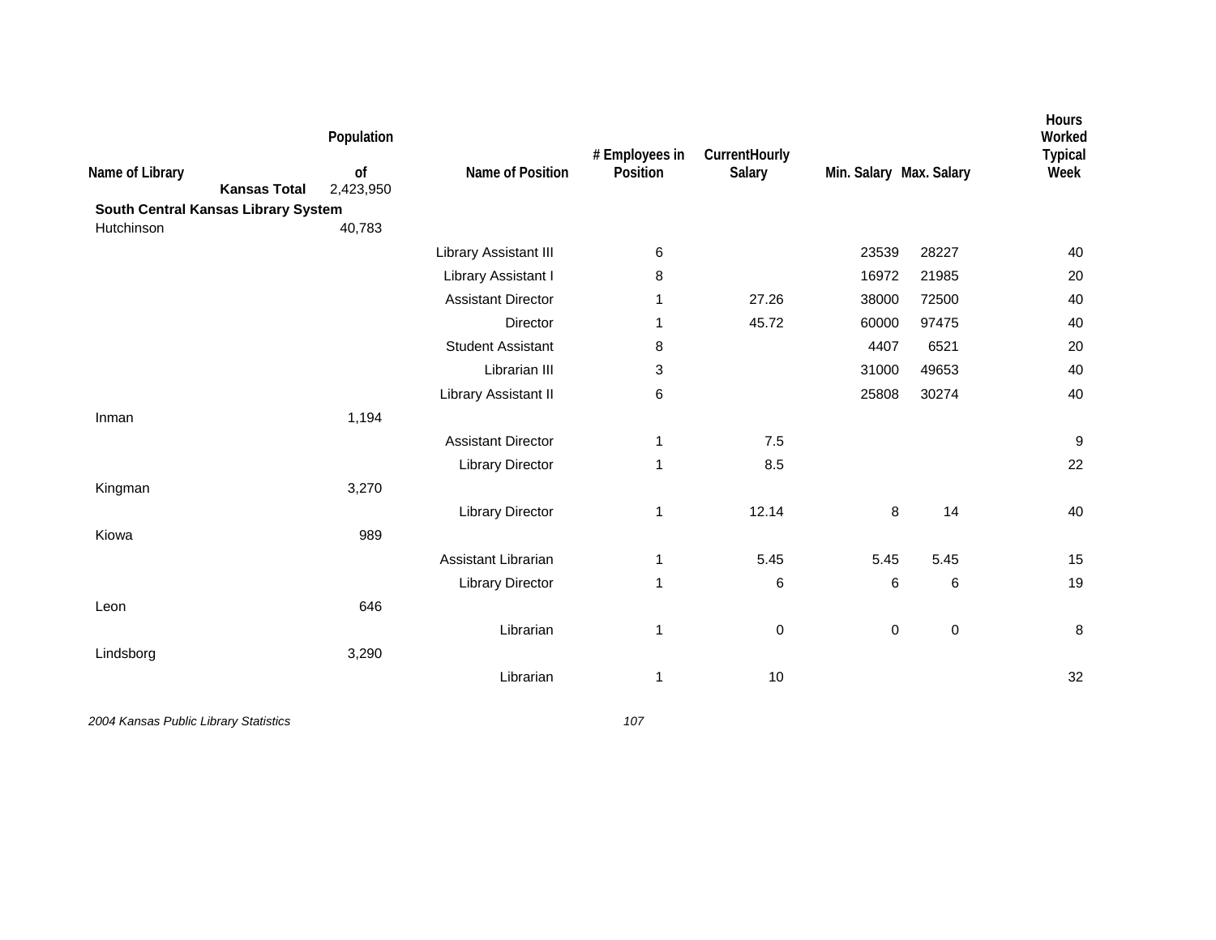| Name of Library | Population of | Name of Position | # Employees in Position | CurrentHourly Salary | Min. Salary | Max. Salary | Hours Worked Typical Week |
|---|---|---|---|---|---|---|---|
| **Kansas Total** | 2,423,950 | | | | | | |
| **South Central Kansas Library System** | | | | | | | |
| Hutchinson | 40,783 | | | | | | |
| | | Library Assistant III | 6 | | 23539 | 28227 | 40 |
| | | Library Assistant I | 8 | | 16972 | 21985 | 20 |
| | | Assistant Director | 1 | 27.26 | 38000 | 72500 | 40 |
| | | Director | 1 | 45.72 | 60000 | 97475 | 40 |
| | | Student Assistant | 8 | | 4407 | 6521 | 20 |
| | | Librarian III | 3 | | 31000 | 49653 | 40 |
| | | Library Assistant II | 6 | | 25808 | 30274 | 40 |
| Inman | 1,194 | | | | | | |
| | | Assistant Director | 1 | 7.5 | | | 9 |
| | | Library Director | 1 | 8.5 | | | 22 |
| Kingman | 3,270 | | | | | | |
| | | Library Director | 1 | 12.14 | 8 | 14 | 40 |
| Kiowa | 989 | | | | | | |
| | | Assistant Librarian | 1 | 5.45 | 5.45 | 5.45 | 15 |
| | | Library Director | 1 | 6 | 6 | 6 | 19 |
| Leon | 646 | | | | | | |
| | | Librarian | 1 | 0 | 0 | 0 | 8 |
| Lindsborg | 3,290 | | | | | | |
| | | Librarian | 1 | 10 | | | 32 |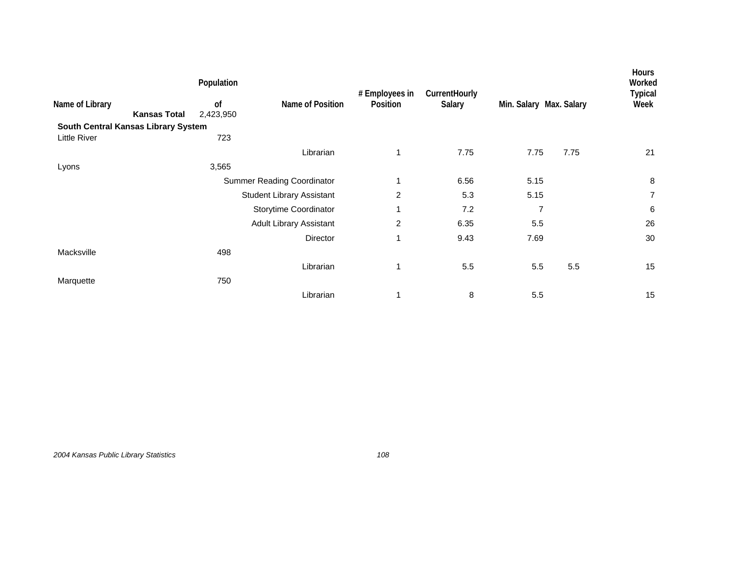| Name of Library | Population of | Name of Position | # Employees in Position | CurrentHourly Salary | Min. Salary | Max. Salary | Hours Worked Typical Week |
|---|---|---|---|---|---|---|---|
| **Kansas Total** | 2,423,950 | | | | | | |
| **South Central Kansas Library System** | | | | | | | |
| Little River | 723 | | | | | | |
| | | Librarian | 1 | 7.75 | 7.75 | 7.75 | 21 |
| Lyons | 3,565 | | | | | | |
| | | Summer Reading Coordinator | 1 | 6.56 | 5.15 | | 8 |
| | | Student Library Assistant | 2 | 5.3 | 5.15 | | 7 |
| | | Storytime Coordinator | 1 | 7.2 | 7 | | 6 |
| | | Adult Library Assistant | 2 | 6.35 | 5.5 | | 26 |
| | | Director | 1 | 9.43 | 7.69 | | 30 |
| Macksville | 498 | | | | | | |
| | | Librarian | 1 | 5.5 | 5.5 | 5.5 | 15 |
| Marquette | 750 | | | | | | |
| | | Librarian | 1 | 8 | 5.5 | | 15 |

*2004 Kansas Public Library Statistics*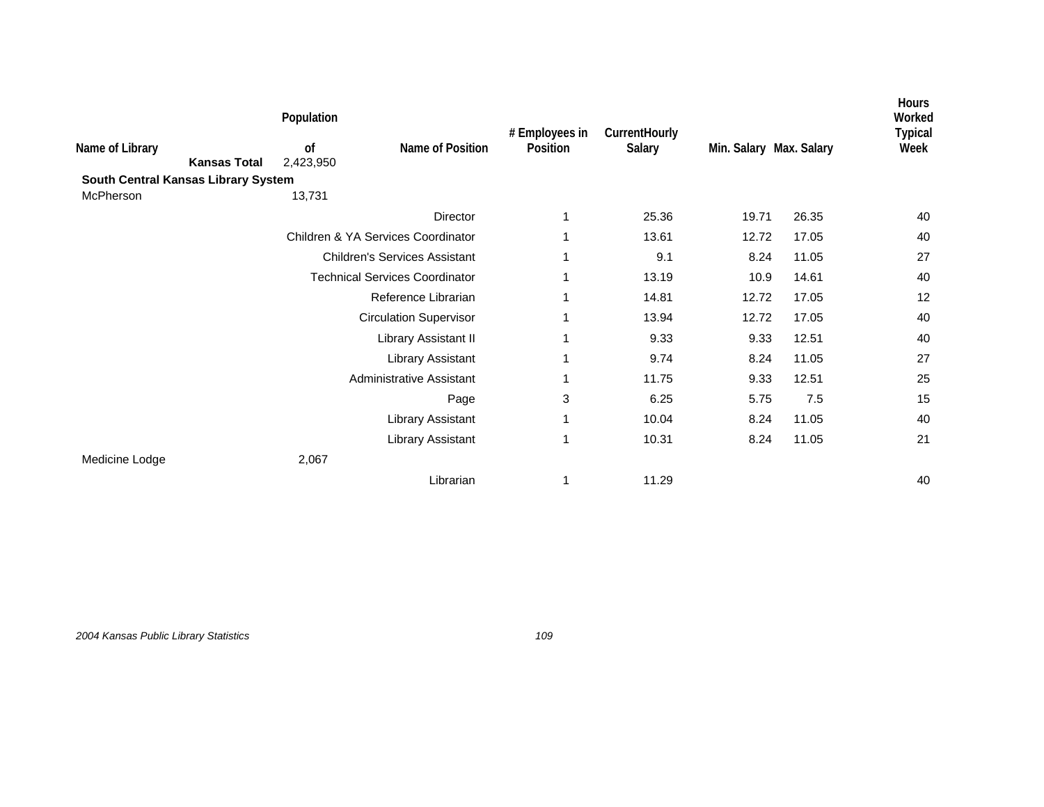| Name of Library | Population of | Name of Position | # Employees in Position | CurrentHourly Salary | Min. Salary | Max. Salary | Hours Worked Typical Week |
|---|---|---|---|---|---|---|---|
| **Kansas Total** | 2,423,950 | | | | | | |
| **South Central Kansas Library System** | | | | | | | |
| McPherson | 13,731 | | | | | | |
| | | Director | 1 | 25.36 | 19.71 | 26.35 | 40 |
| | | Children & YA Services Coordinator | 1 | 13.61 | 12.72 | 17.05 | 40 |
| | | Children's Services Assistant | 1 | 9.1 | 8.24 | 11.05 | 27 |
| | | Technical Services Coordinator | 1 | 13.19 | 10.9 | 14.61 | 40 |
| | | Reference Librarian | 1 | 14.81 | 12.72 | 17.05 | 12 |
| | | Circulation Supervisor | 1 | 13.94 | 12.72 | 17.05 | 40 |
| | | Library Assistant II | 1 | 9.33 | 9.33 | 12.51 | 40 |
| | | Library Assistant | 1 | 9.74 | 8.24 | 11.05 | 27 |
| | | Administrative Assistant | 1 | 11.75 | 9.33 | 12.51 | 25 |
| | | Page | 3 | 6.25 | 5.75 | 7.5 | 15 |
| | | Library Assistant | 1 | 10.04 | 8.24 | 11.05 | 40 |
| | | Library Assistant | 1 | 10.31 | 8.24 | 11.05 | 21 |
| Medicine Lodge | 2,067 | | | | | | |
| | | Librarian | 1 | 11.29 | | | 40 |

*2004 Kansas Public Library Statistics*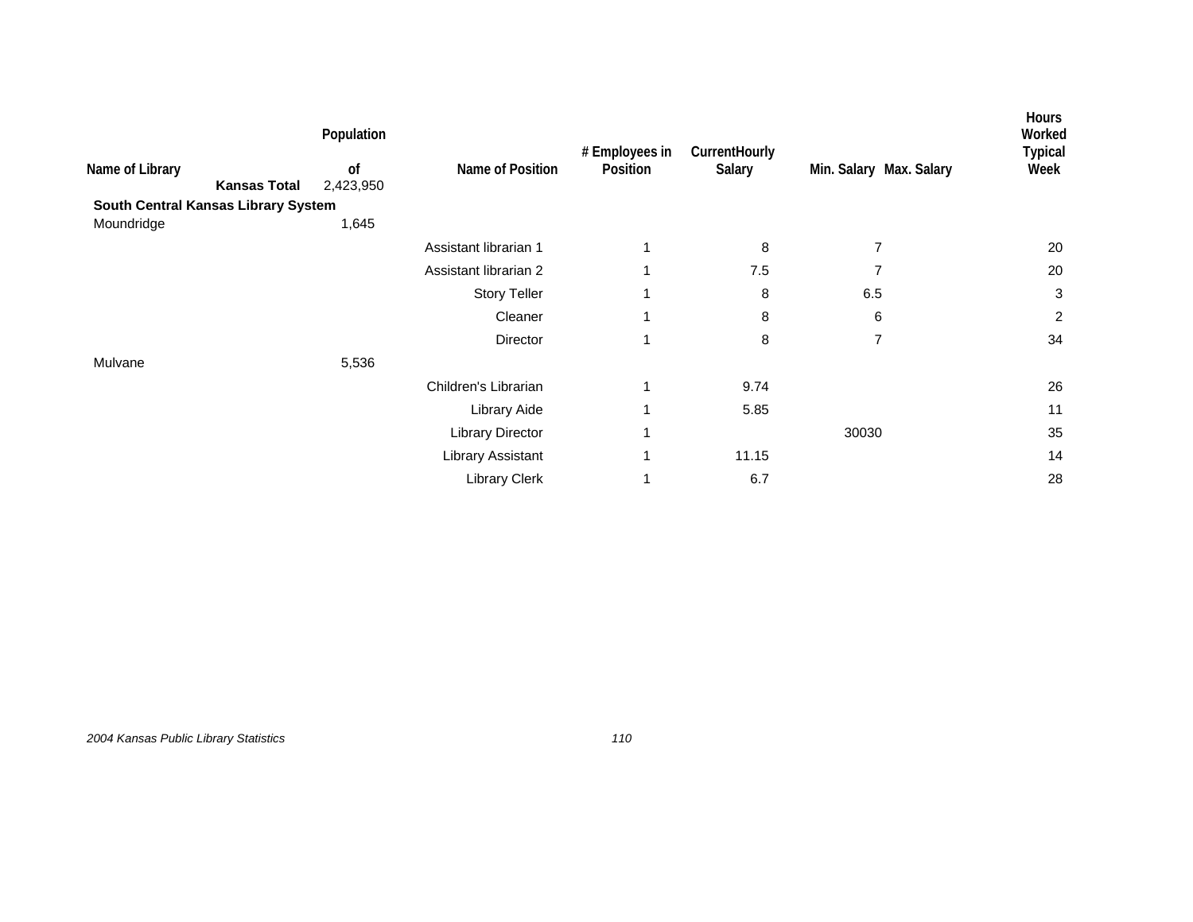| Name of Library | Population of | Name of Position | # Employees in Position | CurrentHourly Salary | Min. Salary | Max. Salary | Hours Worked Typical Week |
|---|---|---|---|---|---|---|---|
| **Kansas Total** | 2,423,950 | | | | | | |
| **South Central Kansas Library System** | | | | | | | |
| Moundridge | 1,645 | | | | | | |
| | | Assistant librarian 1 | 1 | 8 | 7 | | 20 |
| | | Assistant librarian 2 | 1 | 7.5 | 7 | | 20 |
| | | Story Teller | 1 | 8 | 6.5 | | 3 |
| | | Cleaner | 1 | 8 | 6 | | 2 |
| | | Director | 1 | 8 | 7 | | 34 |
| Mulvane | 5,536 | | | | | | |
| | | Children's Librarian | 1 | 9.74 | | | 26 |
| | | Library Aide | 1 | 5.85 | | | 11 |
| | | Library Director | 1 | | 30030 | | 35 |
| | | Library Assistant | 1 | 11.15 | | | 14 |
| | | Library Clerk | 1 | 6.7 | | | 28 |

*2004 Kansas Public Library Statistics*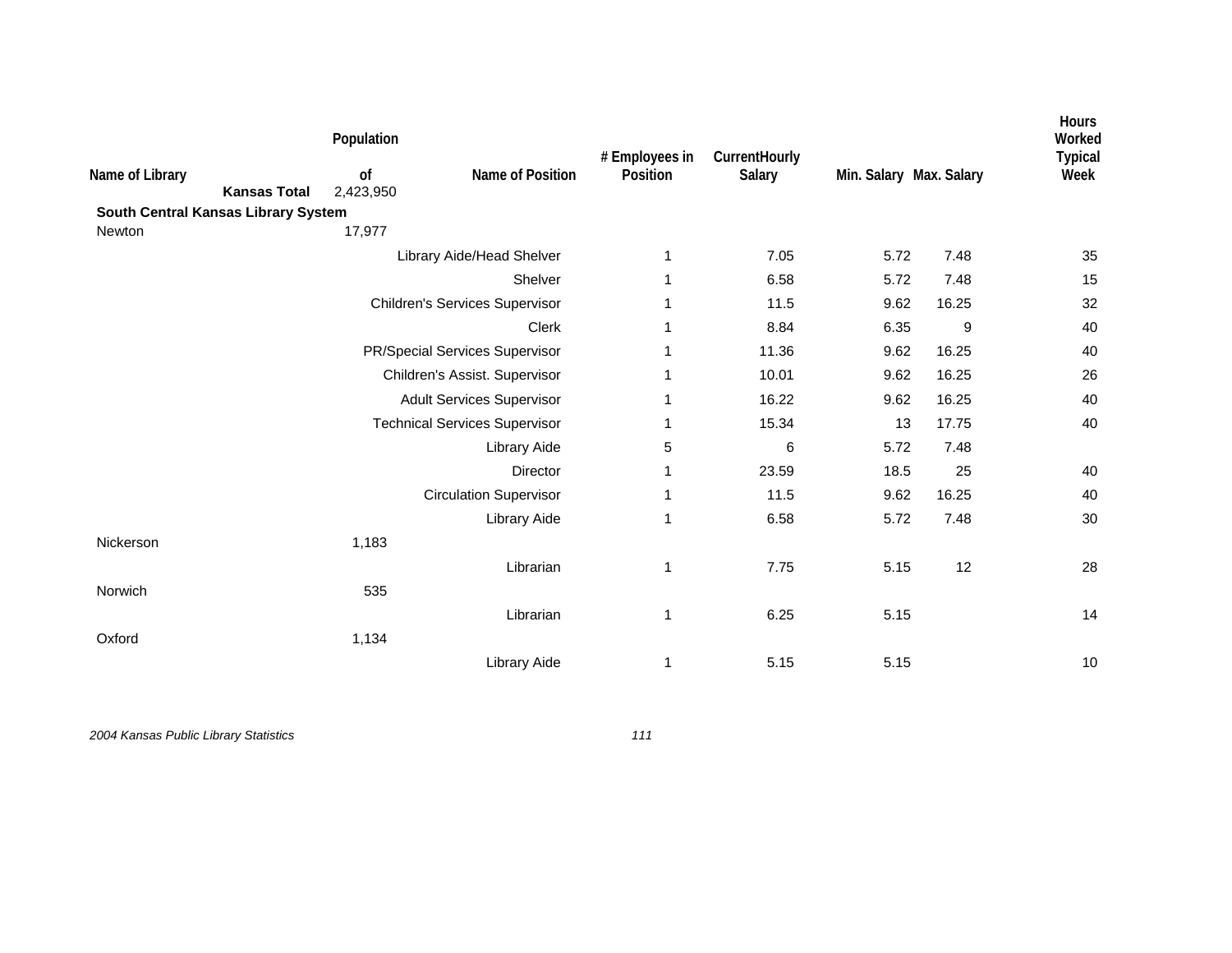| Name of Library | Population of | Name of Position | # Employees in Position | CurrentHourly Salary | Min. Salary | Max. Salary | Hours Worked Typical Week |
|---|---|---|---|---|---|---|---|
| **Kansas Total** | 2,423,950 | | | | | | |
| **South Central Kansas Library System** | | | | | | | |
| Newton | 17,977 | | | | | | |
| | | Library Aide/Head Shelver | 1 | 7.05 | 5.72 | 7.48 | 35 |
| | | Shelver | 1 | 6.58 | 5.72 | 7.48 | 15 |
| | | Children's Services Supervisor | 1 | 11.5 | 9.62 | 16.25 | 32 |
| | | Clerk | 1 | 8.84 | 6.35 | 9 | 40 |
| | | PR/Special Services Supervisor | 1 | 11.36 | 9.62 | 16.25 | 40 |
| | | Children's Assist. Supervisor | 1 | 10.01 | 9.62 | 16.25 | 26 |
| | | Adult Services Supervisor | 1 | 16.22 | 9.62 | 16.25 | 40 |
| | | Technical Services Supervisor | 1 | 15.34 | 13 | 17.75 | 40 |
| | | Library Aide | 5 | 6 | 5.72 | 7.48 | |
| | | Director | 1 | 23.59 | 18.5 | 25 | 40 |
| | | Circulation Supervisor | 1 | 11.5 | 9.62 | 16.25 | 40 |
| | | Library Aide | 1 | 6.58 | 5.72 | 7.48 | 30 |
| Nickerson | 1,183 | | | | | | |
| | | Librarian | 1 | 7.75 | 5.15 | 12 | 28 |
| Norwich | 535 | | | | | | |
| | | Librarian | 1 | 6.25 | 5.15 | | 14 |
| Oxford | 1,134 | | | | | | |
| | | Library Aide | 1 | 5.15 | 5.15 | | 10 |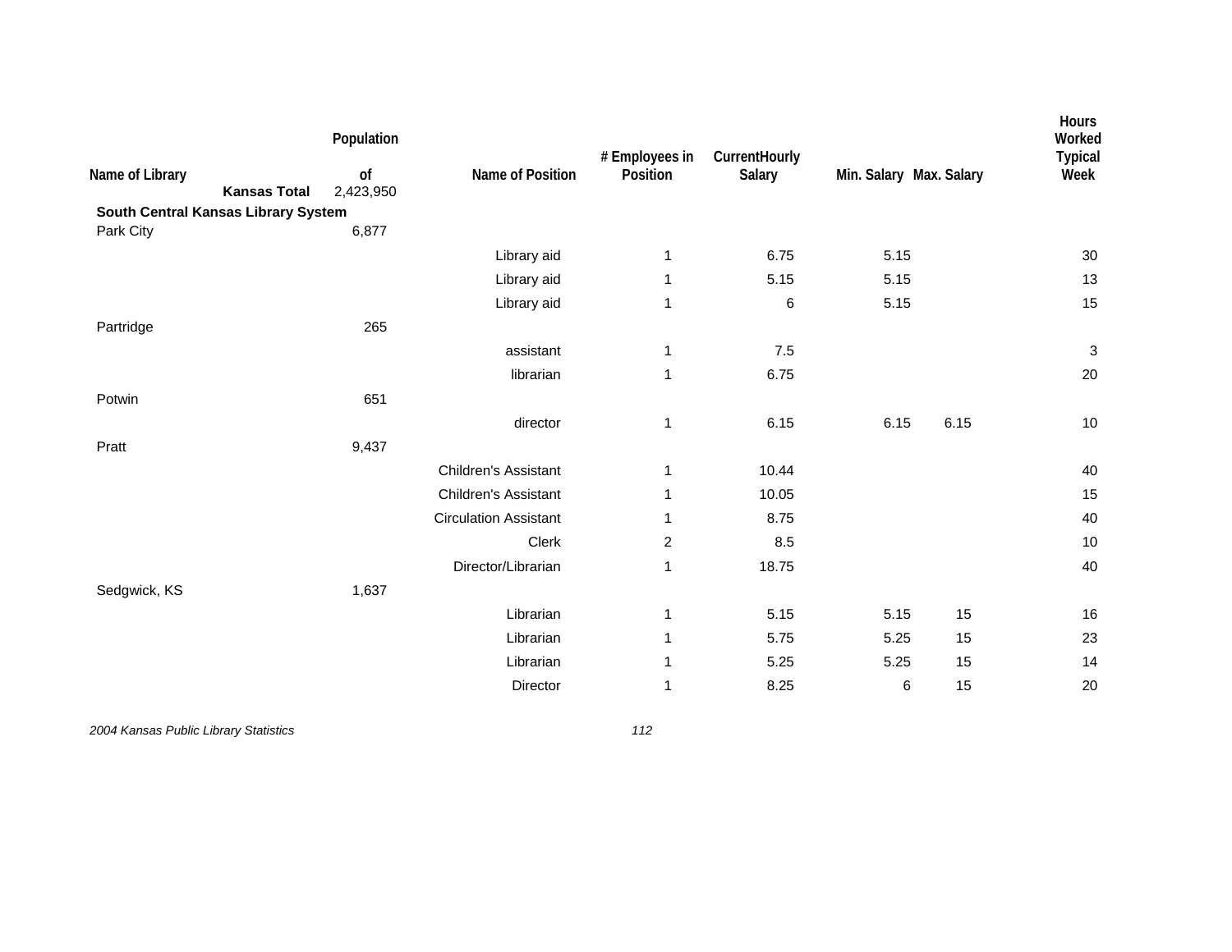| Name of Library | Population of | Name of Position | # Employees in Position | CurrentHourly Salary | Min. Salary | Max. Salary | Hours Worked Typical Week |
|---|---|---|---|---|---|---|---|
| **Kansas Total** | 2,423,950 | | | | | | |
| **South Central Kansas Library System** | | | | | | | |
| Park City | 6,877 | | | | | | |
| | | Library aid | 1 | 6.75 | 5.15 | | 30 |
| | | Library aid | 1 | 5.15 | 5.15 | | 13 |
| | | Library aid | 1 | 6 | 5.15 | | 15 |
| Partridge | 265 | | | | | | |
| | | assistant | 1 | 7.5 | | | 3 |
| | | librarian | 1 | 6.75 | | | 20 |
| Potwin | 651 | | | | | | |
| | | director | 1 | 6.15 | 6.15 | 6.15 | 10 |
| Pratt | 9,437 | | | | | | |
| | | Children's Assistant | 1 | 10.44 | | | 40 |
| | | Children's Assistant | 1 | 10.05 | | | 15 |
| | | Circulation Assistant | 1 | 8.75 | | | 40 |
| | | Clerk | 2 | 8.5 | | | 10 |
| | | Director/Librarian | 1 | 18.75 | | | 40 |
| Sedgwick, KS | 1,637 | | | | | | |
| | | Librarian | 1 | 5.15 | 5.15 | 15 | 16 |
| | | Librarian | 1 | 5.75 | 5.25 | 15 | 23 |
| | | Librarian | 1 | 5.25 | 5.25 | 15 | 14 |
| | | Director | 1 | 8.25 | 6 | 15 | 20 |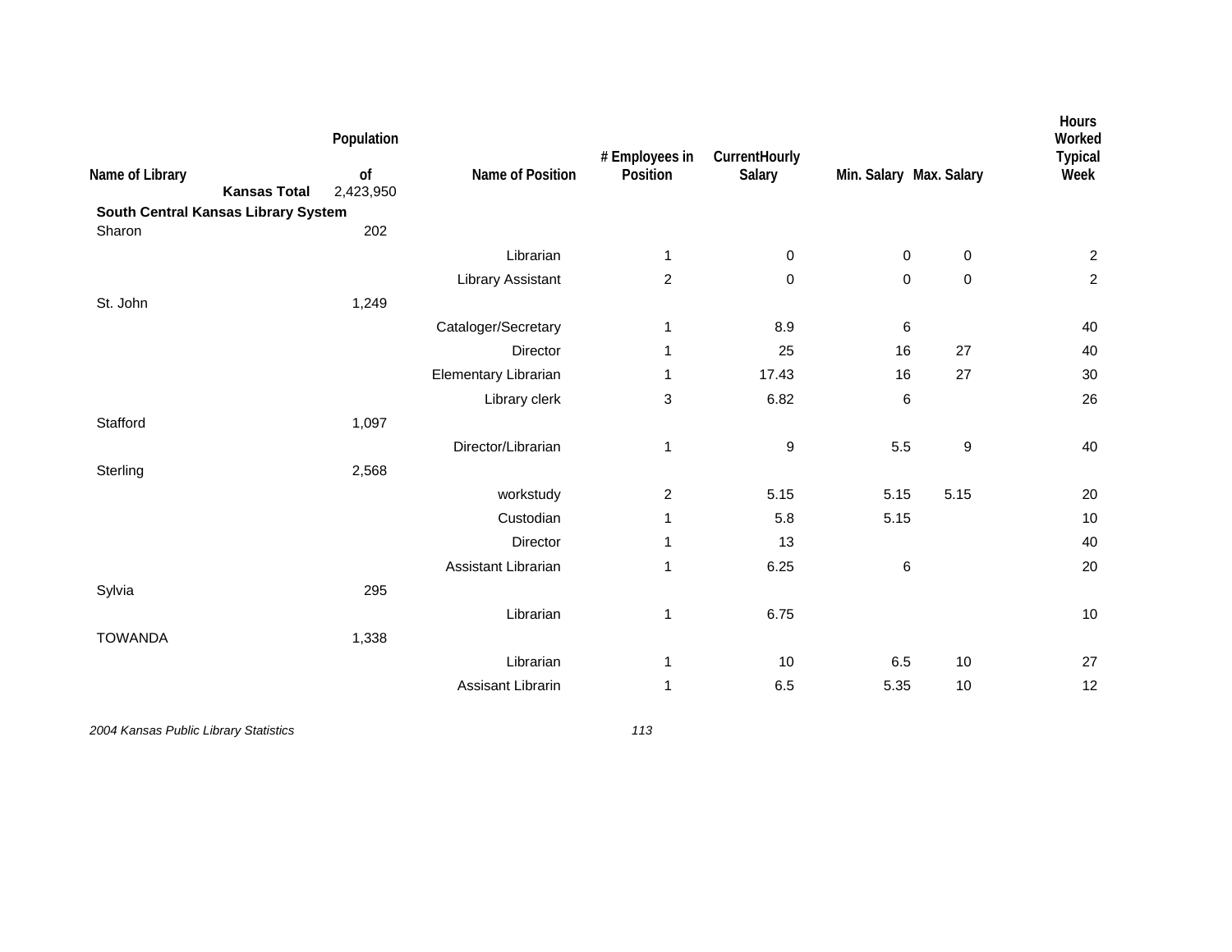| Name of Library | Population of | Name of Position | # Employees in Position | CurrentHourly Salary | Min. Salary | Max. Salary | Hours Worked Typical Week |
|---|---|---|---|---|---|---|---|
| **Kansas Total** | 2,423,950 | | | | | | |
| **South Central Kansas Library System** | | | | | | | |
| Sharon | 202 | | | | | | |
| | | Librarian | 1 | 0 | 0 | 0 | 2 |
| | | Library Assistant | 2 | 0 | 0 | 0 | 2 |
| St. John | 1,249 | | | | | | |
| | | Cataloger/Secretary | 1 | 8.9 | 6 | | 40 |
| | | Director | 1 | 25 | 16 | 27 | 40 |
| | | Elementary Librarian | 1 | 17.43 | 16 | 27 | 30 |
| | | Library clerk | 3 | 6.82 | 6 | | 26 |
| Stafford | 1,097 | | | | | | |
| | | Director/Librarian | 1 | 9 | 5.5 | 9 | 40 |
| Sterling | 2,568 | | | | | | |
| | | workstudy | 2 | 5.15 | 5.15 | 5.15 | 20 |
| | | Custodian | 1 | 5.8 | 5.15 | | 10 |
| | | Director | 1 | 13 | | | 40 |
| | | Assistant Librarian | 1 | 6.25 | 6 | | 20 |
| Sylvia | 295 | | | | | | |
| | | Librarian | 1 | 6.75 | | | 10 |
| TOWANDA | 1,338 | | | | | | |
| | | Librarian | 1 | 10 | 6.5 | 10 | 27 |
| | | Assisant Librarin | 1 | 6.5 | 5.35 | 10 | 12 |

*2004 Kansas Public Library Statistics*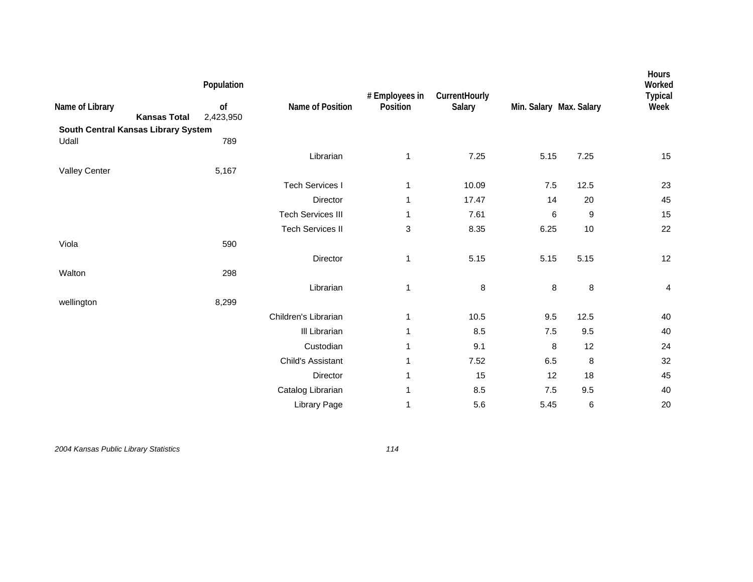| Name of Library | Population of | Name of Position | # Employees in Position | CurrentHourly Salary | Min. Salary | Max. Salary | Hours Worked Typical Week |
|---|---|---|---|---|---|---|---|
| **Kansas Total** | 2,423,950 | | | | | | |
| **South Central Kansas Library System** | | | | | | | |
| Udall | 789 | | | | | | |
| | | Librarian | 1 | 7.25 | 5.15 | 7.25 | 15 |
| Valley Center | 5,167 | | | | | | |
| | | Tech Services I | 1 | 10.09 | 7.5 | 12.5 | 23 |
| | | Director | 1 | 17.47 | 14 | 20 | 45 |
| | | Tech Services III | 1 | 7.61 | 6 | 9 | 15 |
| | | Tech Services II | 3 | 8.35 | 6.25 | 10 | 22 |
| Viola | 590 | | | | | | |
| | | Director | 1 | 5.15 | 5.15 | 5.15 | 12 |
| Walton | 298 | | | | | | |
| | | Librarian | 1 | 8 | 8 | 8 | 4 |
| wellington | 8,299 | | | | | | |
| | | Children's Librarian | 1 | 10.5 | 9.5 | 12.5 | 40 |
| | | Ill Librarian | 1 | 8.5 | 7.5 | 9.5 | 40 |
| | | Custodian | 1 | 9.1 | 8 | 12 | 24 |
| | | Child's Assistant | 1 | 7.52 | 6.5 | 8 | 32 |
| | | Director | 1 | 15 | 12 | 18 | 45 |
| | | Catalog Librarian | 1 | 8.5 | 7.5 | 9.5 | 40 |
| | | Library Page | 1 | 5.6 | 5.45 | 6 | 20 |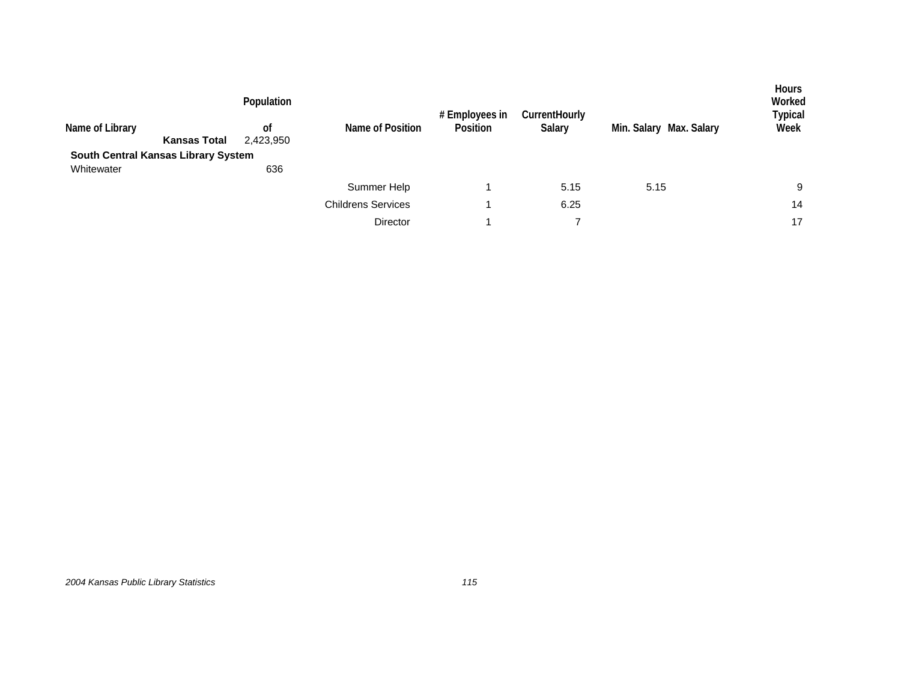| Name of Library | Population of | Name of Position | # Employees in Position | CurrentHourly Salary | Min. Salary | Max. Salary | Hours Worked Typical Week |
|---|---|---|---|---|---|---|---|
| **Kansas Total** | 2,423,950 | | | | | | |
| **South Central Kansas Library System** | | | | | | | |
| Whitewater | 636 | | | | | | |
| | | Summer Help | 1 | 5.15 | 5.15 | | 9 |
| | | Childrens Services | 1 | 6.25 | | | 14 |
| | | Director | 1 | 7 | | | 17 |

*2004 Kansas Public Library Statistics*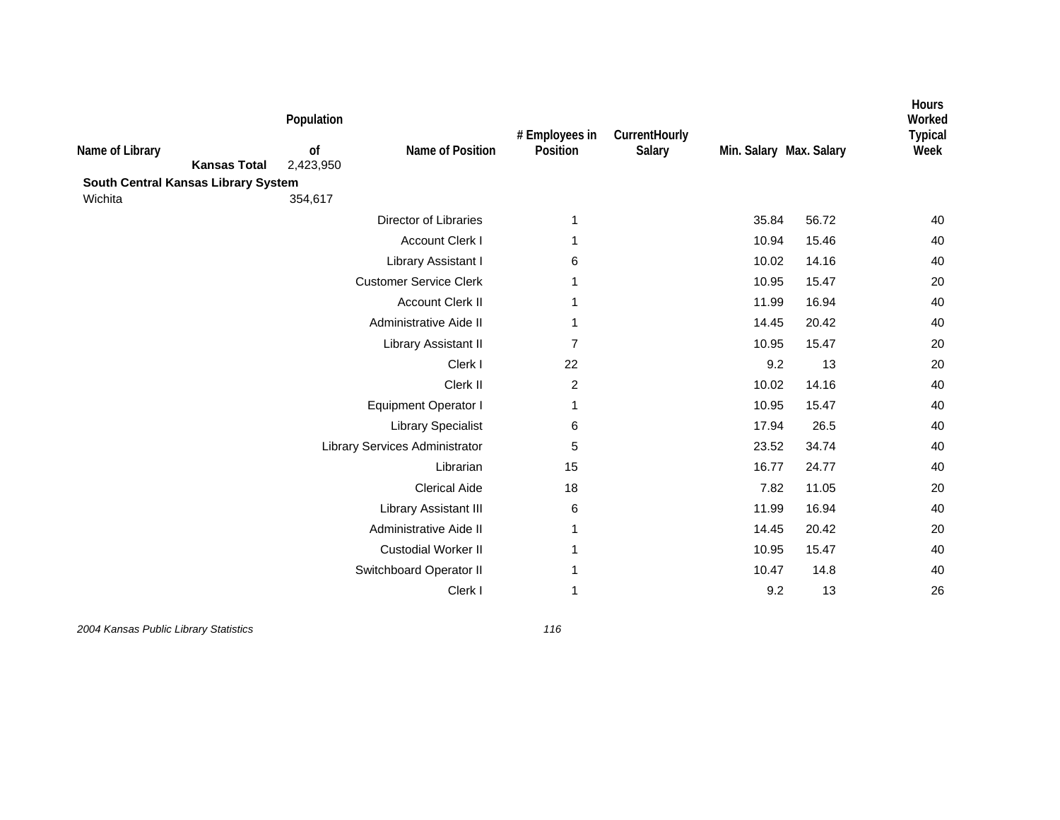| Name of Library | Population of | Name of Position | # Employees in Position | CurrentHourly Salary | Min. Salary | Max. Salary | Hours Worked Typical Week |
|---|---|---|---|---|---|---|---|
| **Kansas Total** | 2,423,950 | | | | | | |
| **South Central Kansas Library System** | | | | | | | |
| Wichita | 354,617 | | | | | | |
| | | Director of Libraries | 1 | | 35.84 | 56.72 | 40 |
| | | Account Clerk I | 1 | | 10.94 | 15.46 | 40 |
| | | Library Assistant I | 6 | | 10.02 | 14.16 | 40 |
| | | Customer Service Clerk | 1 | | 10.95 | 15.47 | 20 |
| | | Account Clerk II | 1 | | 11.99 | 16.94 | 40 |
| | | Administrative Aide II | 1 | | 14.45 | 20.42 | 40 |
| | | Library Assistant II | 7 | | 10.95 | 15.47 | 20 |
| | | Clerk I | 22 | | 9.2 | 13 | 20 |
| | | Clerk II | 2 | | 10.02 | 14.16 | 40 |
| | | Equipment Operator I | 1 | | 10.95 | 15.47 | 40 |
| | | Library Specialist | 6 | | 17.94 | 26.5 | 40 |
| | | Library Services Administrator | 5 | | 23.52 | 34.74 | 40 |
| | | Librarian | 15 | | 16.77 | 24.77 | 40 |
| | | Clerical Aide | 18 | | 7.82 | 11.05 | 20 |
| | | Library Assistant III | 6 | | 11.99 | 16.94 | 40 |
| | | Administrative Aide II | 1 | | 14.45 | 20.42 | 20 |
| | | Custodial Worker II | 1 | | 10.95 | 15.47 | 40 |
| | | Switchboard Operator II | 1 | | 10.47 | 14.8 | 40 |
| | | Clerk I | 1 | | 9.2 | 13 | 26 |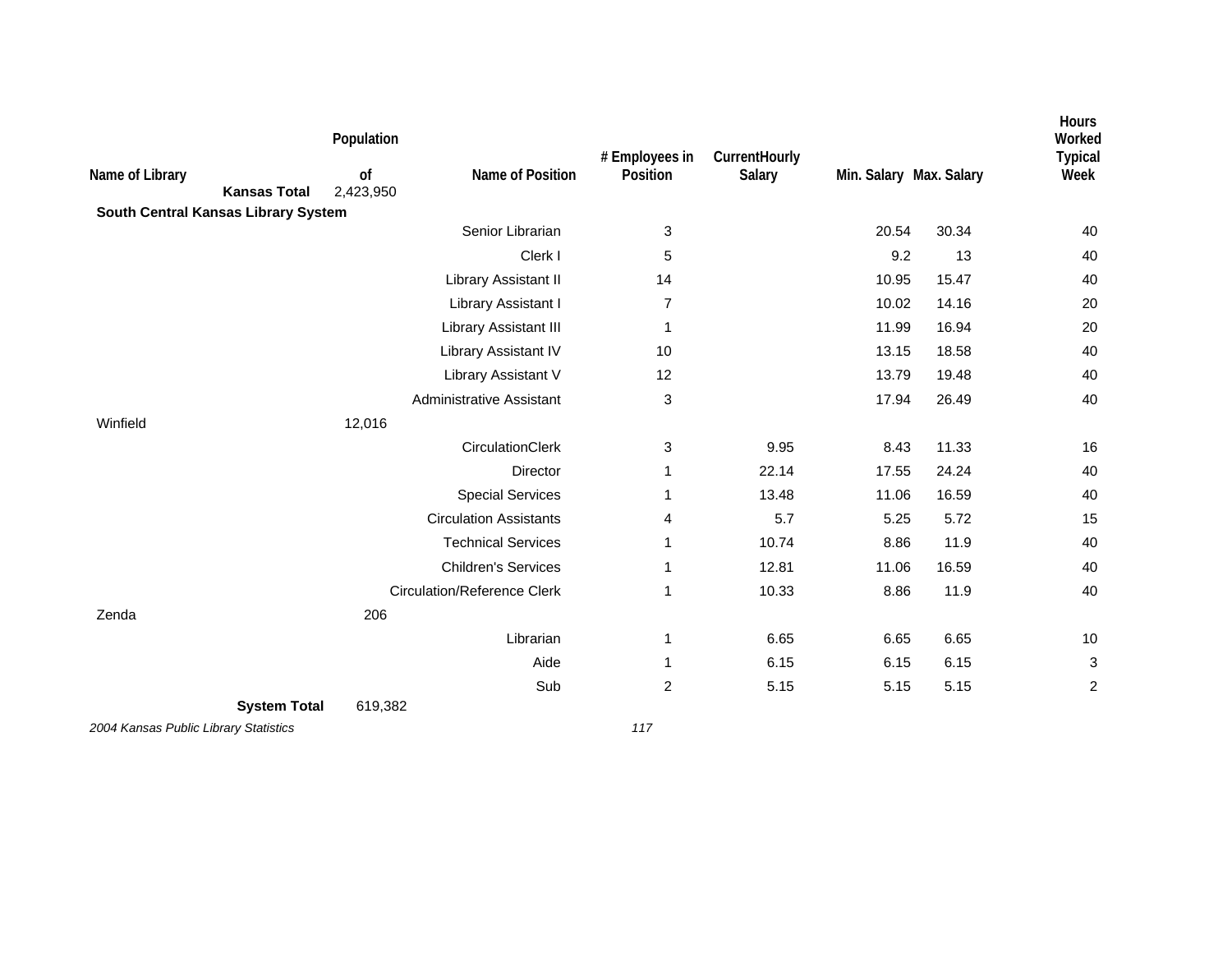| Name of Library | Population of | Name of Position | # Employees in Position | CurrentHourly Salary | Min. Salary | Max. Salary | Hours Worked Typical Week |
|---|---|---|---|---|---|---|---|
| **Kansas Total** | 2,423,950 | | | | | | |
| **South Central Kansas Library System** | | | | | | | |
| | | Senior Librarian | 3 | | 20.54 | 30.34 | 40 |
| | | Clerk I | 5 | | 9.2 | 13 | 40 |
| | | Library Assistant II | 14 | | 10.95 | 15.47 | 40 |
| | | Library Assistant I | 7 | | 10.02 | 14.16 | 20 |
| | | Library Assistant III | 1 | | 11.99 | 16.94 | 20 |
| | | Library Assistant IV | 10 | | 13.15 | 18.58 | 40 |
| | | Library Assistant V | 12 | | 13.79 | 19.48 | 40 |
| | | Administrative Assistant | 3 | | 17.94 | 26.49 | 40 |
| Winfield | 12,016 | | | | | | |
| | | CirculationClerk | 3 | 9.95 | 8.43 | 11.33 | 16 |
| | | Director | 1 | 22.14 | 17.55 | 24.24 | 40 |
| | | Special Services | 1 | 13.48 | 11.06 | 16.59 | 40 |
| | | Circulation Assistants | 4 | 5.7 | 5.25 | 5.72 | 15 |
| | | Technical Services | 1 | 10.74 | 8.86 | 11.9 | 40 |
| | | Children's Services | 1 | 12.81 | 11.06 | 16.59 | 40 |
| | | Circulation/Reference Clerk | 1 | 10.33 | 8.86 | 11.9 | 40 |
| Zenda | 206 | | | | | | |
| | | Librarian | 1 | 6.65 | 6.65 | 6.65 | 10 |
| | | Aide | 1 | 6.15 | 6.15 | 6.15 | 3 |
| | | Sub | 2 | 5.15 | 5.15 | 5.15 | 2 |
| **System Total** | 619,382 | | | | | | |

*2004 Kansas Public Library Statistics*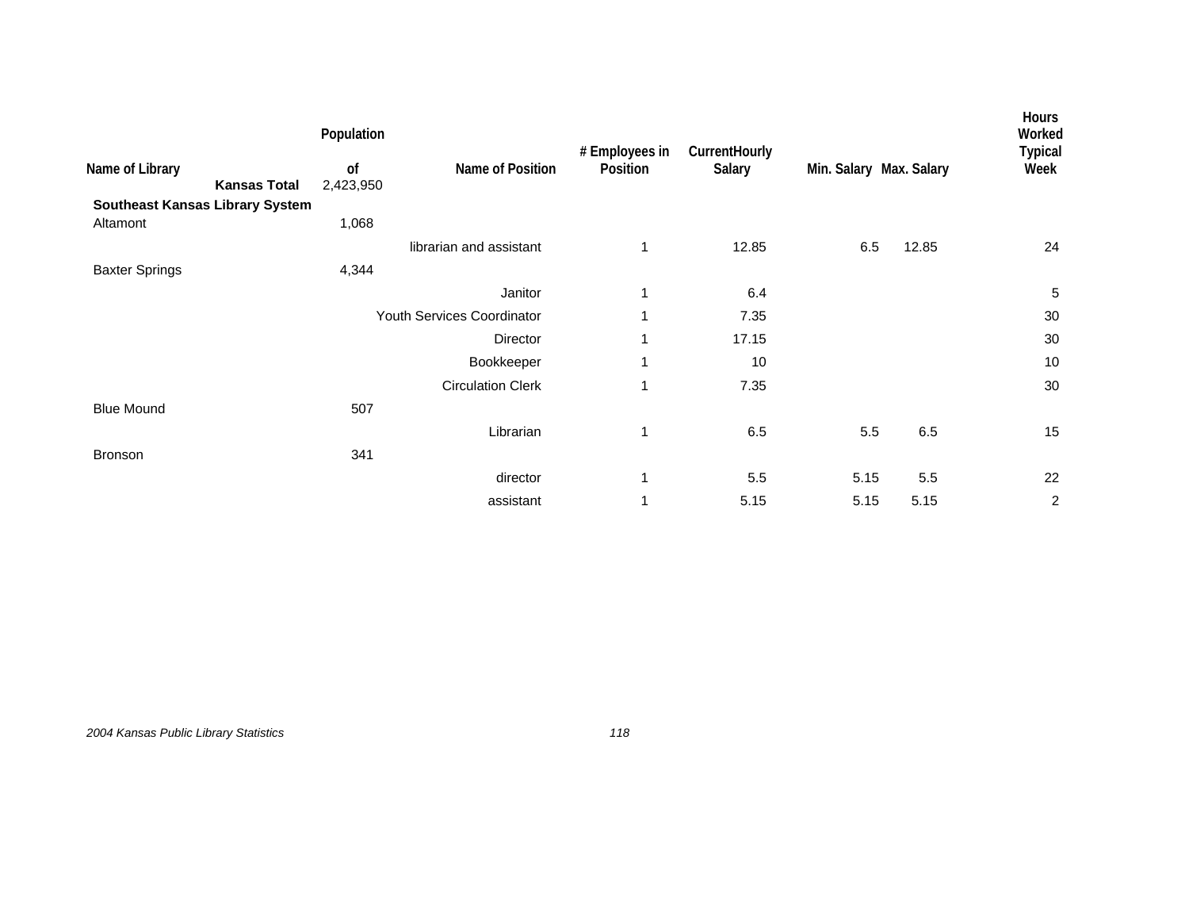| Name of Library | Population of | Name of Position | # Employees in Position | CurrentHourly Salary | Min. Salary | Max. Salary | Hours Worked Typical Week |
|---|---|---|---|---|---|---|---|
| **Kansas Total** | 2,423,950 | | | | | | |
| **Southeast Kansas Library System** | | | | | | | |
| Altamont | 1,068 | | | | | | |
| | | librarian and assistant | 1 | 12.85 | 6.5 | 12.85 | 24 |
| Baxter Springs | 4,344 | | | | | | |
| | | Janitor | 1 | 6.4 | | | 5 |
| | | Youth Services Coordinator | 1 | 7.35 | | | 30 |
| | | Director | 1 | 17.15 | | | 30 |
| | | Bookkeeper | 1 | 10 | | | 10 |
| | | Circulation Clerk | 1 | 7.35 | | | 30 |
| Blue Mound | 507 | | | | | | |
| | | Librarian | 1 | 6.5 | 5.5 | 6.5 | 15 |
| Bronson | 341 | | | | | | |
| | | director | 1 | 5.5 | 5.15 | 5.5 | 22 |
| | | assistant | 1 | 5.15 | 5.15 | 5.15 | 2 |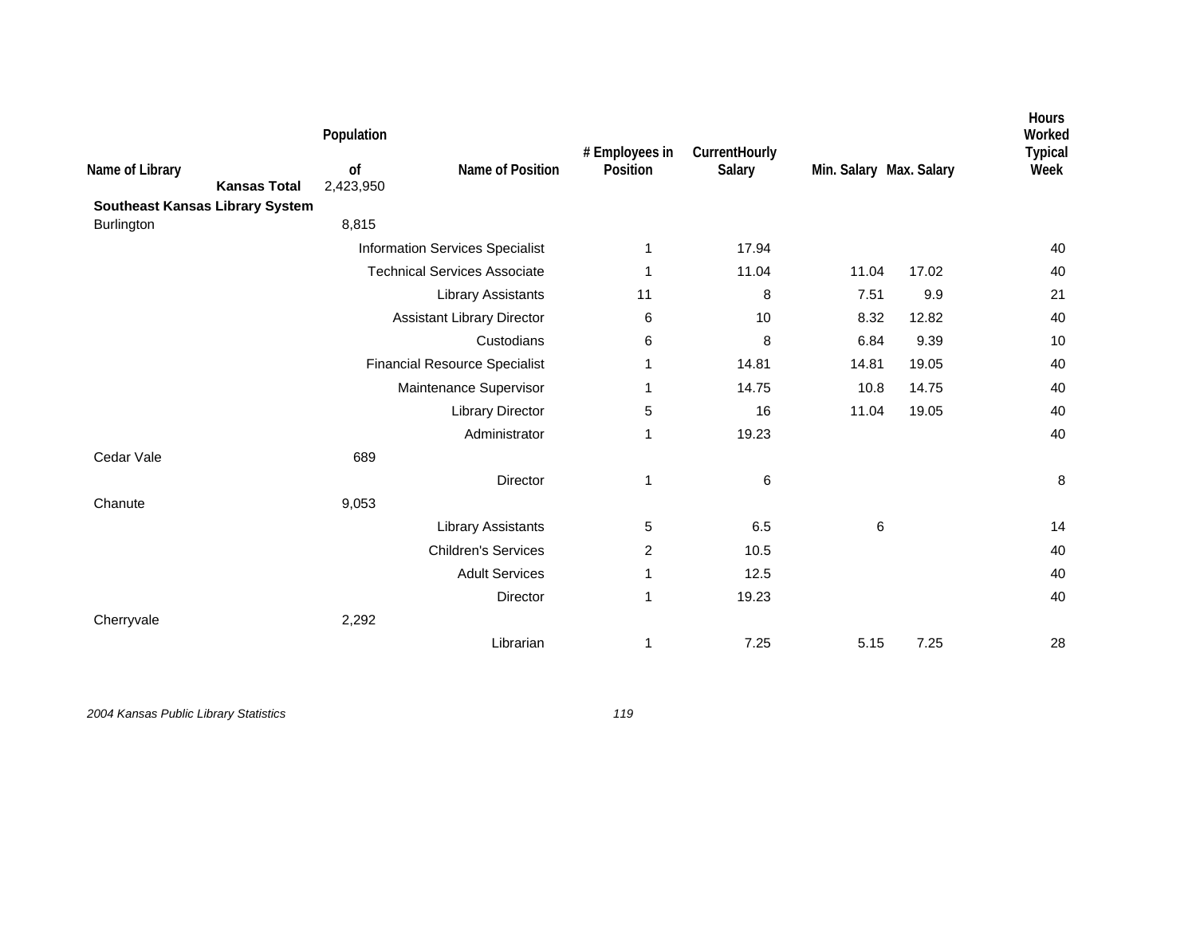| Name of Library | Population of | Name of Position | # Employees in Position | CurrentHourly Salary | Min. Salary | Max. Salary | Hours Worked Typical Week |
|---|---|---|---|---|---|---|---|
| **Kansas Total** | 2,423,950 | | | | | | |
| **Southeast Kansas Library System** | | | | | | | |
| Burlington | 8,815 | | | | | | |
| | | Information Services Specialist | 1 | 17.94 | | | 40 |
| | | Technical Services Associate | 1 | 11.04 | 11.04 | 17.02 | 40 |
| | | Library Assistants | 11 | 8 | 7.51 | 9.9 | 21 |
| | | Assistant Library Director | 6 | 10 | 8.32 | 12.82 | 40 |
| | | Custodians | 6 | 8 | 6.84 | 9.39 | 10 |
| | | Financial Resource Specialist | 1 | 14.81 | 14.81 | 19.05 | 40 |
| | | Maintenance Supervisor | 1 | 14.75 | 10.8 | 14.75 | 40 |
| | | Library Director | 5 | 16 | 11.04 | 19.05 | 40 |
| | | Administrator | 1 | 19.23 | | | 40 |
| Cedar Vale | 689 | | | | | | |
| | | Director | 1 | 6 | | | 8 |
| Chanute | 9,053 | | | | | | |
| | | Library Assistants | 5 | 6.5 | 6 | | 14 |
| | | Children's Services | 2 | 10.5 | | | 40 |
| | | Adult Services | 1 | 12.5 | | | 40 |
| | | Director | 1 | 19.23 | | | 40 |
| Cherryvale | 2,292 | | | | | | |
| | | Librarian | 1 | 7.25 | 5.15 | 7.25 | 28 |

*2004 Kansas Public Library Statistics*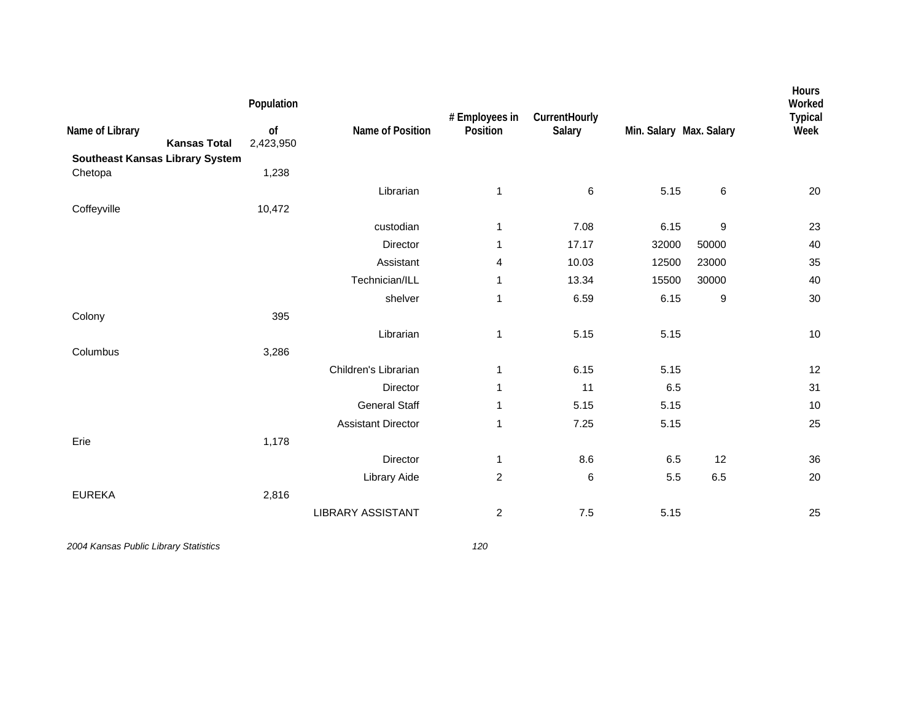| Name of Library | Population of | Name of Position | # Employees in Position | CurrentHourly Salary | Min. Salary | Max. Salary | Hours Worked Typical Week |
|---|---|---|---|---|---|---|---|
| **Kansas Total** | 2,423,950 | | | | | | |
| **Southeast Kansas Library System** | | | | | | | |
| Chetopa | 1,238 | | | | | | |
| | | Librarian | 1 | 6 | 5.15 | 6 | 20 |
| Coffeyville | 10,472 | | | | | | |
| | | custodian | 1 | 7.08 | 6.15 | 9 | 23 |
| | | Director | 1 | 17.17 | 32000 | 50000 | 40 |
| | | Assistant | 4 | 10.03 | 12500 | 23000 | 35 |
| | | Technician/ILL | 1 | 13.34 | 15500 | 30000 | 40 |
| | | shelver | 1 | 6.59 | 6.15 | 9 | 30 |
| Colony | 395 | | | | | | |
| | | Librarian | 1 | 5.15 | 5.15 | | 10 |
| Columbus | 3,286 | | | | | | |
| | | Children's Librarian | 1 | 6.15 | 5.15 | | 12 |
| | | Director | 1 | 11 | 6.5 | | 31 |
| | | General Staff | 1 | 5.15 | 5.15 | | 10 |
| | | Assistant Director | 1 | 7.25 | 5.15 | | 25 |
| Erie | 1,178 | | | | | | |
| | | Director | 1 | 8.6 | 6.5 | 12 | 36 |
| | | Library Aide | 2 | 6 | 5.5 | 6.5 | 20 |
| EUREKA | 2,816 | | | | | | |
| | | LIBRARY ASSISTANT | 2 | 7.5 | 5.15 | | 25 |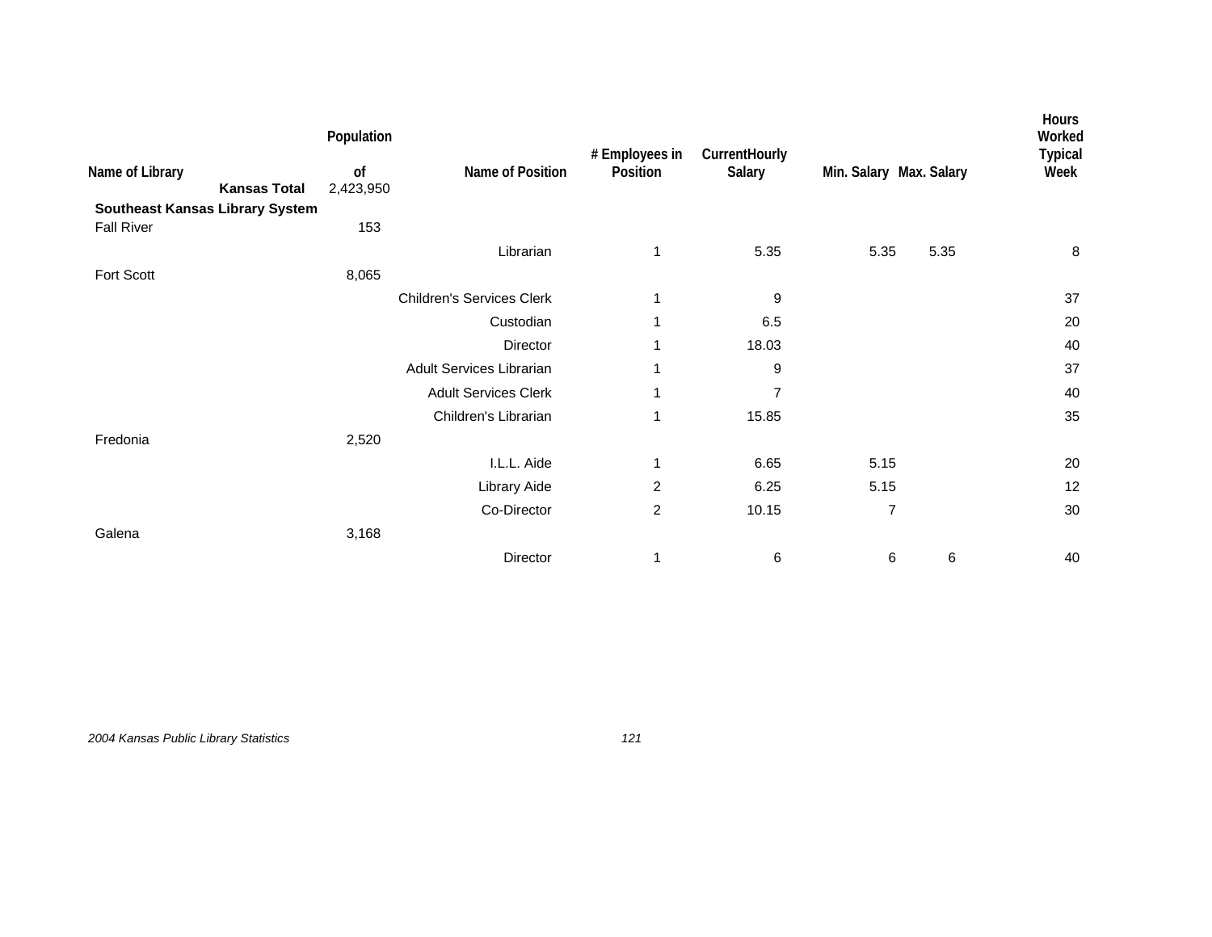| Name of Library | Population of | Name of Position | # Employees in Position | CurrentHourly Salary | Min. Salary | Max. Salary | Hours Worked Typical Week |
|---|---|---|---|---|---|---|---|
| **Kansas Total** | 2,423,950 | | | | | | |
| **Southeast Kansas Library System** | | | | | | | |
| Fall River | 153 | | | | | | |
| | | Librarian | 1 | 5.35 | 5.35 | 5.35 | 8 |
| Fort Scott | 8,065 | | | | | | |
| | | Children's Services Clerk | 1 | 9 | | | 37 |
| | | Custodian | 1 | 6.5 | | | 20 |
| | | Director | 1 | 18.03 | | | 40 |
| | | Adult Services Librarian | 1 | 9 | | | 37 |
| | | Adult Services Clerk | 1 | 7 | | | 40 |
| | | Children's Librarian | 1 | 15.85 | | | 35 |
| Fredonia | 2,520 | | | | | | |
| | | I.L.L. Aide | 1 | 6.65 | 5.15 | | 20 |
| | | Library Aide | 2 | 6.25 | 5.15 | | 12 |
| | | Co-Director | 2 | 10.15 | 7 | | 30 |
| Galena | 3,168 | | | | | | |
| | | Director | 1 | 6 | 6 | 6 | 40 |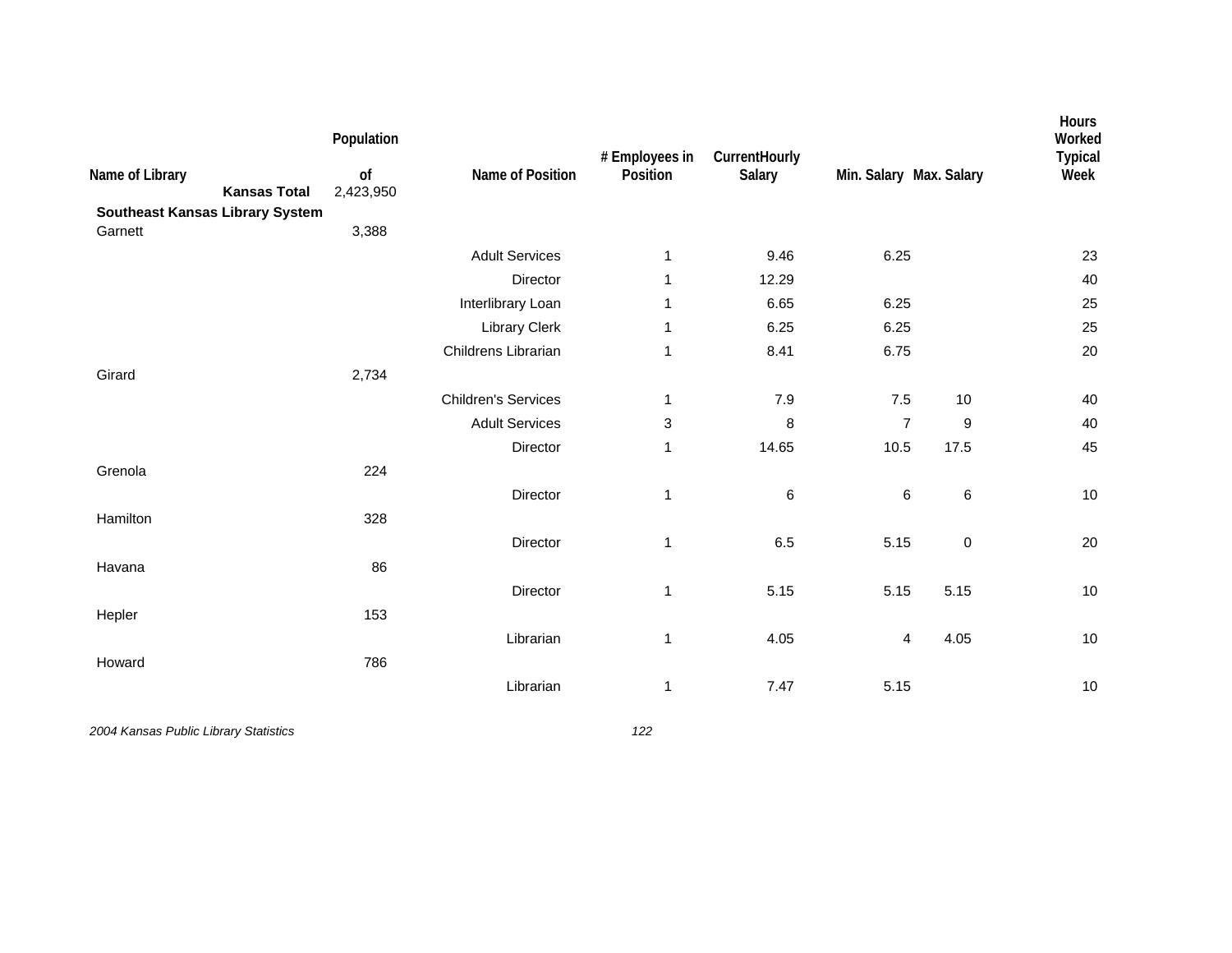| Name of Library | Population of | Name of Position | # Employees in Position | CurrentHourly Salary | Min. Salary | Max. Salary | Hours Worked Typical Week |
|---|---|---|---|---|---|---|---|
| **Kansas Total** | 2,423,950 | | | | | | |
| **Southeast Kansas Library System** | | | | | | | |
| Garnett | 3,388 | | | | | | |
| | | Adult Services | 1 | 9.46 | 6.25 | | 23 |
| | | Director | 1 | 12.29 | | | 40 |
| | | Interlibrary Loan | 1 | 6.65 | 6.25 | | 25 |
| | | Library Clerk | 1 | 6.25 | 6.25 | | 25 |
| | | Childrens Librarian | 1 | 8.41 | 6.75 | | 20 |
| Girard | 2,734 | | | | | | |
| | | Children's Services | 1 | 7.9 | 7.5 | 10 | 40 |
| | | Adult Services | 3 | 8 | 7 | 9 | 40 |
| | | Director | 1 | 14.65 | 10.5 | 17.5 | 45 |
| Grenola | 224 | | | | | | |
| | | Director | 1 | 6 | 6 | 6 | 10 |
| Hamilton | 328 | | | | | | |
| | | Director | 1 | 6.5 | 5.15 | 0 | 20 |
| Havana | 86 | | | | | | |
| | | Director | 1 | 5.15 | 5.15 | 5.15 | 10 |
| Hepler | 153 | | | | | | |
| | | Librarian | 1 | 4.05 | 4 | 4.05 | 10 |
| Howard | 786 | | | | | | |
| | | Librarian | 1 | 7.47 | 5.15 | | 10 |

*2004 Kansas Public Library Statistics*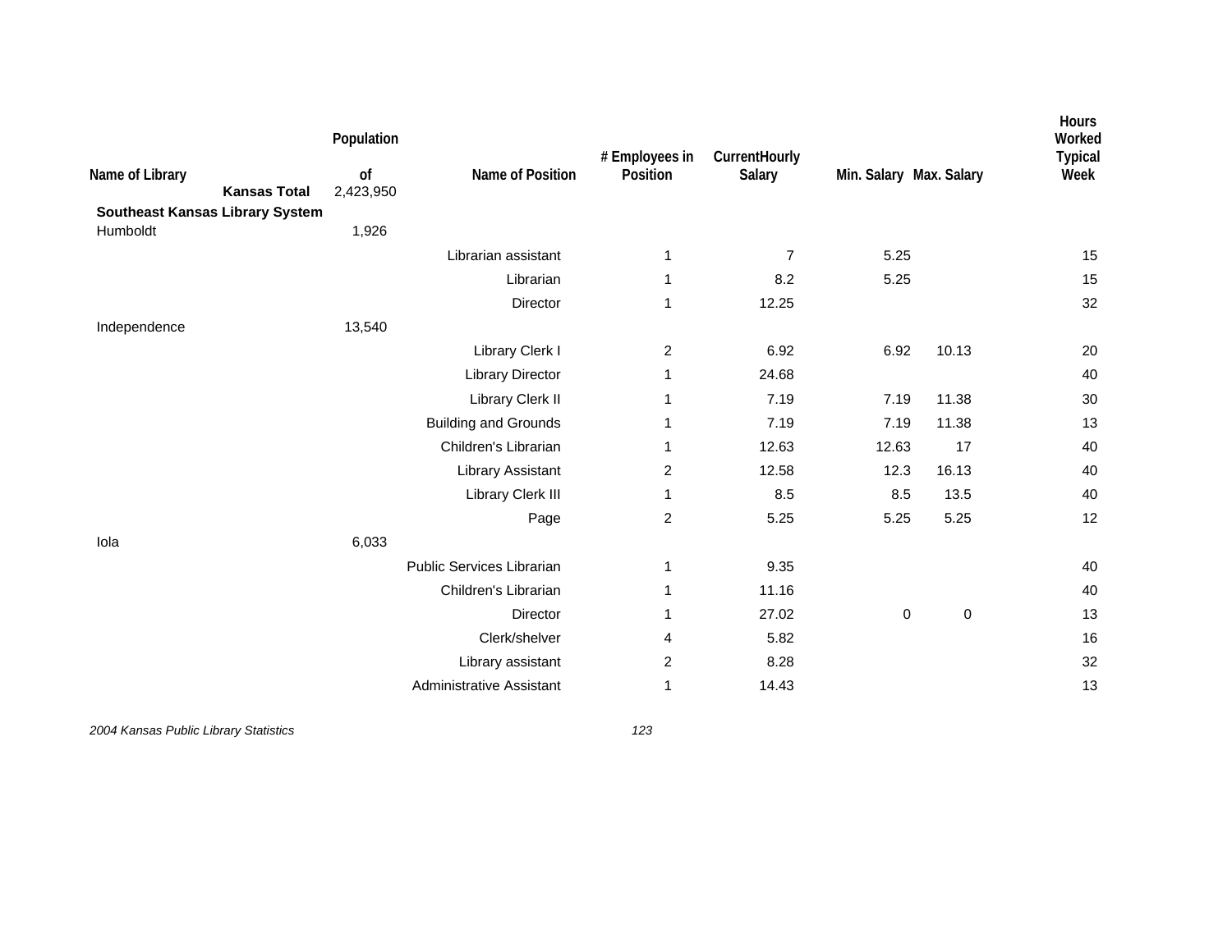| Name of Library | Population of | Name of Position | # Employees in Position | CurrentHourly Salary | Min. Salary | Max. Salary | Hours Worked Typical Week |
|---|---|---|---|---|---|---|---|
| **Kansas Total** | 2,423,950 | | | | | | |
| **Southeast Kansas Library System** | | | | | | | |
| Humboldt | 1,926 | | | | | | |
| | | Librarian assistant | 1 | 7 | 5.25 | | 15 |
| | | Librarian | 1 | 8.2 | 5.25 | | 15 |
| | | Director | 1 | 12.25 | | | 32 |
| Independence | 13,540 | | | | | | |
| | | Library Clerk I | 2 | 6.92 | 6.92 | 10.13 | 20 |
| | | Library Director | 1 | 24.68 | | | 40 |
| | | Library Clerk II | 1 | 7.19 | 7.19 | 11.38 | 30 |
| | | Building and Grounds | 1 | 7.19 | 7.19 | 11.38 | 13 |
| | | Children's Librarian | 1 | 12.63 | 12.63 | 17 | 40 |
| | | Library Assistant | 2 | 12.58 | 12.3 | 16.13 | 40 |
| | | Library Clerk III | 1 | 8.5 | 8.5 | 13.5 | 40 |
| | | Page | 2 | 5.25 | 5.25 | 5.25 | 12 |
| Iola | 6,033 | | | | | | |
| | | Public Services Librarian | 1 | 9.35 | | | 40 |
| | | Children's Librarian | 1 | 11.16 | | | 40 |
| | | Director | 1 | 27.02 | 0 | 0 | 13 |
| | | Clerk/shelver | 4 | 5.82 | | | 16 |
| | | Library assistant | 2 | 8.28 | | | 32 |
| | | Administrative Assistant | 1 | 14.43 | | | 13 |

*2004 Kansas Public Library Statistics*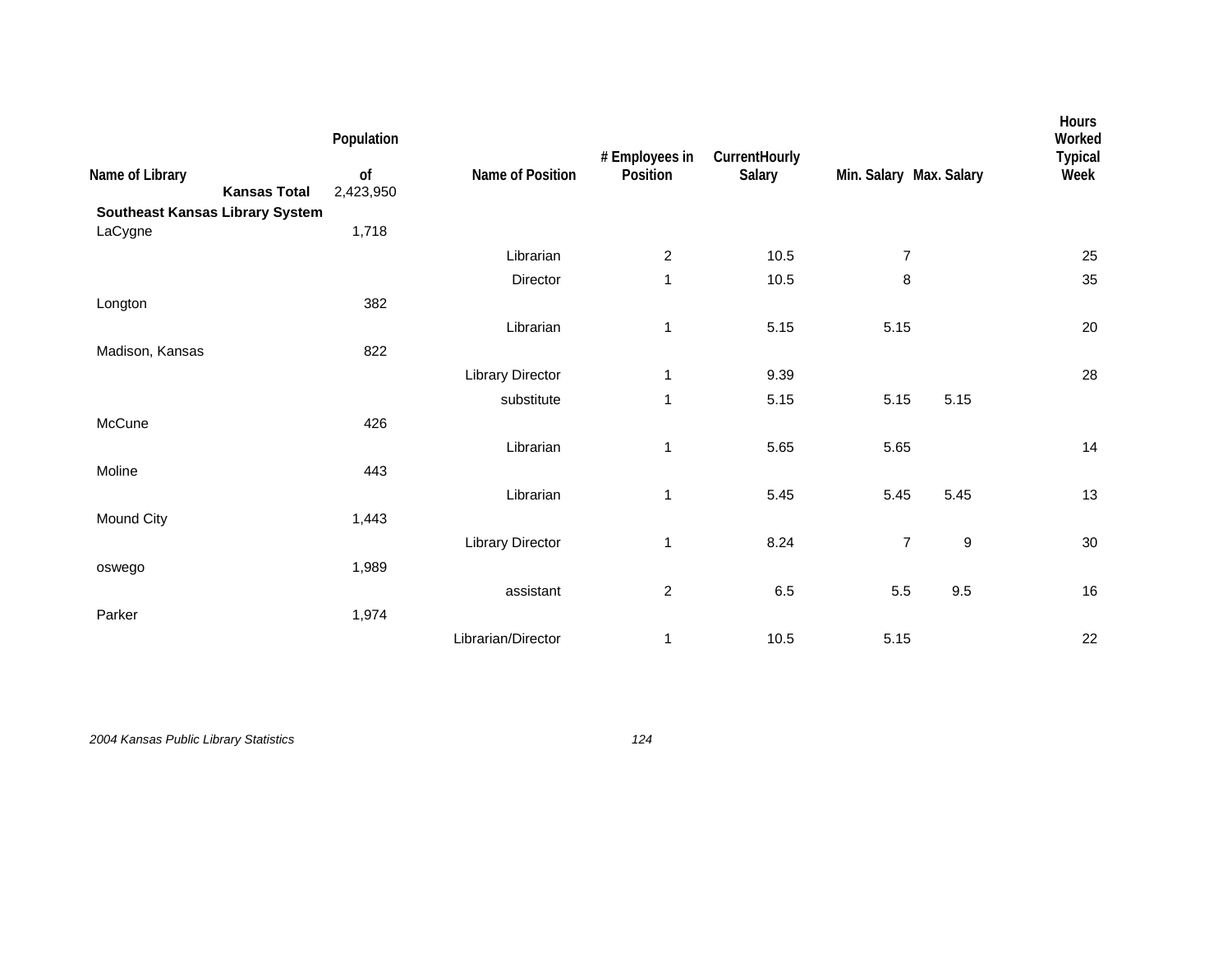| Name of Library | Population of | Name of Position | # Employees in Position | CurrentHourly Salary | Min. Salary | Max. Salary | Hours Worked Typical Week |
|---|---|---|---|---|---|---|---|
| **Kansas Total** | 2,423,950 | | | | | | |
| **Southeast Kansas Library System** | | | | | | | |
| LaCygne | 1,718 | | | | | | |
| | | Librarian | 2 | 10.5 | 7 | | 25 |
| | | Director | 1 | 10.5 | 8 | | 35 |
| Longton | 382 | | | | | | |
| | | Librarian | 1 | 5.15 | 5.15 | | 20 |
| Madison, Kansas | 822 | | | | | | |
| | | Library Director | 1 | 9.39 | | | 28 |
| | | substitute | 1 | 5.15 | 5.15 | 5.15 | |
| McCune | 426 | | | | | | |
| | | Librarian | 1 | 5.65 | 5.65 | | 14 |
| Moline | 443 | | | | | | |
| | | Librarian | 1 | 5.45 | 5.45 | 5.45 | 13 |
| Mound City | 1,443 | | | | | | |
| | | Library Director | 1 | 8.24 | 7 | 9 | 30 |
| oswego | 1,989 | | | | | | |
| | | assistant | 2 | 6.5 | 5.5 | 9.5 | 16 |
| Parker | 1,974 | | | | | | |
| | | Librarian/Director | 1 | 10.5 | 5.15 | | 22 |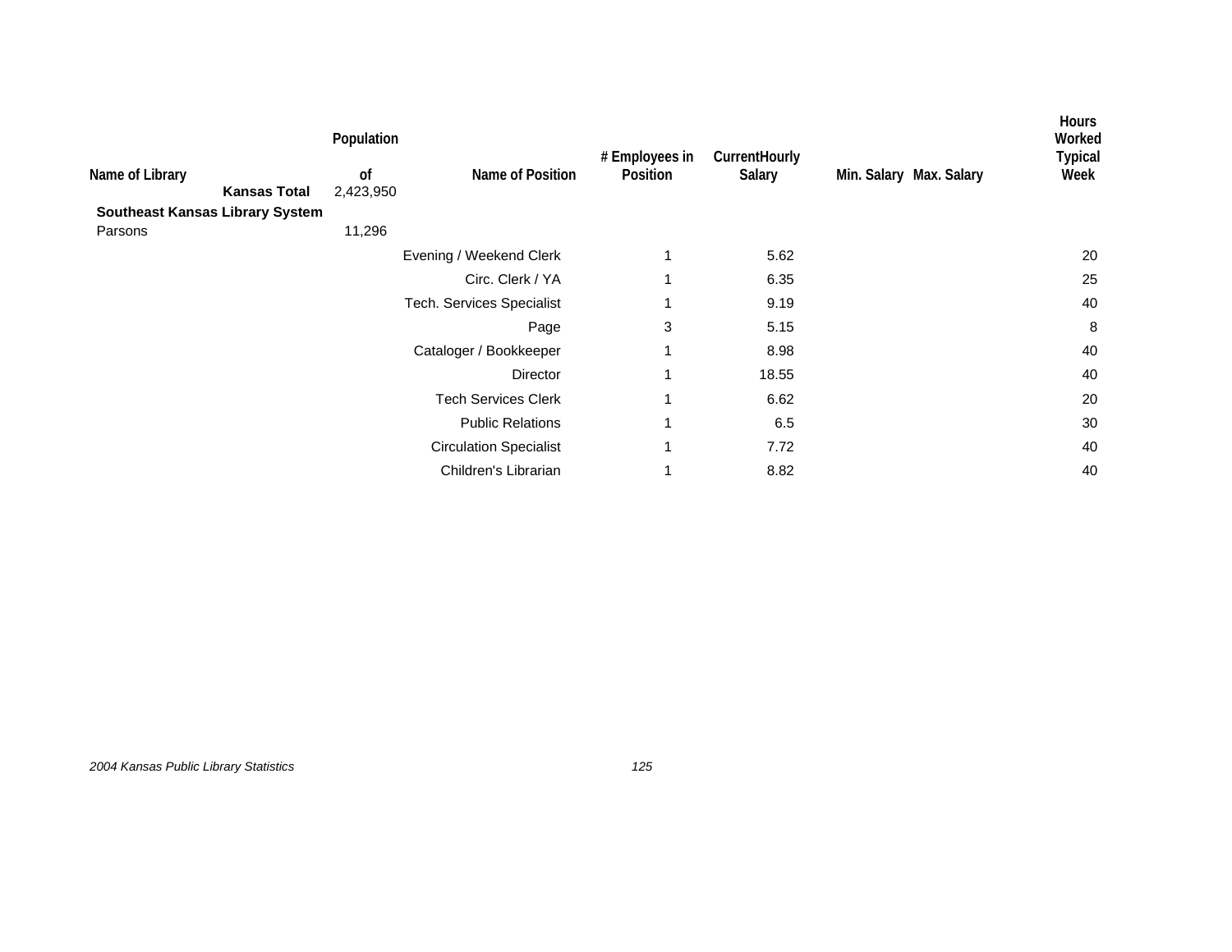| Name of Library | Population of | Name of Position | # Employees in Position | CurrentHourly Salary | Min. Salary | Max. Salary | Hours Worked Typical Week |
|---|---|---|---|---|---|---|---|
| **Kansas Total** | 2,423,950 | | | | | | |
| **Southeast Kansas Library System** | | | | | | | |
| Parsons | 11,296 | | | | | | |
| | | Evening / Weekend Clerk | 1 | 5.62 | | | 20 |
| | | Circ. Clerk / YA | 1 | 6.35 | | | 25 |
| | | Tech. Services Specialist | 1 | 9.19 | | | 40 |
| | | Page | 3 | 5.15 | | | 8 |
| | | Cataloger / Bookkeeper | 1 | 8.98 | | | 40 |
| | | Director | 1 | 18.55 | | | 40 |
| | | Tech Services Clerk | 1 | 6.62 | | | 20 |
| | | Public Relations | 1 | 6.5 | | | 30 |
| | | Circulation Specialist | 1 | 7.72 | | | 40 |
| | | Children's Librarian | 1 | 8.82 | | | 40 |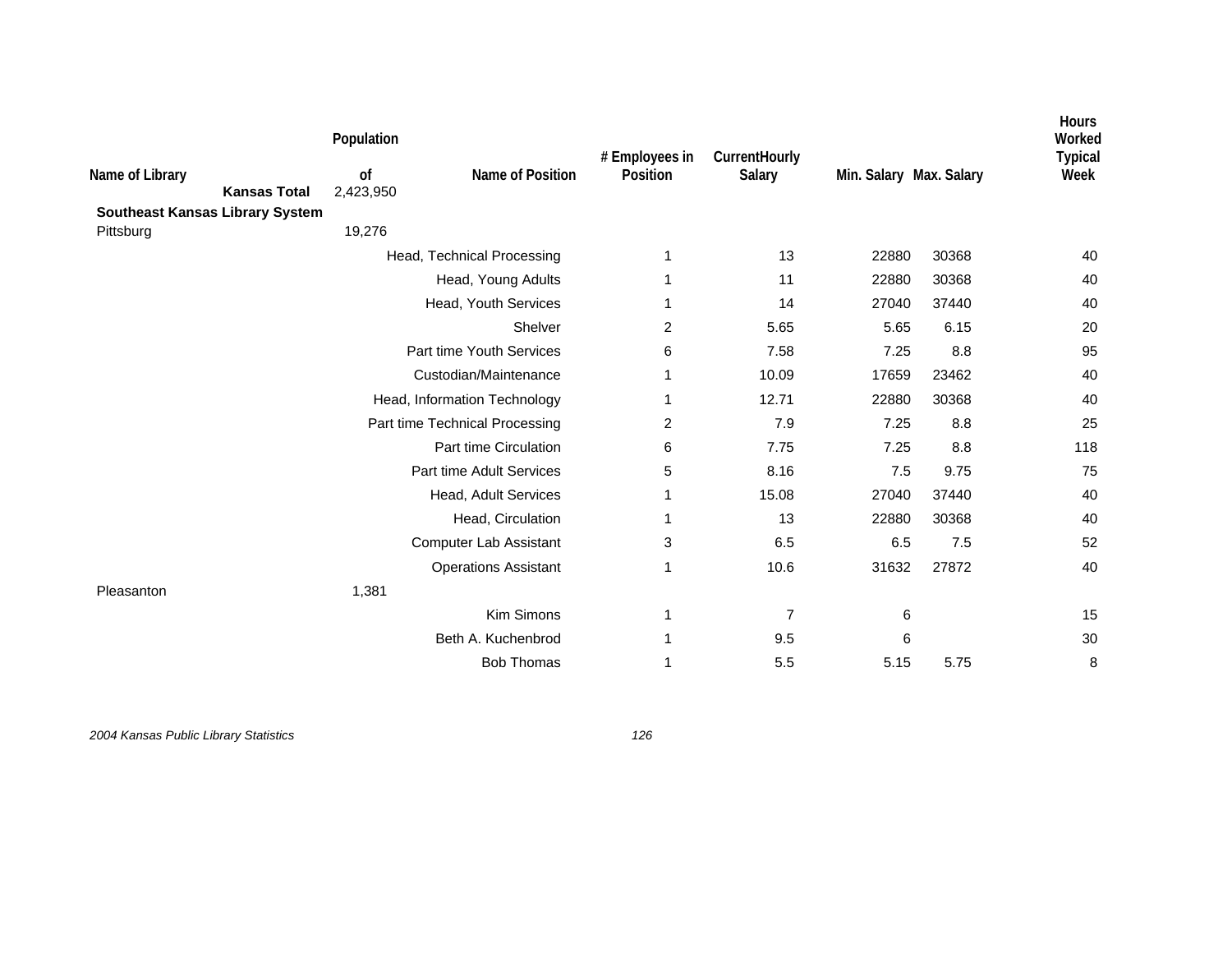| Name of Library | Population of | Name of Position | # Employees in Position | CurrentHourly Salary | Min. Salary | Max. Salary | Hours Worked Typical Week |
|---|---|---|---|---|---|---|---|
| **Kansas Total** | 2,423,950 | | | | | | |
| **Southeast Kansas Library System** | | | | | | | |
| Pittsburg | 19,276 | | | | | | |
| | | Head, Technical Processing | 1 | 13 | 22880 | 30368 | 40 |
| | | Head, Young Adults | 1 | 11 | 22880 | 30368 | 40 |
| | | Head, Youth Services | 1 | 14 | 27040 | 37440 | 40 |
| | | Shelver | 2 | 5.65 | 5.65 | 6.15 | 20 |
| | | Part time Youth Services | 6 | 7.58 | 7.25 | 8.8 | 95 |
| | | Custodian/Maintenance | 1 | 10.09 | 17659 | 23462 | 40 |
| | | Head, Information Technology | 1 | 12.71 | 22880 | 30368 | 40 |
| | | Part time Technical Processing | 2 | 7.9 | 7.25 | 8.8 | 25 |
| | | Part time Circulation | 6 | 7.75 | 7.25 | 8.8 | 118 |
| | | Part time Adult Services | 5 | 8.16 | 7.5 | 9.75 | 75 |
| | | Head, Adult Services | 1 | 15.08 | 27040 | 37440 | 40 |
| | | Head, Circulation | 1 | 13 | 22880 | 30368 | 40 |
| | | Computer Lab Assistant | 3 | 6.5 | 6.5 | 7.5 | 52 |
| | | Operations Assistant | 1 | 10.6 | 31632 | 27872 | 40 |
| Pleasanton | 1,381 | | | | | | |
| | | Kim Simons | 1 | 7 | 6 | | 15 |
| | | Beth A. Kuchenbrod | 1 | 9.5 | 6 | | 30 |
| | | Bob Thomas | 1 | 5.5 | 5.15 | 5.75 | 8 |

*2004 Kansas Public Library Statistics*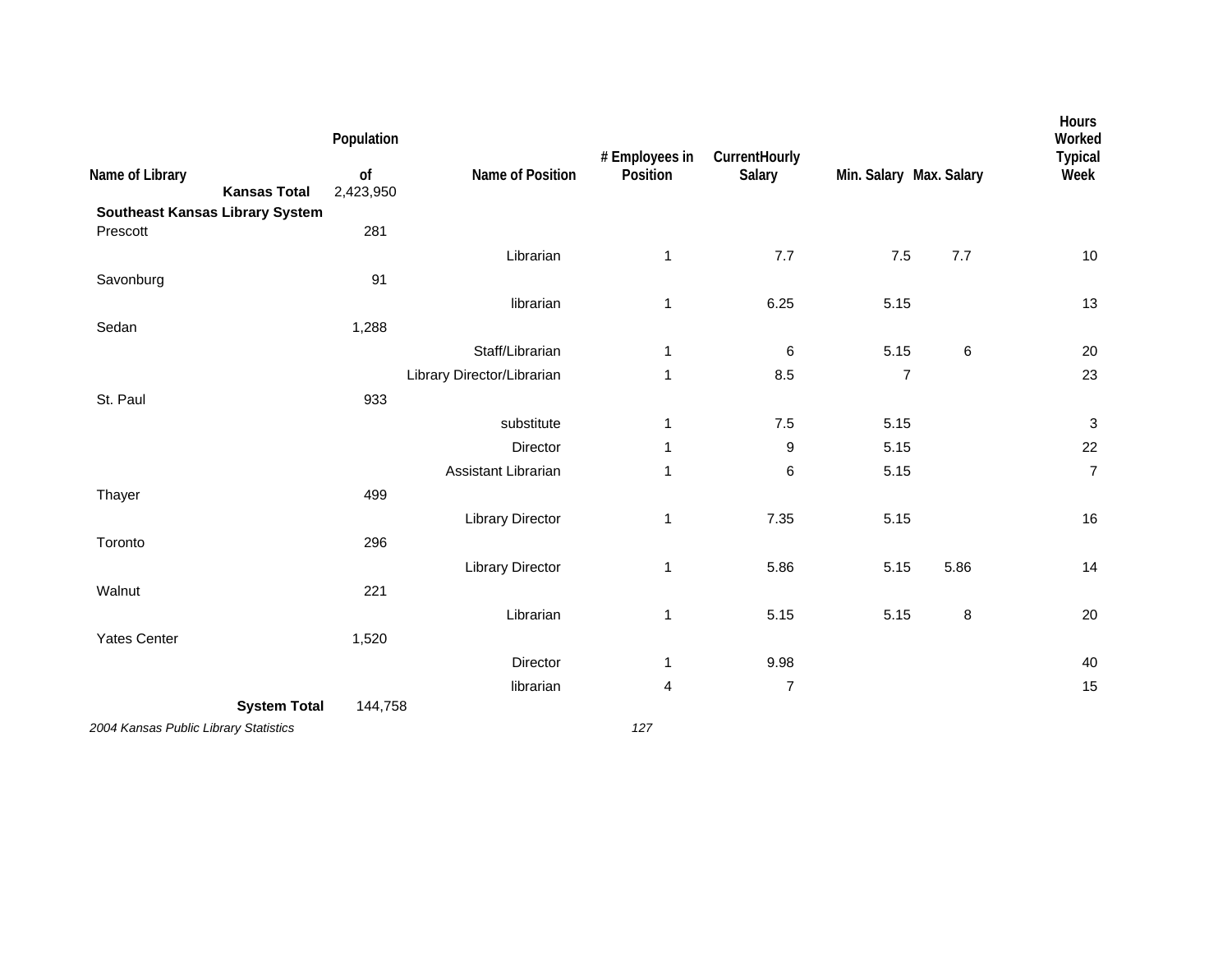| Name of Library | Population of | Name of Position | # Employees in Position | CurrentHourly Salary | Min. Salary | Max. Salary | Hours Worked Typical Week |
|---|---|---|---|---|---|---|---|
| **Kansas Total** | 2,423,950 | | | | | | |
| **Southeast Kansas Library System** | | | | | | | |
| Prescott | 281 | | | | | | |
| | | Librarian | 1 | 7.7 | 7.5 | 7.7 | 10 |
| Savonburg | 91 | | | | | | |
| | | librarian | 1 | 6.25 | 5.15 | | 13 |
| Sedan | 1,288 | | | | | | |
| | | Staff/Librarian | 1 | 6 | 5.15 | 6 | 20 |
| | | Library Director/Librarian | 1 | 8.5 | 7 | | 23 |
| St. Paul | 933 | | | | | | |
| | | substitute | 1 | 7.5 | 5.15 | | 3 |
| | | Director | 1 | 9 | 5.15 | | 22 |
| | | Assistant Librarian | 1 | 6 | 5.15 | | 7 |
| Thayer | 499 | | | | | | |
| | | Library Director | 1 | 7.35 | 5.15 | | 16 |
| Toronto | 296 | | | | | | |
| | | Library Director | 1 | 5.86 | 5.15 | 5.86 | 14 |
| Walnut | 221 | | | | | | |
| | | Librarian | 1 | 5.15 | 5.15 | 8 | 20 |
| Yates Center | 1,520 | | | | | | |
| | | Director | 1 | 9.98 | | | 40 |
| | | librarian | 4 | 7 | | | 15 |
| **System Total** | 144,758 | | | | | | |

*2004 Kansas Public Library Statistics*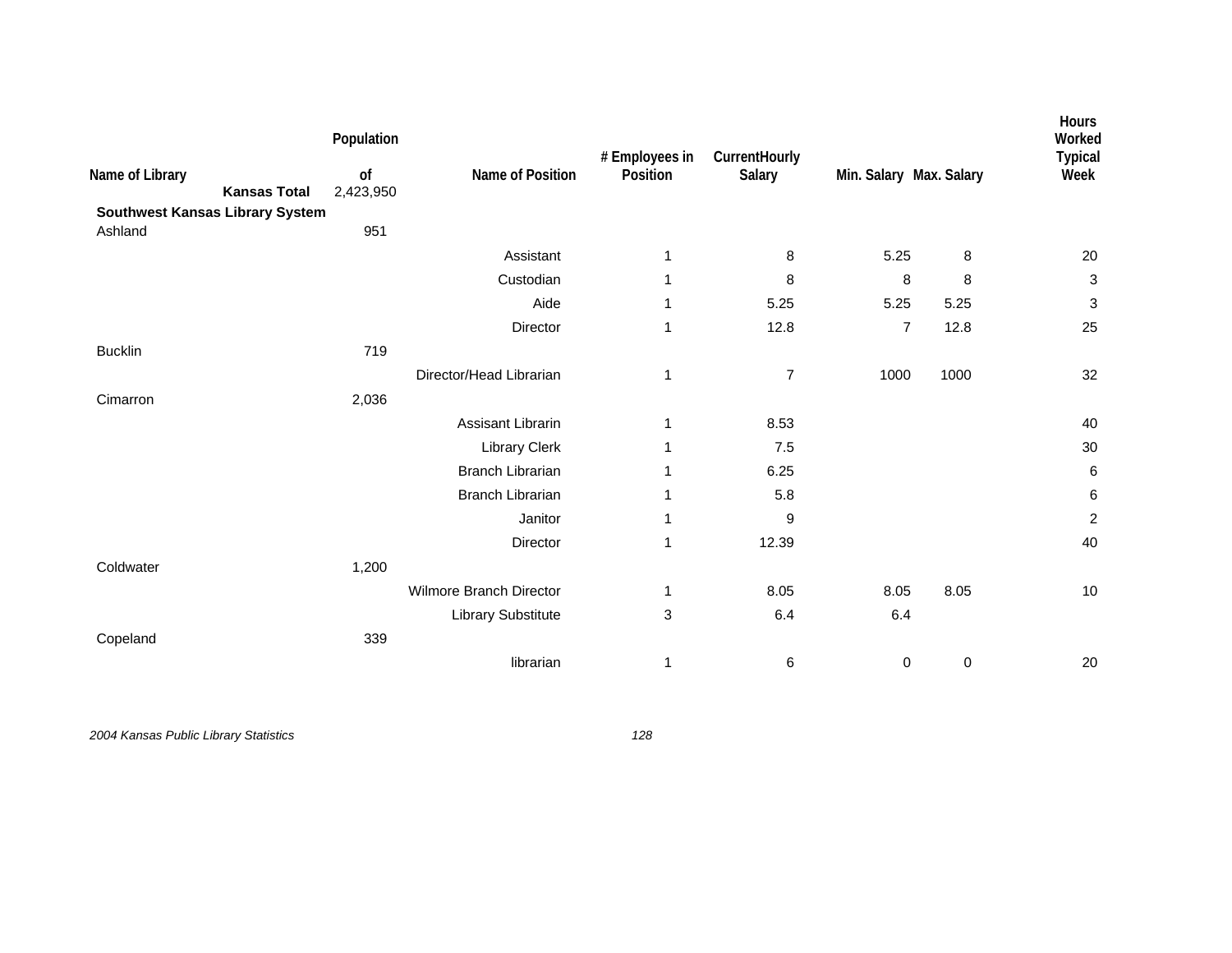| Name of Library | Population of | Name of Position | # Employees in Position | CurrentHourly Salary | Min. Salary | Max. Salary | Hours Worked Typical Week |
|---|---|---|---|---|---|---|---|
| **Kansas Total** | 2,423,950 | | | | | | |
| **Southwest Kansas Library System** | | | | | | | |
| Ashland | 951 | | | | | | |
| | | Assistant | 1 | 8 | 5.25 | 8 | 20 |
| | | Custodian | 1 | 8 | 8 | 8 | 3 |
| | | Aide | 1 | 5.25 | 5.25 | 5.25 | 3 |
| | | Director | 1 | 12.8 | 7 | 12.8 | 25 |
| Bucklin | 719 | | | | | | |
| | | Director/Head Librarian | 1 | 7 | 1000 | 1000 | 32 |
| Cimarron | 2,036 | | | | | | |
| | | Assisant Librarin | 1 | 8.53 | | | 40 |
| | | Library Clerk | 1 | 7.5 | | | 30 |
| | | Branch Librarian | 1 | 6.25 | | | 6 |
| | | Branch Librarian | 1 | 5.8 | | | 6 |
| | | Janitor | 1 | 9 | | | 2 |
| | | Director | 1 | 12.39 | | | 40 |
| Coldwater | 1,200 | | | | | | |
| | | Wilmore Branch Director | 1 | 8.05 | 8.05 | 8.05 | 10 |
| | | Library Substitute | 3 | 6.4 | 6.4 | | |
| Copeland | 339 | | | | | | |
| | | librarian | 1 | 6 | 0 | 0 | 20 |

*2004 Kansas Public Library Statistics*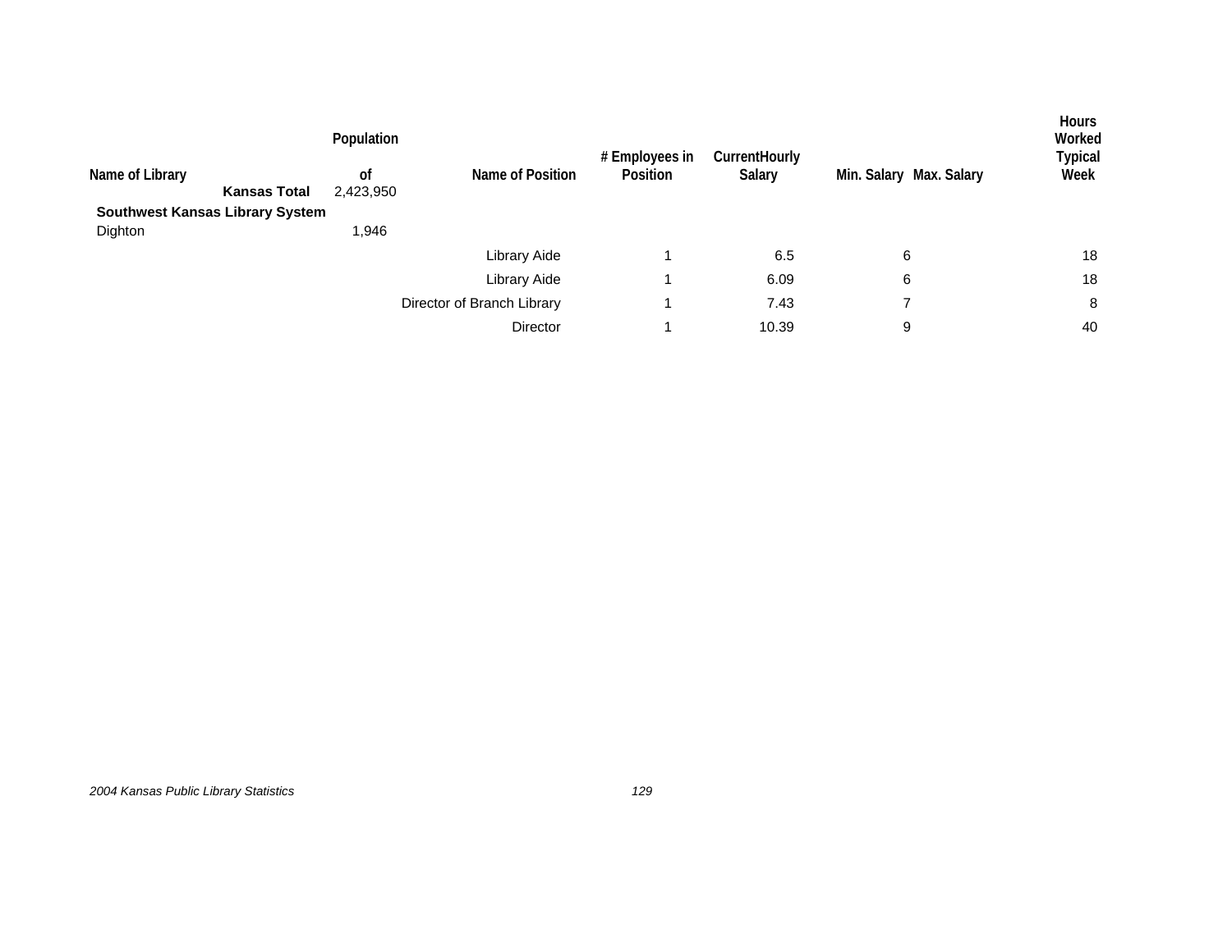| Name of Library | Population of | Name of Position | # Employees in Position | CurrentHourly Salary | Min. Salary | Max. Salary | Hours Worked Typical Week |
|---|---|---|---|---|---|---|---|
| **Kansas Total** | 2,423,950 | | | | | | |
| **Southwest Kansas Library System** | | | | | | | |
| Dighton | 1,946 | | | | | | |
| | | Library Aide | 1 | 6.5 | 6 | | 18 |
| | | Library Aide | 1 | 6.09 | 6 | | 18 |
| | | Director of Branch Library | 1 | 7.43 | 7 | | 8 |
| | | Director | 1 | 10.39 | 9 | | 40 |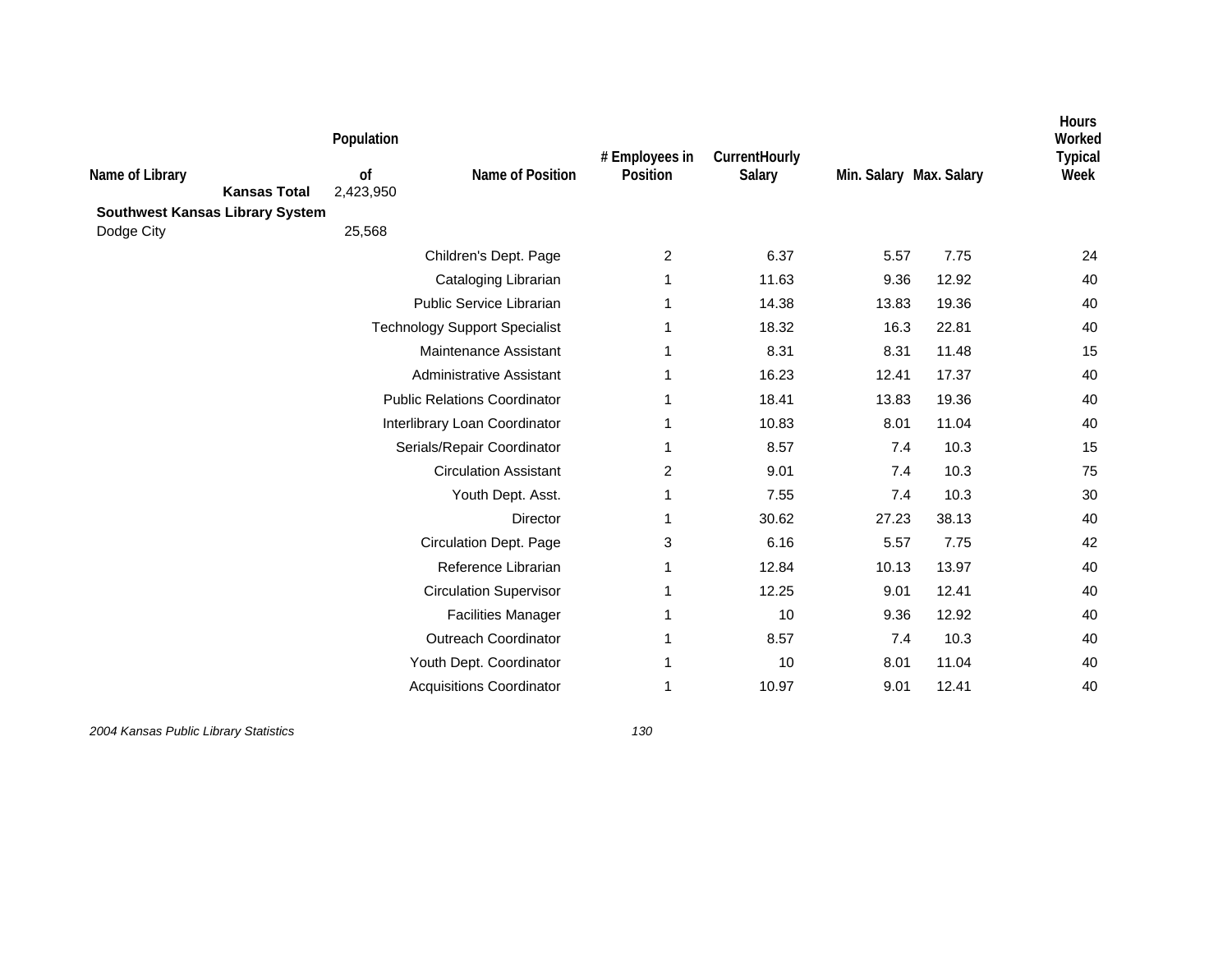| Name of Library | Population of | Name of Position | # Employees in Position | CurrentHourly Salary | Min. Salary | Max. Salary | Hours Worked Typical Week |
|---|---|---|---|---|---|---|---|
| **Kansas Total** | 2,423,950 | | | | | | |
| **Southwest Kansas Library System** | | | | | | | |
| Dodge City | 25,568 | | | | | | |
| | | Children's Dept. Page | 2 | 6.37 | 5.57 | 7.75 | 24 |
| | | Cataloging Librarian | 1 | 11.63 | 9.36 | 12.92 | 40 |
| | | Public Service Librarian | 1 | 14.38 | 13.83 | 19.36 | 40 |
| | | Technology Support Specialist | 1 | 18.32 | 16.3 | 22.81 | 40 |
| | | Maintenance Assistant | 1 | 8.31 | 8.31 | 11.48 | 15 |
| | | Administrative Assistant | 1 | 16.23 | 12.41 | 17.37 | 40 |
| | | Public Relations Coordinator | 1 | 18.41 | 13.83 | 19.36 | 40 |
| | | Interlibrary Loan Coordinator | 1 | 10.83 | 8.01 | 11.04 | 40 |
| | | Serials/Repair Coordinator | 1 | 8.57 | 7.4 | 10.3 | 15 |
| | | Circulation Assistant | 2 | 9.01 | 7.4 | 10.3 | 75 |
| | | Youth Dept. Asst. | 1 | 7.55 | 7.4 | 10.3 | 30 |
| | | Director | 1 | 30.62 | 27.23 | 38.13 | 40 |
| | | Circulation Dept. Page | 3 | 6.16 | 5.57 | 7.75 | 42 |
| | | Reference Librarian | 1 | 12.84 | 10.13 | 13.97 | 40 |
| | | Circulation Supervisor | 1 | 12.25 | 9.01 | 12.41 | 40 |
| | | Facilities Manager | 1 | 10 | 9.36 | 12.92 | 40 |
| | | Outreach Coordinator | 1 | 8.57 | 7.4 | 10.3 | 40 |
| | | Youth Dept. Coordinator | 1 | 10 | 8.01 | 11.04 | 40 |
| | | Acquisitions Coordinator | 1 | 10.97 | 9.01 | 12.41 | 40 |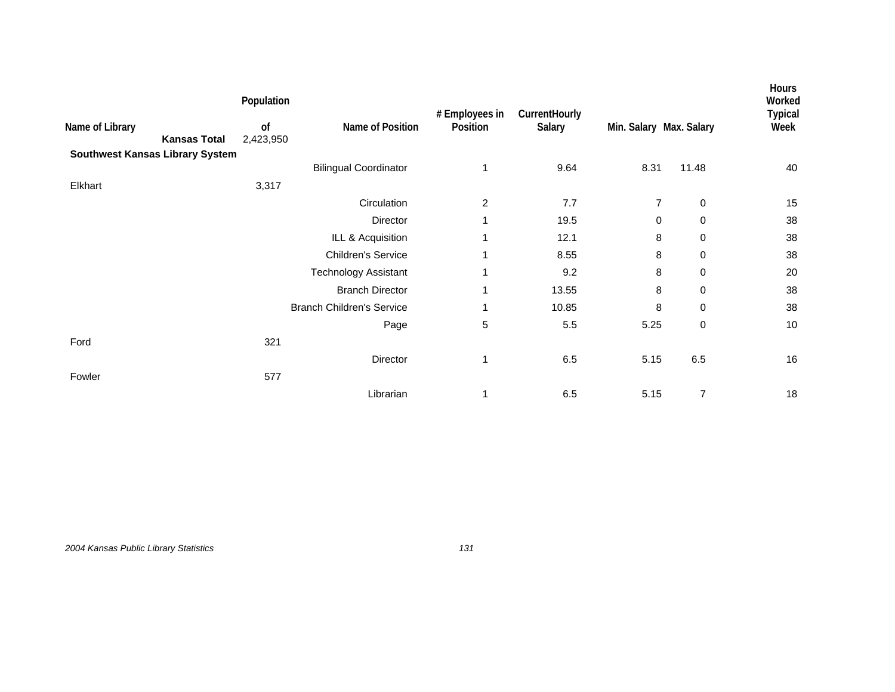| Name of Library | Population of | Name of Position | # Employees in Position | CurrentHourly Salary | Min. Salary | Max. Salary | Hours Worked Typical Week |
|---|---|---|---|---|---|---|---|
| **Kansas Total** | 2,423,950 | | | | | | |
| **Southwest Kansas Library System** | | | | | | | |
| | | Bilingual Coordinator | 1 | 9.64 | 8.31 | 11.48 | 40 |
| Elkhart | 3,317 | | | | | | |
| | | Circulation | 2 | 7.7 | 7 | 0 | 15 |
| | | Director | 1 | 19.5 | 0 | 0 | 38 |
| | | ILL & Acquisition | 1 | 12.1 | 8 | 0 | 38 |
| | | Children's Service | 1 | 8.55 | 8 | 0 | 38 |
| | | Technology Assistant | 1 | 9.2 | 8 | 0 | 20 |
| | | Branch Director | 1 | 13.55 | 8 | 0 | 38 |
| | | Branch Children's Service | 1 | 10.85 | 8 | 0 | 38 |
| | | Page | 5 | 5.5 | 5.25 | 0 | 10 |
| Ford | 321 | | | | | | |
| | | Director | 1 | 6.5 | 5.15 | 6.5 | 16 |
| Fowler | 577 | | | | | | |
| | | Librarian | 1 | 6.5 | 5.15 | 7 | 18 |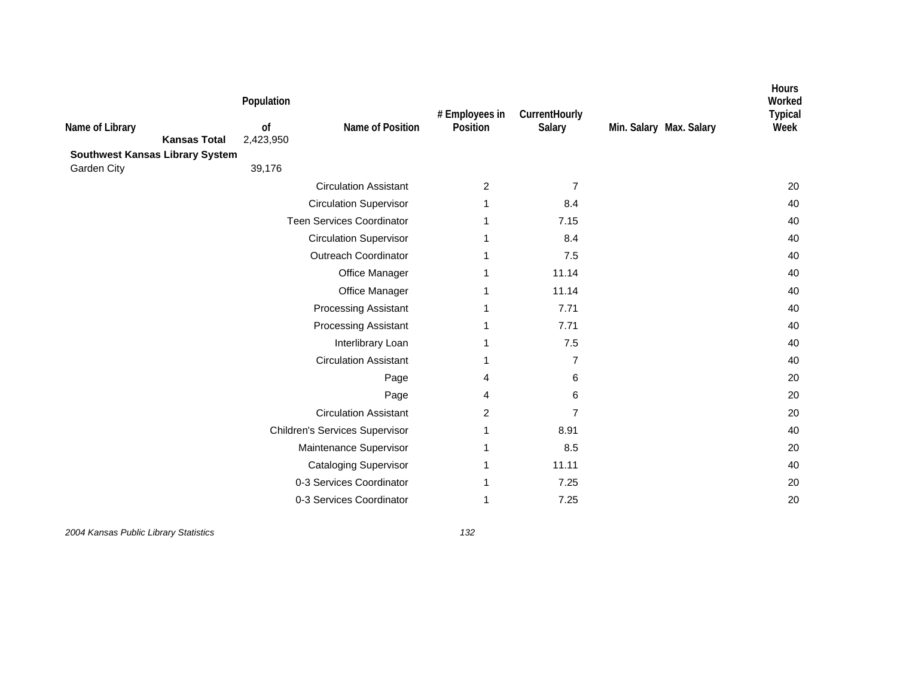| Name of Library | Population of | Name of Position | # Employees in Position | CurrentHourly Salary | Min. Salary | Max. Salary | Hours Worked Typical Week |
|---|---|---|---|---|---|---|---|
| **Kansas Total** | 2,423,950 | | | | | | |
| **Southwest Kansas Library System** | | | | | | | |
| Garden City | 39,176 | | | | | | |
| | | Circulation Assistant | 2 | 7 | | | 20 |
| | | Circulation Supervisor | 1 | 8.4 | | | 40 |
| | | Teen Services Coordinator | 1 | 7.15 | | | 40 |
| | | Circulation Supervisor | 1 | 8.4 | | | 40 |
| | | Outreach Coordinator | 1 | 7.5 | | | 40 |
| | | Office Manager | 1 | 11.14 | | | 40 |
| | | Office Manager | 1 | 11.14 | | | 40 |
| | | Processing Assistant | 1 | 7.71 | | | 40 |
| | | Processing Assistant | 1 | 7.71 | | | 40 |
| | | Interlibrary Loan | 1 | 7.5 | | | 40 |
| | | Circulation Assistant | 1 | 7 | | | 40 |
| | | Page | 4 | 6 | | | 20 |
| | | Page | 4 | 6 | | | 20 |
| | | Circulation Assistant | 2 | 7 | | | 20 |
| | | Children's Services Supervisor | 1 | 8.91 | | | 40 |
| | | Maintenance Supervisor | 1 | 8.5 | | | 20 |
| | | Cataloging Supervisor | 1 | 11.11 | | | 40 |
| | | 0-3 Services Coordinator | 1 | 7.25 | | | 20 |
| | | 0-3 Services Coordinator | 1 | 7.25 | | | 20 |

*2004 Kansas Public Library Statistics*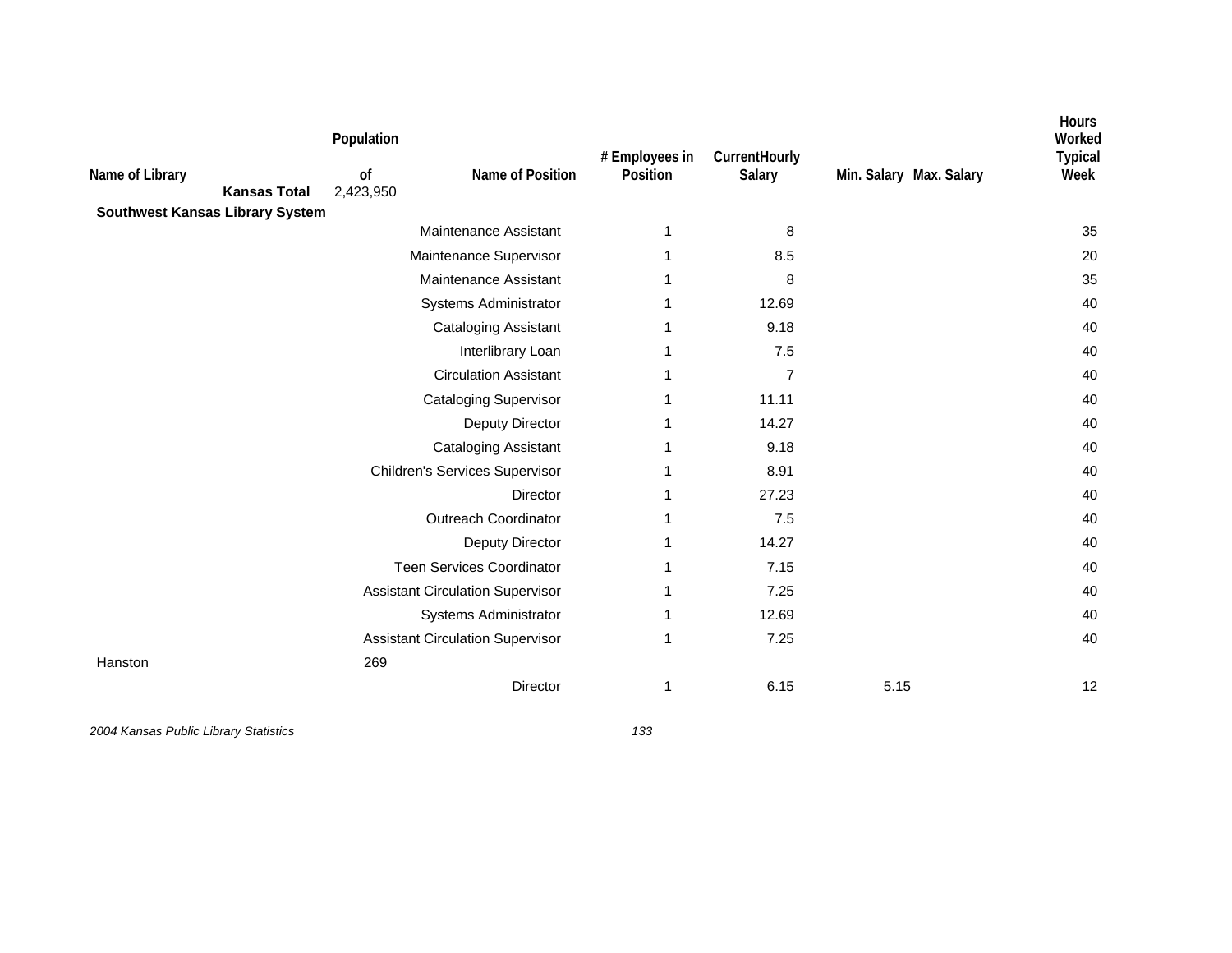| Name of Library | Population of | Name of Position | # Employees in Position | CurrentHourly Salary | Min. Salary | Max. Salary | Hours Worked Typical Week |
|---|---|---|---|---|---|---|---|
| **Kansas Total** | 2,423,950 | | | | | | |
| **Southwest Kansas Library System** | | | | | | | |
| | | Maintenance Assistant | 1 | 8 | | | 35 |
| | | Maintenance Supervisor | 1 | 8.5 | | | 20 |
| | | Maintenance Assistant | 1 | 8 | | | 35 |
| | | Systems Administrator | 1 | 12.69 | | | 40 |
| | | Cataloging Assistant | 1 | 9.18 | | | 40 |
| | | Interlibrary Loan | 1 | 7.5 | | | 40 |
| | | Circulation Assistant | 1 | 7 | | | 40 |
| | | Cataloging Supervisor | 1 | 11.11 | | | 40 |
| | | Deputy Director | 1 | 14.27 | | | 40 |
| | | Cataloging Assistant | 1 | 9.18 | | | 40 |
| | | Children's Services Supervisor | 1 | 8.91 | | | 40 |
| | | Director | 1 | 27.23 | | | 40 |
| | | Outreach Coordinator | 1 | 7.5 | | | 40 |
| | | Deputy Director | 1 | 14.27 | | | 40 |
| | | Teen Services Coordinator | 1 | 7.15 | | | 40 |
| | | Assistant Circulation Supervisor | 1 | 7.25 | | | 40 |
| | | Systems Administrator | 1 | 12.69 | | | 40 |
| | | Assistant Circulation Supervisor | 1 | 7.25 | | | 40 |
| Hanston | 269 | | | | | | |
| | | Director | 1 | 6.15 | 5.15 | | 12 |

*2004 Kansas Public Library Statistics*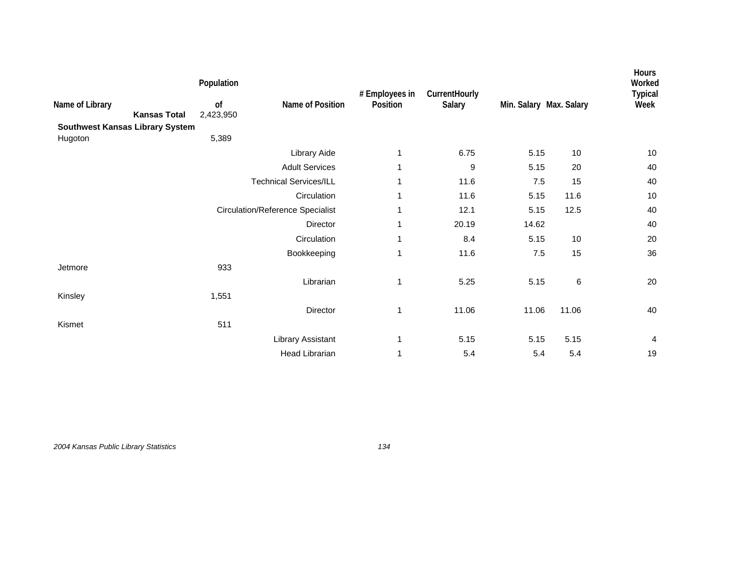| Name of Library | Population of | Name of Position | # Employees in Position | CurrentHourly Salary | Min. Salary | Max. Salary | Hours Worked Typical Week |
|---|---|---|---|---|---|---|---|
| **Kansas Total** | 2,423,950 | | | | | | |
| **Southwest Kansas Library System** | | | | | | | |
| Hugoton | 5,389 | | | | | | |
| | | Library Aide | 1 | 6.75 | 5.15 | 10 | 10 |
| | | Adult Services | 1 | 9 | 5.15 | 20 | 40 |
| | | Technical Services/ILL | 1 | 11.6 | 7.5 | 15 | 40 |
| | | Circulation | 1 | 11.6 | 5.15 | 11.6 | 10 |
| | | Circulation/Reference Specialist | 1 | 12.1 | 5.15 | 12.5 | 40 |
| | | Director | 1 | 20.19 | 14.62 | | 40 |
| | | Circulation | 1 | 8.4 | 5.15 | 10 | 20 |
| | | Bookkeeping | 1 | 11.6 | 7.5 | 15 | 36 |
| Jetmore | 933 | | | | | | |
| | | Librarian | 1 | 5.25 | 5.15 | 6 | 20 |
| Kinsley | 1,551 | | | | | | |
| | | Director | 1 | 11.06 | 11.06 | 11.06 | 40 |
| Kismet | 511 | | | | | | |
| | | Library Assistant | 1 | 5.15 | 5.15 | 5.15 | 4 |
| | | Head Librarian | 1 | 5.4 | 5.4 | 5.4 | 19 |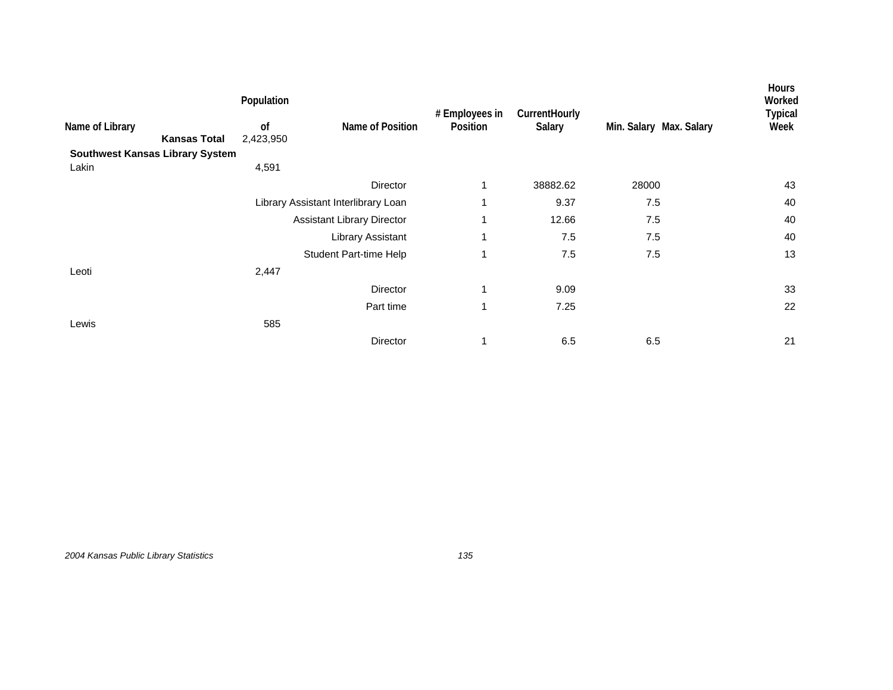| Name of Library | Population of | Name of Position | # Employees in Position | CurrentHourly Salary | Min. Salary | Max. Salary | Hours Worked Typical Week |
|---|---|---|---|---|---|---|---|
| **Kansas Total** | 2,423,950 | | | | | | |
| **Southwest Kansas Library System** | | | | | | | |
| Lakin | 4,591 | | | | | | |
| | | Director | 1 | 38882.62 | 28000 | | 43 |
| | | Library Assistant Interlibrary Loan | 1 | 9.37 | 7.5 | | 40 |
| | | Assistant Library Director | 1 | 12.66 | 7.5 | | 40 |
| | | Library Assistant | 1 | 7.5 | 7.5 | | 40 |
| | | Student Part-time Help | 1 | 7.5 | 7.5 | | 13 |
| Leoti | 2,447 | | | | | | |
| | | Director | 1 | 9.09 | | | 33 |
| | | Part time | 1 | 7.25 | | | 22 |
| Lewis | 585 | | | | | | |
| | | Director | 1 | 6.5 | 6.5 | | 21 |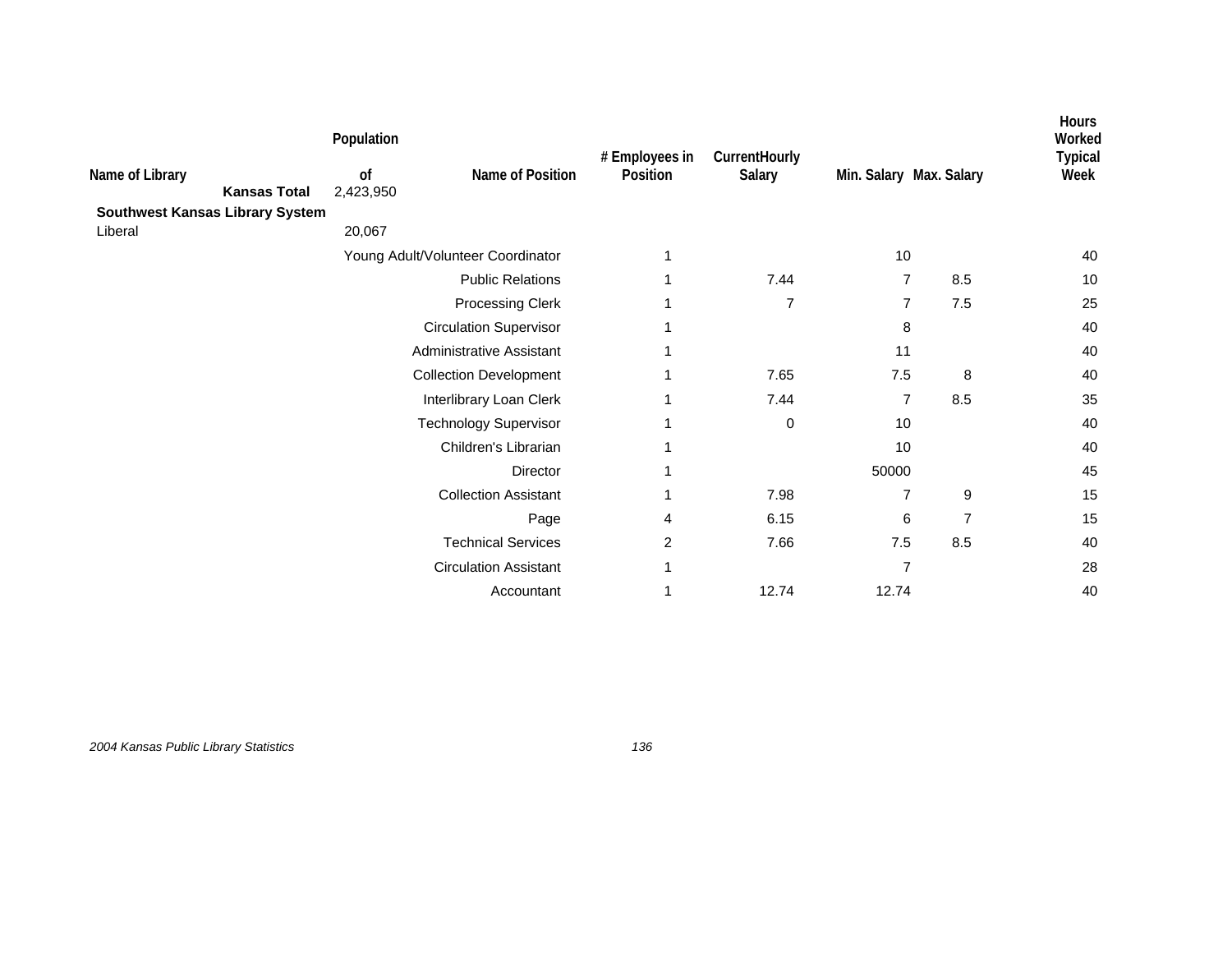| Name of Library | Population of | Name of Position | # Employees in Position | CurrentHourly Salary | Min. Salary | Max. Salary | Hours Worked Typical Week |
|---|---|---|---|---|---|---|---|
| **Kansas Total** | 2,423,950 | | | | | | |
| **Southwest Kansas Library System** | | | | | | | |
| Liberal | 20,067 | | | | | | |
| | | Young Adult/Volunteer Coordinator | 1 | | 10 | | 40 |
| | | Public Relations | 1 | 7.44 | 7 | 8.5 | 10 |
| | | Processing Clerk | 1 | 7 | 7 | 7.5 | 25 |
| | | Circulation Supervisor | 1 | | 8 | | 40 |
| | | Administrative Assistant | 1 | | 11 | | 40 |
| | | Collection Development | 1 | 7.65 | 7.5 | 8 | 40 |
| | | Interlibrary Loan Clerk | 1 | 7.44 | 7 | 8.5 | 35 |
| | | Technology Supervisor | 1 | 0 | 10 | | 40 |
| | | Children's Librarian | 1 | | 10 | | 40 |
| | | Director | 1 | | 50000 | | 45 |
| | | Collection Assistant | 1 | 7.98 | 7 | 9 | 15 |
| | | Page | 4 | 6.15 | 6 | 7 | 15 |
| | | Technical Services | 2 | 7.66 | 7.5 | 8.5 | 40 |
| | | Circulation Assistant | 1 | | 7 | | 28 |
| | | Accountant | 1 | 12.74 | 12.74 | | 40 |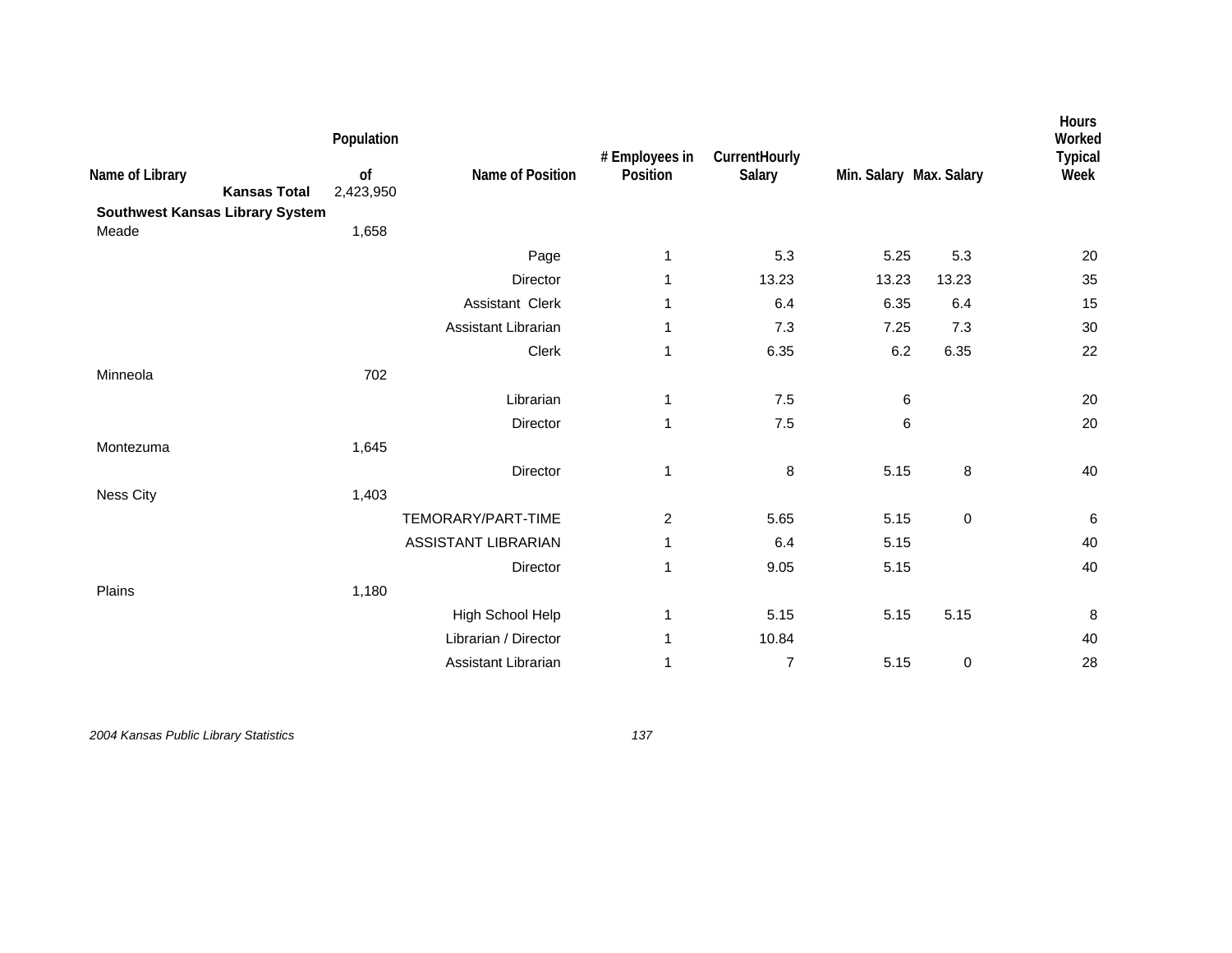| Name of Library | Population of | Name of Position | # Employees in Position | CurrentHourly Salary | Min. Salary | Max. Salary | Hours Worked Typical Week |
|---|---|---|---|---|---|---|---|
| **Kansas Total** | 2,423,950 | | | | | | |
| **Southwest Kansas Library System** | | | | | | | |
| Meade | 1,658 | | | | | | |
| | | Page | 1 | 5.3 | 5.25 | 5.3 | 20 |
| | | Director | 1 | 13.23 | 13.23 | 13.23 | 35 |
| | | Assistant Clerk | 1 | 6.4 | 6.35 | 6.4 | 15 |
| | | Assistant Librarian | 1 | 7.3 | 7.25 | 7.3 | 30 |
| | | Clerk | 1 | 6.35 | 6.2 | 6.35 | 22 |
| Minneola | 702 | | | | | | |
| | | Librarian | 1 | 7.5 | 6 | | 20 |
| | | Director | 1 | 7.5 | 6 | | 20 |
| Montezuma | 1,645 | | | | | | |
| | | Director | 1 | 8 | 5.15 | 8 | 40 |
| Ness City | 1,403 | | | | | | |
| | | TEMORARY/PART-TIME | 2 | 5.65 | 5.15 | 0 | 6 |
| | | ASSISTANT LIBRARIAN | 1 | 6.4 | 5.15 | | 40 |
| | | Director | 1 | 9.05 | 5.15 | | 40 |
| Plains | 1,180 | | | | | | |
| | | High School Help | 1 | 5.15 | 5.15 | 5.15 | 8 |
| | | Librarian / Director | 1 | 10.84 | | | 40 |
| | | Assistant Librarian | 1 | 7 | 5.15 | 0 | 28 |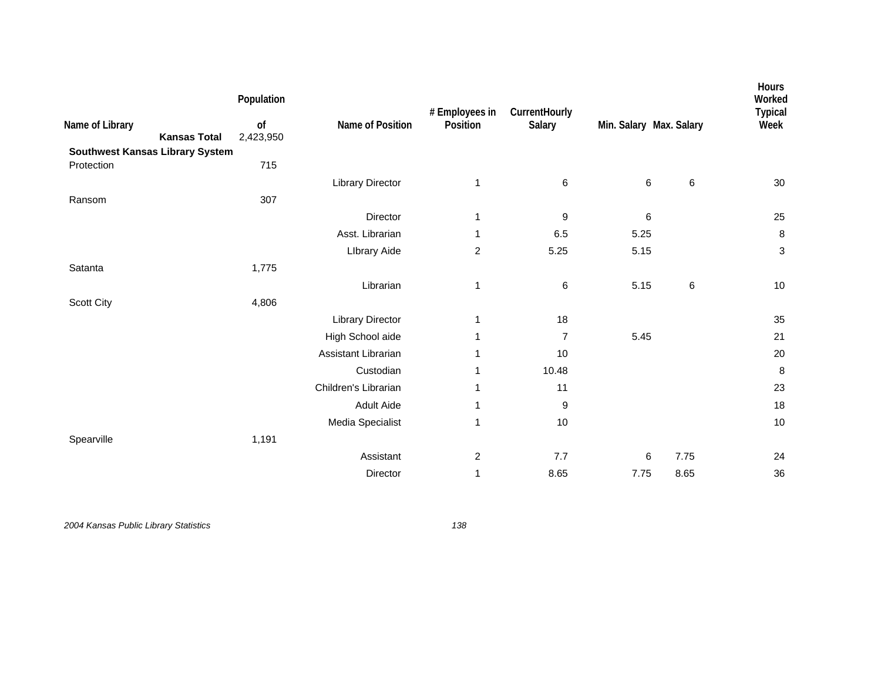| Name of Library | Population of | Name of Position | # Employees in Position | CurrentHourly Salary | Min. Salary | Max. Salary | Hours Worked Typical Week |
|---|---|---|---|---|---|---|---|
| **Kansas Total** | 2,423,950 | | | | | | |
| **Southwest Kansas Library System** | | | | | | | |
| Protection | 715 | | | | | | |
| | | Library Director | 1 | 6 | 6 | 6 | 30 |
| Ransom | 307 | | | | | | |
| | | Director | 1 | 9 | 6 | | 25 |
| | | Asst. Librarian | 1 | 6.5 | 5.25 | | 8 |
| | | LIbrary Aide | 2 | 5.25 | 5.15 | | 3 |
| Satanta | 1,775 | | | | | | |
| | | Librarian | 1 | 6 | 5.15 | 6 | 10 |
| Scott City | 4,806 | | | | | | |
| | | Library Director | 1 | 18 | | | 35 |
| | | High School aide | 1 | 7 | 5.45 | | 21 |
| | | Assistant Librarian | 1 | 10 | | | 20 |
| | | Custodian | 1 | 10.48 | | | 8 |
| | | Children's Librarian | 1 | 11 | | | 23 |
| | | Adult Aide | 1 | 9 | | | 18 |
| | | Media Specialist | 1 | 10 | | | 10 |
| Spearville | 1,191 | | | | | | |
| | | Assistant | 2 | 7.7 | 6 | 7.75 | 24 |
| | | Director | 1 | 8.65 | 7.75 | 8.65 | 36 |

*2004 Kansas Public Library Statistics*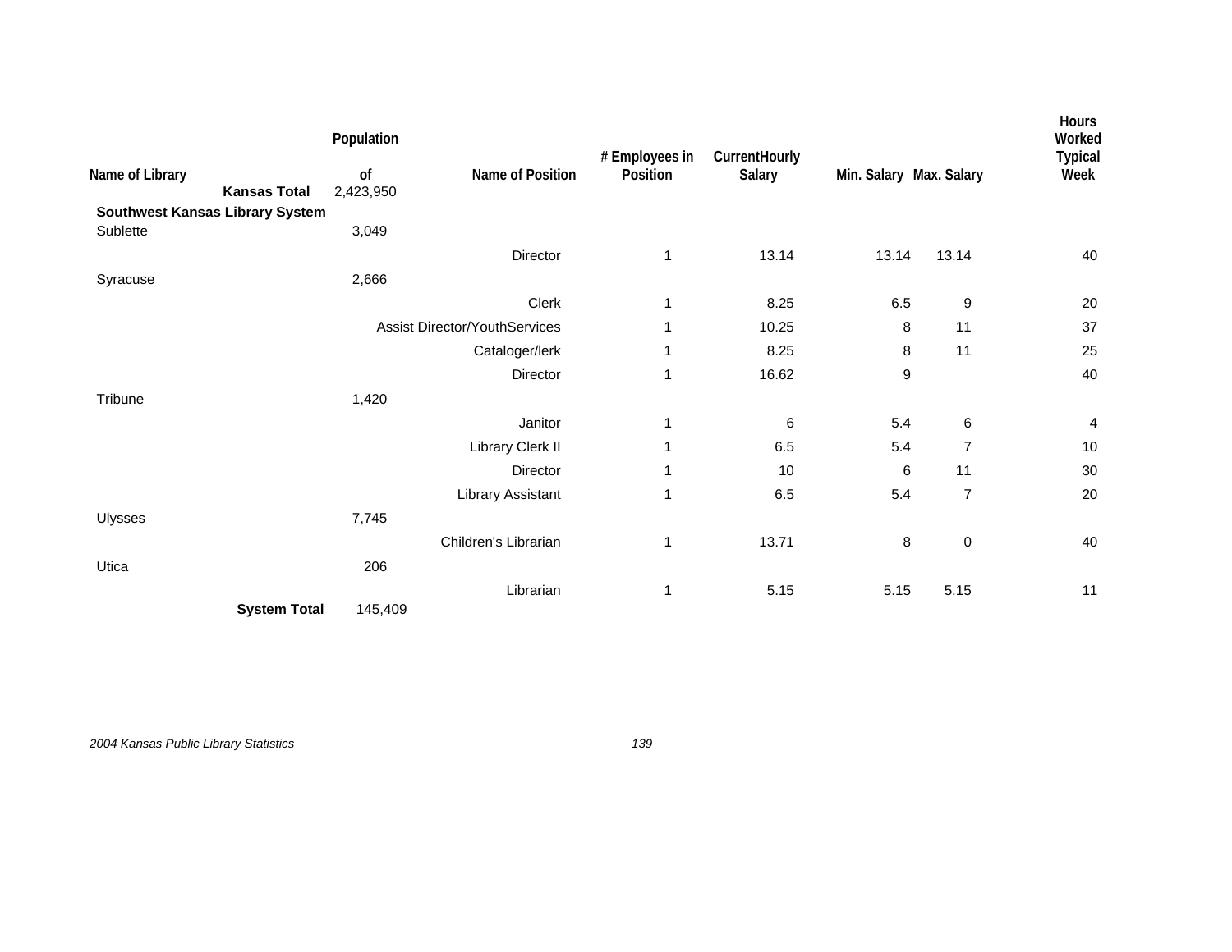| Name of Library | Population of | Name of Position | # Employees in Position | CurrentHourly Salary | Min. Salary | Max. Salary | Hours Worked Typical Week |
|---|---|---|---|---|---|---|---|
| **Kansas Total** | 2,423,950 | | | | | | |
| **Southwest Kansas Library System** | | | | | | | |
| Sublette | 3,049 | | | | | | |
| | | Director | 1 | 13.14 | 13.14 | 13.14 | 40 |
| Syracuse | 2,666 | | | | | | |
| | | Clerk | 1 | 8.25 | 6.5 | 9 | 20 |
| | | Assist Director/YouthServices | 1 | 10.25 | 8 | 11 | 37 |
| | | Cataloger/lerk | 1 | 8.25 | 8 | 11 | 25 |
| | | Director | 1 | 16.62 | 9 | | 40 |
| Tribune | 1,420 | | | | | | |
| | | Janitor | 1 | 6 | 5.4 | 6 | 4 |
| | | Library Clerk II | 1 | 6.5 | 5.4 | 7 | 10 |
| | | Director | 1 | 10 | 6 | 11 | 30 |
| | | Library Assistant | 1 | 6.5 | 5.4 | 7 | 20 |
| Ulysses | 7,745 | | | | | | |
| | | Children's Librarian | 1 | 13.71 | 8 | 0 | 40 |
| Utica | 206 | | | | | | |
| | | Librarian | 1 | 5.15 | 5.15 | 5.15 | 11 |
| **System Total** | 145,409 | | | | | | |

*2004 Kansas Public Library Statistics*